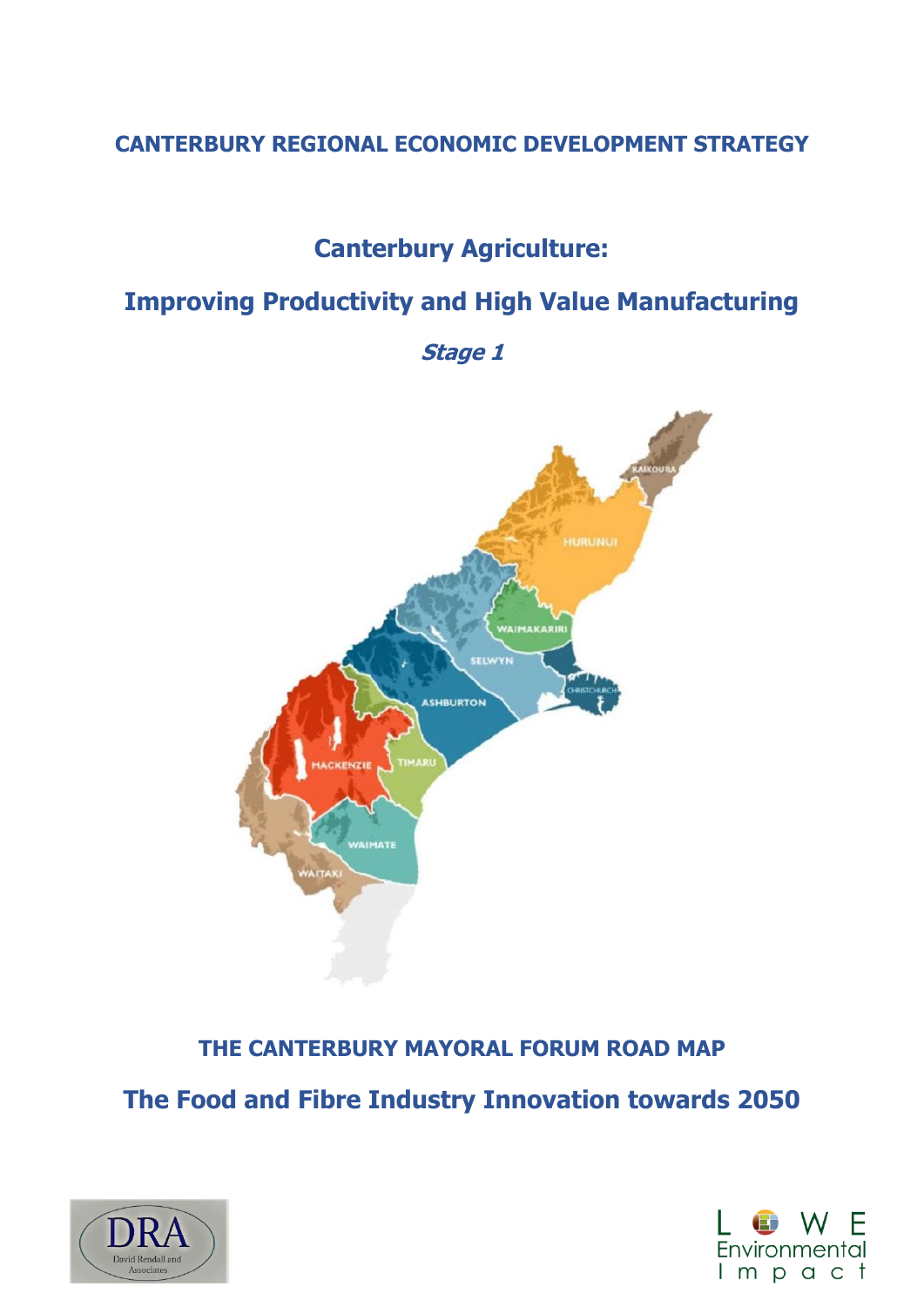# CANTERBURY REGIONAL ECONOMIC DEVELOPMENT STRATEGY

## Canterbury Agriculture:

## Improving Productivity and High Value Manufacturing

***Stage 1***

**THE CANTERBURY MAYORAL FORUM ROAD MAP**

**The Food and Fibre Industry Innovation towards 2050**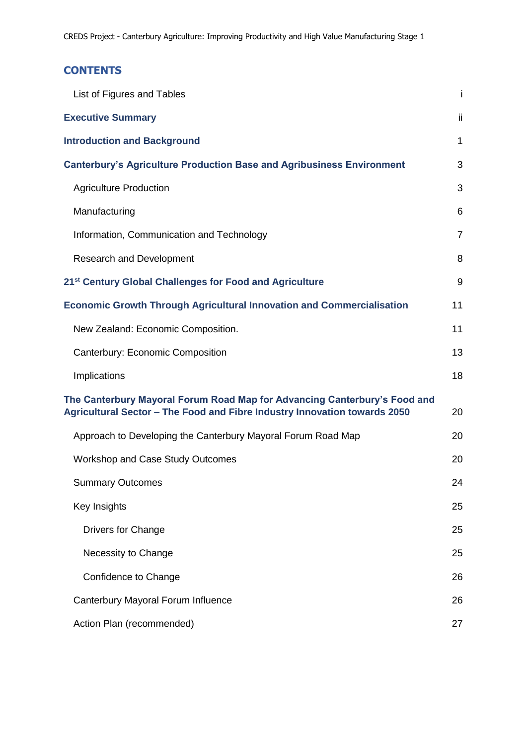## CONTENTS

| | |
|---|---|
| List of Figures and Tables | i |
| **Executive Summary** | ii |
| **Introduction and Background** | 1 |
| **Canterbury's Agriculture Production Base and Agribusiness Environment** | 3 |
| Agriculture Production | 3 |
| Manufacturing | 6 |
| Information, Communication and Technology | 7 |
| Research and Development | 8 |
| **21st Century Global Challenges for Food and Agriculture** | 9 |
| **Economic Growth Through Agricultural Innovation and Commercialisation** | 11 |
| New Zealand: Economic Composition. | 11 |
| Canterbury: Economic Composition | 13 |
| Implications | 18 |
| **The Canterbury Mayoral Forum Road Map for Advancing Canterbury's Food and Agricultural Sector – The Food and Fibre Industry Innovation towards 2050** | 20 |
| Approach to Developing the Canterbury Mayoral Forum Road Map | 20 |
| Workshop and Case Study Outcomes | 20 |
| Summary Outcomes | 24 |
| Key Insights | 25 |
| Drivers for Change | 25 |
| Necessity to Change | 25 |
| Confidence to Change | 26 |
| Canterbury Mayoral Forum Influence | 26 |
| Action Plan (recommended) | 27 |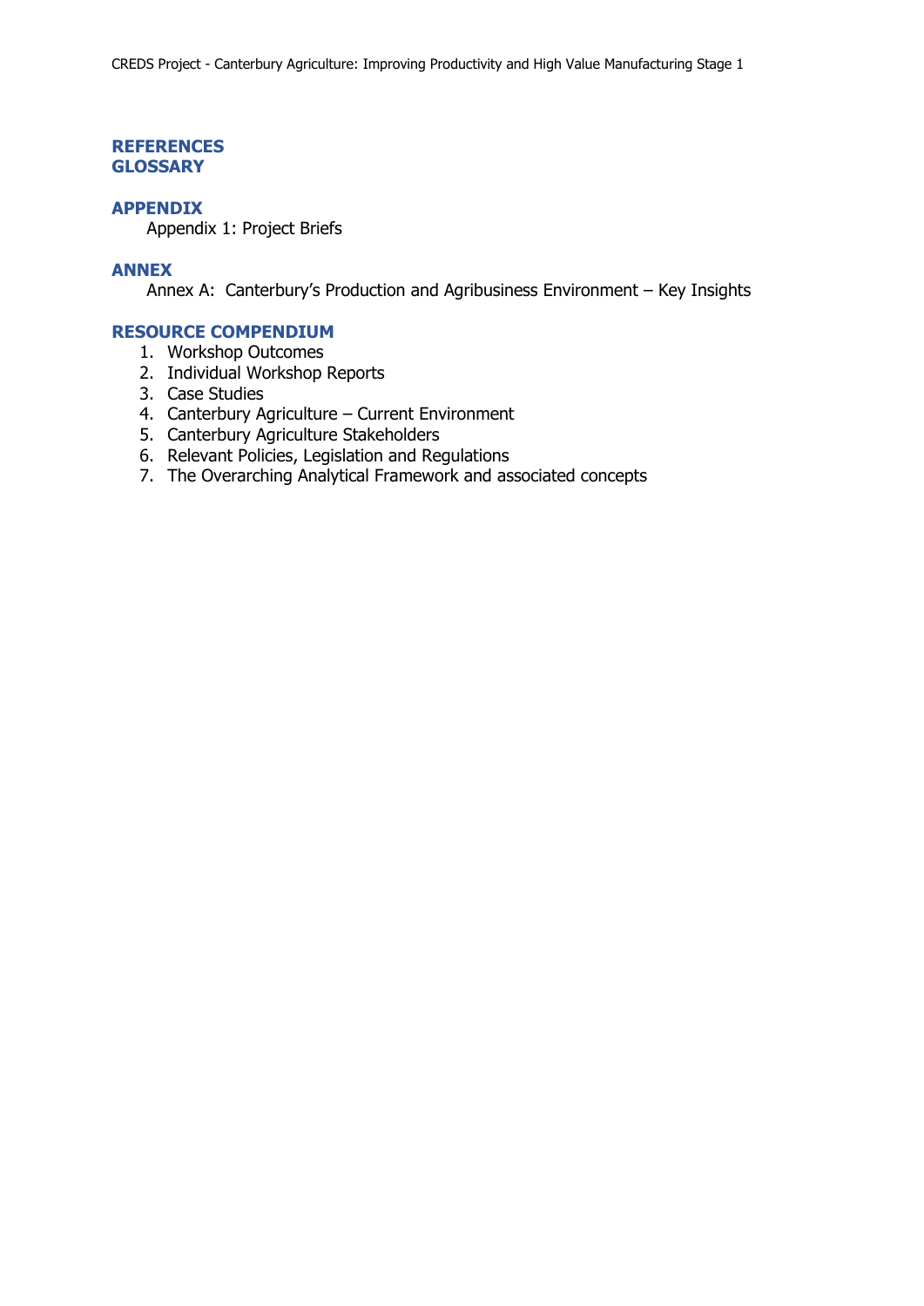## REFERENCES

## GLOSSARY

## APPENDIX

Appendix 1: Project Briefs

## ANNEX

Annex A: Canterbury's Production and Agribusiness Environment – Key Insights

## RESOURCE COMPENDIUM

1. Workshop Outcomes
2. Individual Workshop Reports
3. Case Studies
4. Canterbury Agriculture – Current Environment
5. Canterbury Agriculture Stakeholders
6. Relevant Policies, Legislation and Regulations
7. The Overarching Analytical Framework and associated concepts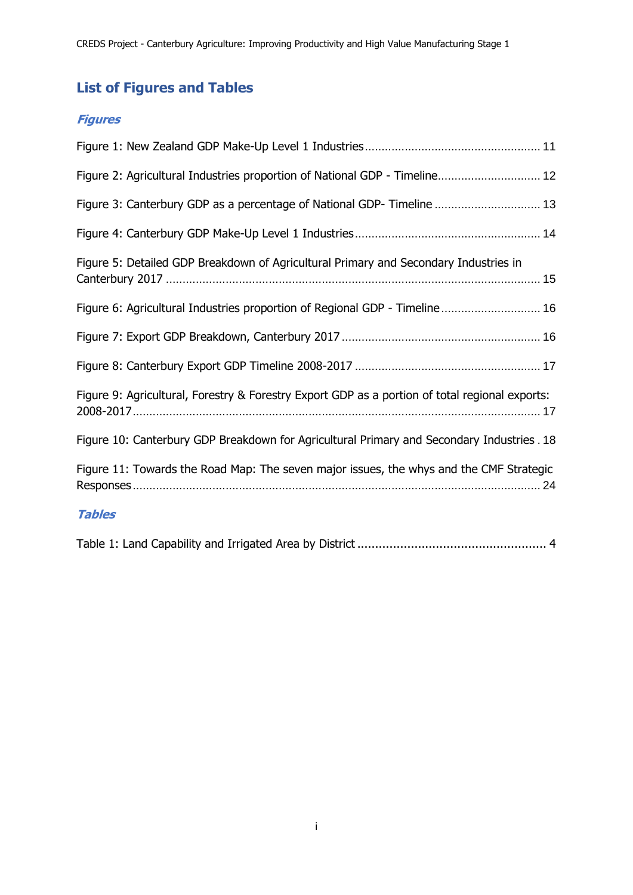## List of Figures and Tables

### *Figures*

Figure 1: New Zealand GDP Make-Up Level 1 Industries .................................................... 11

Figure 2: Agricultural Industries proportion of National GDP - Timeline.............................. 12

Figure 3: Canterbury GDP as a percentage of National GDP- Timeline ................................ 13

Figure 4: Canterbury GDP Make-Up Level 1 Industries ....................................................... 14

Figure 5: Detailed GDP Breakdown of Agricultural Primary and Secondary Industries in Canterbury 2017 ................................................................................................................ 15

Figure 6: Agricultural Industries proportion of Regional GDP - Timeline ............................. 16

Figure 7: Export GDP Breakdown, Canterbury 2017 ........................................................... 16

Figure 8: Canterbury Export GDP Timeline 2008-2017 ....................................................... 17

Figure 9: Agricultural, Forestry & Forestry Export GDP as a portion of total regional exports: 2008-2017 .......................................................................................................................... 17

Figure 10: Canterbury GDP Breakdown for Agricultural Primary and Secondary Industries . 18

Figure 11: Towards the Road Map: The seven major issues, the whys and the CMF Strategic Responses ......................................................................................................................... 24

### *Tables*

Table 1: Land Capability and Irrigated Area by District ..................................................... 4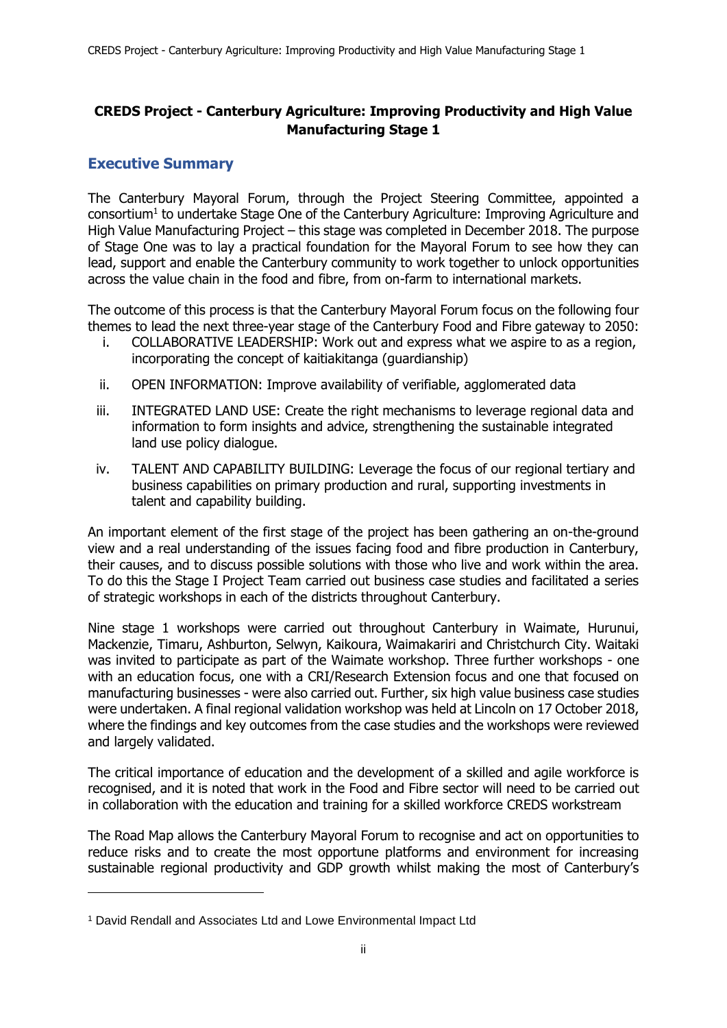**CREDS Project - Canterbury Agriculture: Improving Productivity and High Value Manufacturing Stage 1**

## Executive Summary

The Canterbury Mayoral Forum, through the Project Steering Committee, appointed a consortium[1] to undertake Stage One of the Canterbury Agriculture: Improving Agriculture and High Value Manufacturing Project – this stage was completed in December 2018. The purpose of Stage One was to lay a practical foundation for the Mayoral Forum to see how they can lead, support and enable the Canterbury community to work together to unlock opportunities across the value chain in the food and fibre, from on-farm to international markets.

The outcome of this process is that the Canterbury Mayoral Forum focus on the following four themes to lead the next three-year stage of the Canterbury Food and Fibre gateway to 2050:

i. COLLABORATIVE LEADERSHIP: Work out and express what we aspire to as a region, incorporating the concept of kaitiakitanga (guardianship)

ii. OPEN INFORMATION: Improve availability of verifiable, agglomerated data

iii. INTEGRATED LAND USE: Create the right mechanisms to leverage regional data and information to form insights and advice, strengthening the sustainable integrated land use policy dialogue.

iv. TALENT AND CAPABILITY BUILDING: Leverage the focus of our regional tertiary and business capabilities on primary production and rural, supporting investments in talent and capability building.

An important element of the first stage of the project has been gathering an on-the-ground view and a real understanding of the issues facing food and fibre production in Canterbury, their causes, and to discuss possible solutions with those who live and work within the area. To do this the Stage I Project Team carried out business case studies and facilitated a series of strategic workshops in each of the districts throughout Canterbury.

Nine stage 1 workshops were carried out throughout Canterbury in Waimate, Hurunui, Mackenzie, Timaru, Ashburton, Selwyn, Kaikoura, Waimakariri and Christchurch City. Waitaki was invited to participate as part of the Waimate workshop. Three further workshops - one with an education focus, one with a CRI/Research Extension focus and one that focused on manufacturing businesses - were also carried out. Further, six high value business case studies were undertaken. A final regional validation workshop was held at Lincoln on 17 October 2018, where the findings and key outcomes from the case studies and the workshops were reviewed and largely validated.

The critical importance of education and the development of a skilled and agile workforce is recognised, and it is noted that work in the Food and Fibre sector will need to be carried out in collaboration with the education and training for a skilled workforce CREDS workstream

The Road Map allows the Canterbury Mayoral Forum to recognise and act on opportunities to reduce risks and to create the most opportune platforms and environment for increasing sustainable regional productivity and GDP growth whilst making the most of Canterbury's

---

[1] David Rendall and Associates Ltd and Lowe Environmental Impact Ltd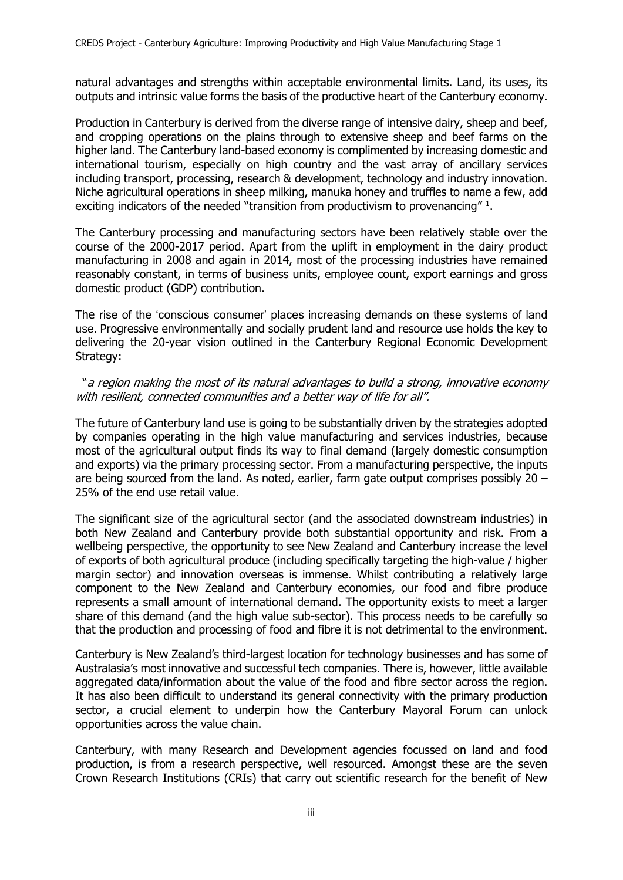natural advantages and strengths within acceptable environmental limits. Land, its uses, its outputs and intrinsic value forms the basis of the productive heart of the Canterbury economy.

Production in Canterbury is derived from the diverse range of intensive dairy, sheep and beef, and cropping operations on the plains through to extensive sheep and beef farms on the higher land. The Canterbury land-based economy is complimented by increasing domestic and international tourism, especially on high country and the vast array of ancillary services including transport, processing, research & development, technology and industry innovation. Niche agricultural operations in sheep milking, manuka honey and truffles to name a few, add exciting indicators of the needed "transition from productivism to provenancing" [1].

The Canterbury processing and manufacturing sectors have been relatively stable over the course of the 2000-2017 period. Apart from the uplift in employment in the dairy product manufacturing in 2008 and again in 2014, most of the processing industries have remained reasonably constant, in terms of business units, employee count, export earnings and gross domestic product (GDP) contribution.

The rise of the 'conscious consumer' places increasing demands on these systems of land use. Progressive environmentally and socially prudent land and resource use holds the key to delivering the 20-year vision outlined in the Canterbury Regional Economic Development Strategy:

"*a region making the most of its natural advantages to build a strong, innovative economy with resilient, connected communities and a better way of life for all".*

The future of Canterbury land use is going to be substantially driven by the strategies adopted by companies operating in the high value manufacturing and services industries, because most of the agricultural output finds its way to final demand (largely domestic consumption and exports) via the primary processing sector. From a manufacturing perspective, the inputs are being sourced from the land. As noted, earlier, farm gate output comprises possibly 20 – 25% of the end use retail value.

The significant size of the agricultural sector (and the associated downstream industries) in both New Zealand and Canterbury provide both substantial opportunity and risk. From a wellbeing perspective, the opportunity to see New Zealand and Canterbury increase the level of exports of both agricultural produce (including specifically targeting the high-value / higher margin sector) and innovation overseas is immense. Whilst contributing a relatively large component to the New Zealand and Canterbury economies, our food and fibre produce represents a small amount of international demand. The opportunity exists to meet a larger share of this demand (and the high value sub-sector). This process needs to be carefully so that the production and processing of food and fibre it is not detrimental to the environment.

Canterbury is New Zealand's third-largest location for technology businesses and has some of Australasia's most innovative and successful tech companies. There is, however, little available aggregated data/information about the value of the food and fibre sector across the region. It has also been difficult to understand its general connectivity with the primary production sector, a crucial element to underpin how the Canterbury Mayoral Forum can unlock opportunities across the value chain.

Canterbury, with many Research and Development agencies focussed on land and food production, is from a research perspective, well resourced. Amongst these are the seven Crown Research Institutions (CRIs) that carry out scientific research for the benefit of New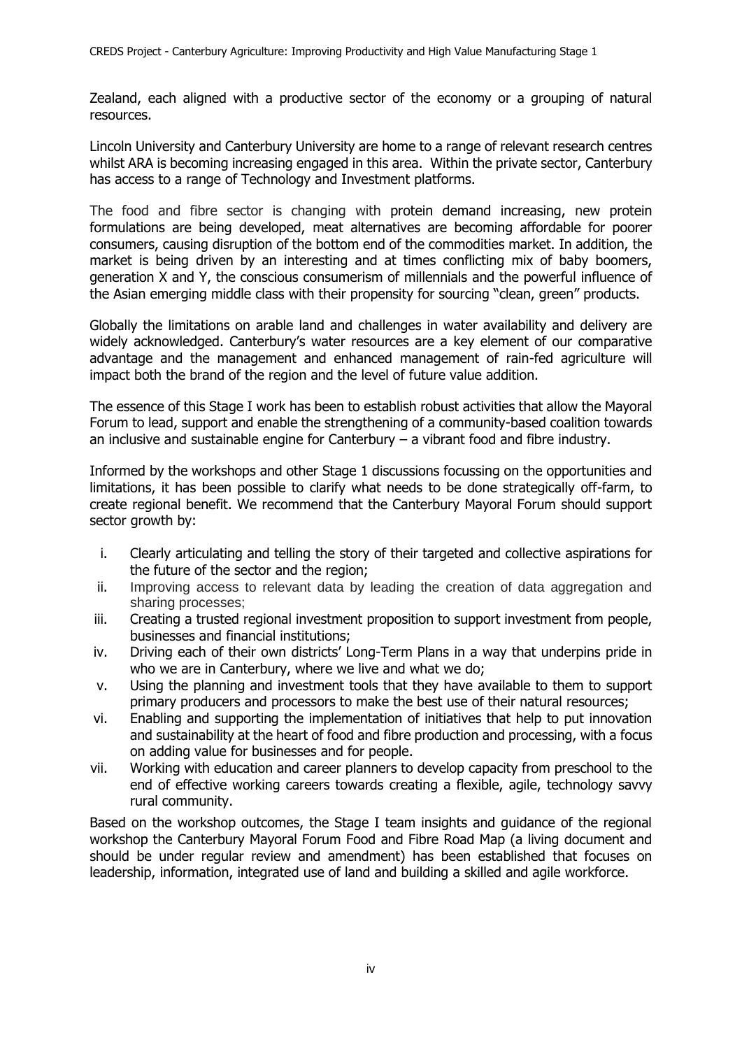Zealand, each aligned with a productive sector of the economy or a grouping of natural resources.

Lincoln University and Canterbury University are home to a range of relevant research centres whilst ARA is becoming increasing engaged in this area. Within the private sector, Canterbury has access to a range of Technology and Investment platforms.

The food and fibre sector is changing with protein demand increasing, new protein formulations are being developed, meat alternatives are becoming affordable for poorer consumers, causing disruption of the bottom end of the commodities market. In addition, the market is being driven by an interesting and at times conflicting mix of baby boomers, generation X and Y, the conscious consumerism of millennials and the powerful influence of the Asian emerging middle class with their propensity for sourcing "clean, green" products.

Globally the limitations on arable land and challenges in water availability and delivery are widely acknowledged. Canterbury's water resources are a key element of our comparative advantage and the management and enhanced management of rain-fed agriculture will impact both the brand of the region and the level of future value addition.

The essence of this Stage I work has been to establish robust activities that allow the Mayoral Forum to lead, support and enable the strengthening of a community-based coalition towards an inclusive and sustainable engine for Canterbury – a vibrant food and fibre industry.

Informed by the workshops and other Stage 1 discussions focussing on the opportunities and limitations, it has been possible to clarify what needs to be done strategically off-farm, to create regional benefit. We recommend that the Canterbury Mayoral Forum should support sector growth by:

i. Clearly articulating and telling the story of their targeted and collective aspirations for the future of the sector and the region;
ii. Improving access to relevant data by leading the creation of data aggregation and sharing processes;
iii. Creating a trusted regional investment proposition to support investment from people, businesses and financial institutions;
iv. Driving each of their own districts' Long-Term Plans in a way that underpins pride in who we are in Canterbury, where we live and what we do;
v. Using the planning and investment tools that they have available to them to support primary producers and processors to make the best use of their natural resources;
vi. Enabling and supporting the implementation of initiatives that help to put innovation and sustainability at the heart of food and fibre production and processing, with a focus on adding value for businesses and for people.
vii. Working with education and career planners to develop capacity from preschool to the end of effective working careers towards creating a flexible, agile, technology savvy rural community.

Based on the workshop outcomes, the Stage I team insights and guidance of the regional workshop the Canterbury Mayoral Forum Food and Fibre Road Map (a living document and should be under regular review and amendment) has been established that focuses on leadership, information, integrated use of land and building a skilled and agile workforce.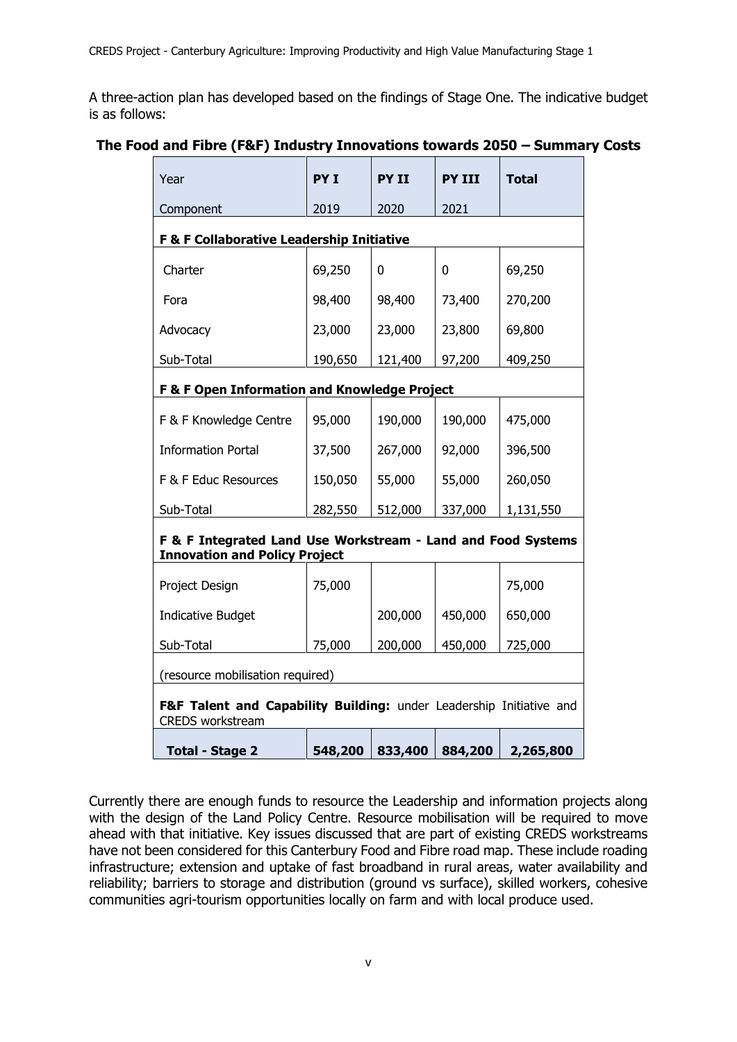A three-action plan has developed based on the findings of Stage One. The indicative budget is as follows:

**The Food and Fibre (F&F) Industry Innovations towards 2050 – Summary Costs**

| Year<br>Component | PY I<br>2019 | PY II<br>2020 | PY III<br>2021 | Total |
|---|---|---|---|---|
| **F & F Collaborative Leadership Initiative** | | | | |
| Charter | 69,250 | 0 | 0 | 69,250 |
| Fora | 98,400 | 98,400 | 73,400 | 270,200 |
| Advocacy | 23,000 | 23,000 | 23,800 | 69,800 |
| Sub-Total | 190,650 | 121,400 | 97,200 | 409,250 |
| **F & F Open Information and Knowledge Project** | | | | |
| F & F Knowledge Centre | 95,000 | 190,000 | 190,000 | 475,000 |
| Information Portal | 37,500 | 267,000 | 92,000 | 396,500 |
| F & F Educ Resources | 150,050 | 55,000 | 55,000 | 260,050 |
| Sub-Total | 282,550 | 512,000 | 337,000 | 1,131,550 |
| **F & F Integrated Land Use Workstream - Land and Food Systems Innovation and Policy Project** | | | | |
| Project Design | 75,000 | | | 75,000 |
| Indicative Budget | | 200,000 | 450,000 | 650,000 |
| Sub-Total | 75,000 | 200,000 | 450,000 | 725,000 |
| (resource mobilisation required) | | | | |
| **F&F Talent and Capability Building:** under Leadership Initiative and CREDS workstream | | | | |
| **Total - Stage 2** | **548,200** | **833,400** | **884,200** | **2,265,800** |

Currently there are enough funds to resource the Leadership and information projects along with the design of the Land Policy Centre. Resource mobilisation will be required to move ahead with that initiative. Key issues discussed that are part of existing CREDS workstreams have not been considered for this Canterbury Food and Fibre road map. These include roading infrastructure; extension and uptake of fast broadband in rural areas, water availability and reliability; barriers to storage and distribution (ground vs surface), skilled workers, cohesive communities agri-tourism opportunities locally on farm and with local produce used.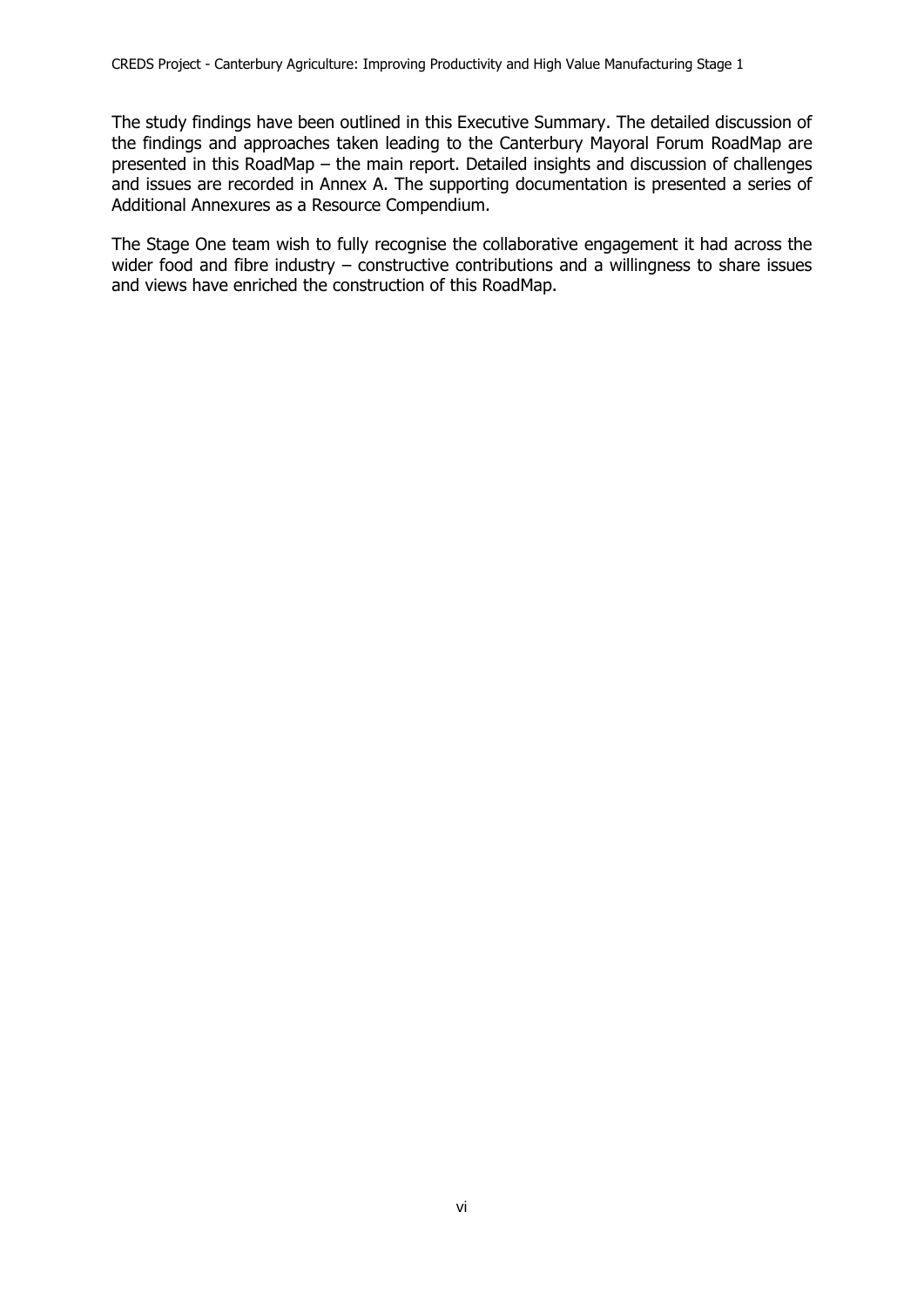The study findings have been outlined in this Executive Summary. The detailed discussion of the findings and approaches taken leading to the Canterbury Mayoral Forum RoadMap are presented in this RoadMap – the main report. Detailed insights and discussion of challenges and issues are recorded in Annex A. The supporting documentation is presented a series of Additional Annexures as a Resource Compendium.

The Stage One team wish to fully recognise the collaborative engagement it had across the wider food and fibre industry – constructive contributions and a willingness to share issues and views have enriched the construction of this RoadMap.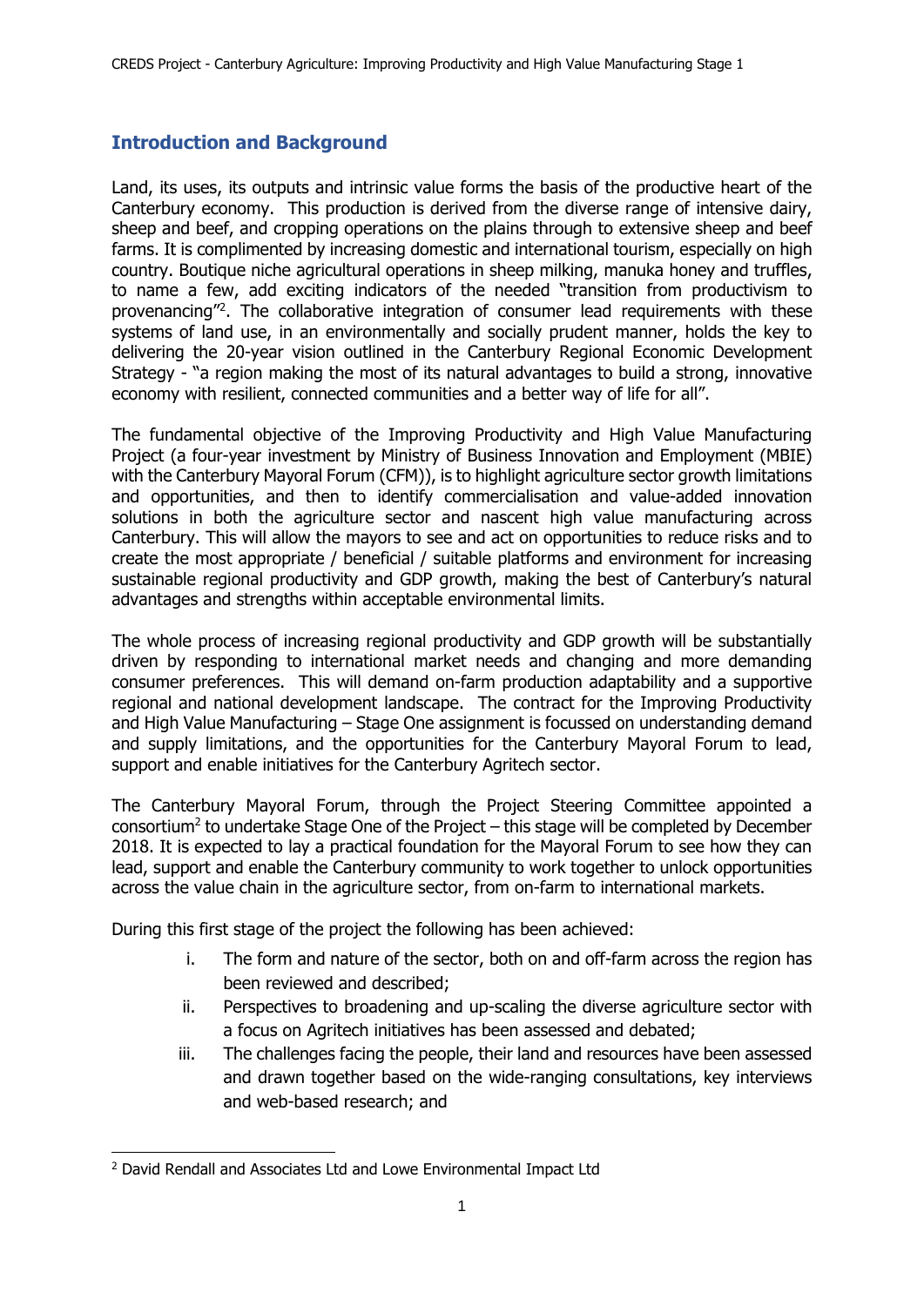## Introduction and Background

Land, its uses, its outputs and intrinsic value forms the basis of the productive heart of the Canterbury economy. This production is derived from the diverse range of intensive dairy, sheep and beef, and cropping operations on the plains through to extensive sheep and beef farms. It is complimented by increasing domestic and international tourism, especially on high country. Boutique niche agricultural operations in sheep milking, manuka honey and truffles, to name a few, add exciting indicators of the needed "transition from productivism to provenancing"[2]. The collaborative integration of consumer lead requirements with these systems of land use, in an environmentally and socially prudent manner, holds the key to delivering the 20-year vision outlined in the Canterbury Regional Economic Development Strategy - "a region making the most of its natural advantages to build a strong, innovative economy with resilient, connected communities and a better way of life for all".

The fundamental objective of the Improving Productivity and High Value Manufacturing Project (a four-year investment by Ministry of Business Innovation and Employment (MBIE) with the Canterbury Mayoral Forum (CFM)), is to highlight agriculture sector growth limitations and opportunities, and then to identify commercialisation and value-added innovation solutions in both the agriculture sector and nascent high value manufacturing across Canterbury. This will allow the mayors to see and act on opportunities to reduce risks and to create the most appropriate / beneficial / suitable platforms and environment for increasing sustainable regional productivity and GDP growth, making the best of Canterbury's natural advantages and strengths within acceptable environmental limits.

The whole process of increasing regional productivity and GDP growth will be substantially driven by responding to international market needs and changing and more demanding consumer preferences. This will demand on-farm production adaptability and a supportive regional and national development landscape. The contract for the Improving Productivity and High Value Manufacturing – Stage One assignment is focussed on understanding demand and supply limitations, and the opportunities for the Canterbury Mayoral Forum to lead, support and enable initiatives for the Canterbury Agritech sector.

The Canterbury Mayoral Forum, through the Project Steering Committee appointed a consortium[2] to undertake Stage One of the Project – this stage will be completed by December 2018. It is expected to lay a practical foundation for the Mayoral Forum to see how they can lead, support and enable the Canterbury community to work together to unlock opportunities across the value chain in the agriculture sector, from on-farm to international markets.

During this first stage of the project the following has been achieved:

i. The form and nature of the sector, both on and off-farm across the region has been reviewed and described;
ii. Perspectives to broadening and up-scaling the diverse agriculture sector with a focus on Agritech initiatives has been assessed and debated;
iii. The challenges facing the people, their land and resources have been assessed and drawn together based on the wide-ranging consultations, key interviews and web-based research; and

[2] David Rendall and Associates Ltd and Lowe Environmental Impact Ltd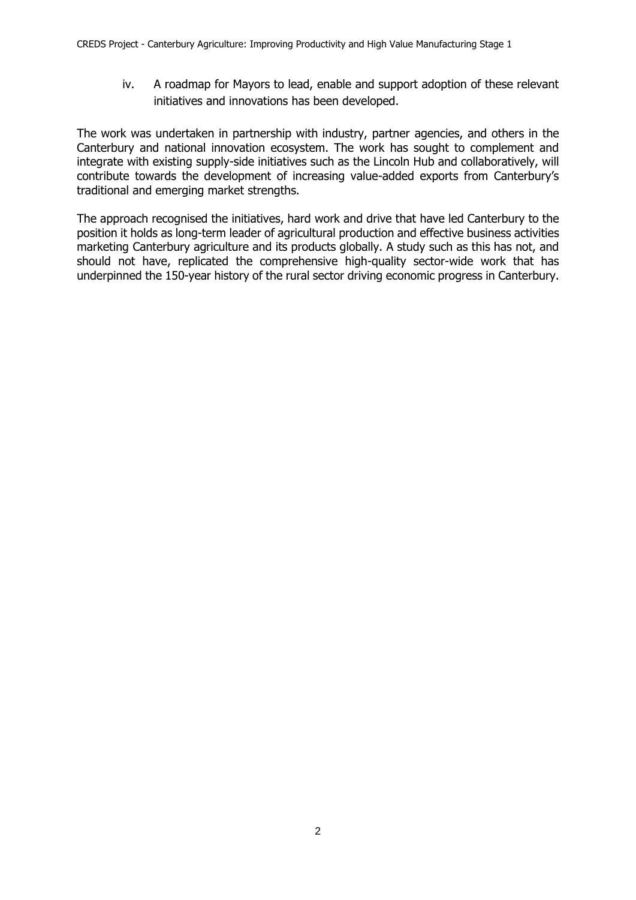iv. A roadmap for Mayors to lead, enable and support adoption of these relevant initiatives and innovations has been developed.

The work was undertaken in partnership with industry, partner agencies, and others in the Canterbury and national innovation ecosystem. The work has sought to complement and integrate with existing supply-side initiatives such as the Lincoln Hub and collaboratively, will contribute towards the development of increasing value-added exports from Canterbury's traditional and emerging market strengths.

The approach recognised the initiatives, hard work and drive that have led Canterbury to the position it holds as long-term leader of agricultural production and effective business activities marketing Canterbury agriculture and its products globally. A study such as this has not, and should not have, replicated the comprehensive high-quality sector-wide work that has underpinned the 150-year history of the rural sector driving economic progress in Canterbury.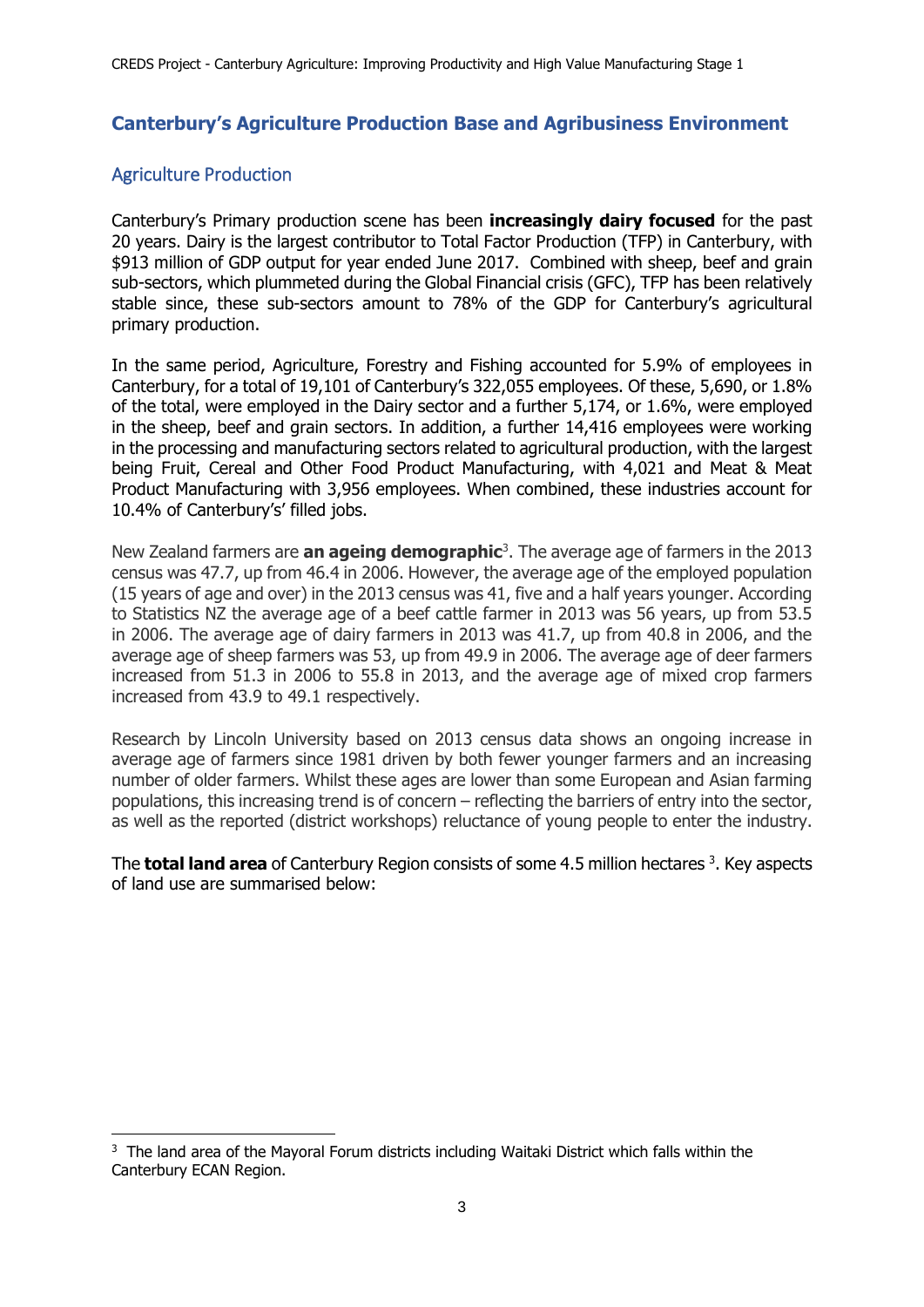## Canterbury's Agriculture Production Base and Agribusiness Environment

### Agriculture Production

Canterbury's Primary production scene has been **increasingly dairy focused** for the past 20 years. Dairy is the largest contributor to Total Factor Production (TFP) in Canterbury, with $913 million of GDP output for year ended June 2017. Combined with sheep, beef and grain sub-sectors, which plummeted during the Global Financial crisis (GFC), TFP has been relatively stable since, these sub-sectors amount to 78% of the GDP for Canterbury's agricultural primary production.

In the same period, Agriculture, Forestry and Fishing accounted for 5.9% of employees in Canterbury, for a total of 19,101 of Canterbury's 322,055 employees. Of these, 5,690, or 1.8% of the total, were employed in the Dairy sector and a further 5,174, or 1.6%, were employed in the sheep, beef and grain sectors. In addition, a further 14,416 employees were working in the processing and manufacturing sectors related to agricultural production, with the largest being Fruit, Cereal and Other Food Product Manufacturing, with 4,021 and Meat & Meat Product Manufacturing with 3,956 employees. When combined, these industries account for 10.4% of Canterbury's' filled jobs.

New Zealand farmers are **an ageing demographic**[3]. The average age of farmers in the 2013 census was 47.7, up from 46.4 in 2006. However, the average age of the employed population (15 years of age and over) in the 2013 census was 41, five and a half years younger. According to Statistics NZ the average age of a beef cattle farmer in 2013 was 56 years, up from 53.5 in 2006. The average age of dairy farmers in 2013 was 41.7, up from 40.8 in 2006, and the average age of sheep farmers was 53, up from 49.9 in 2006. The average age of deer farmers increased from 51.3 in 2006 to 55.8 in 2013, and the average age of mixed crop farmers increased from 43.9 to 49.1 respectively.

Research by Lincoln University based on 2013 census data shows an ongoing increase in average age of farmers since 1981 driven by both fewer younger farmers and an increasing number of older farmers. Whilst these ages are lower than some European and Asian farming populations, this increasing trend is of concern – reflecting the barriers of entry into the sector, as well as the reported (district workshops) reluctance of young people to enter the industry.

The **total land area** of Canterbury Region consists of some 4.5 million hectares [3]. Key aspects of land use are summarised below:

[3] The land area of the Mayoral Forum districts including Waitaki District which falls within the Canterbury ECAN Region.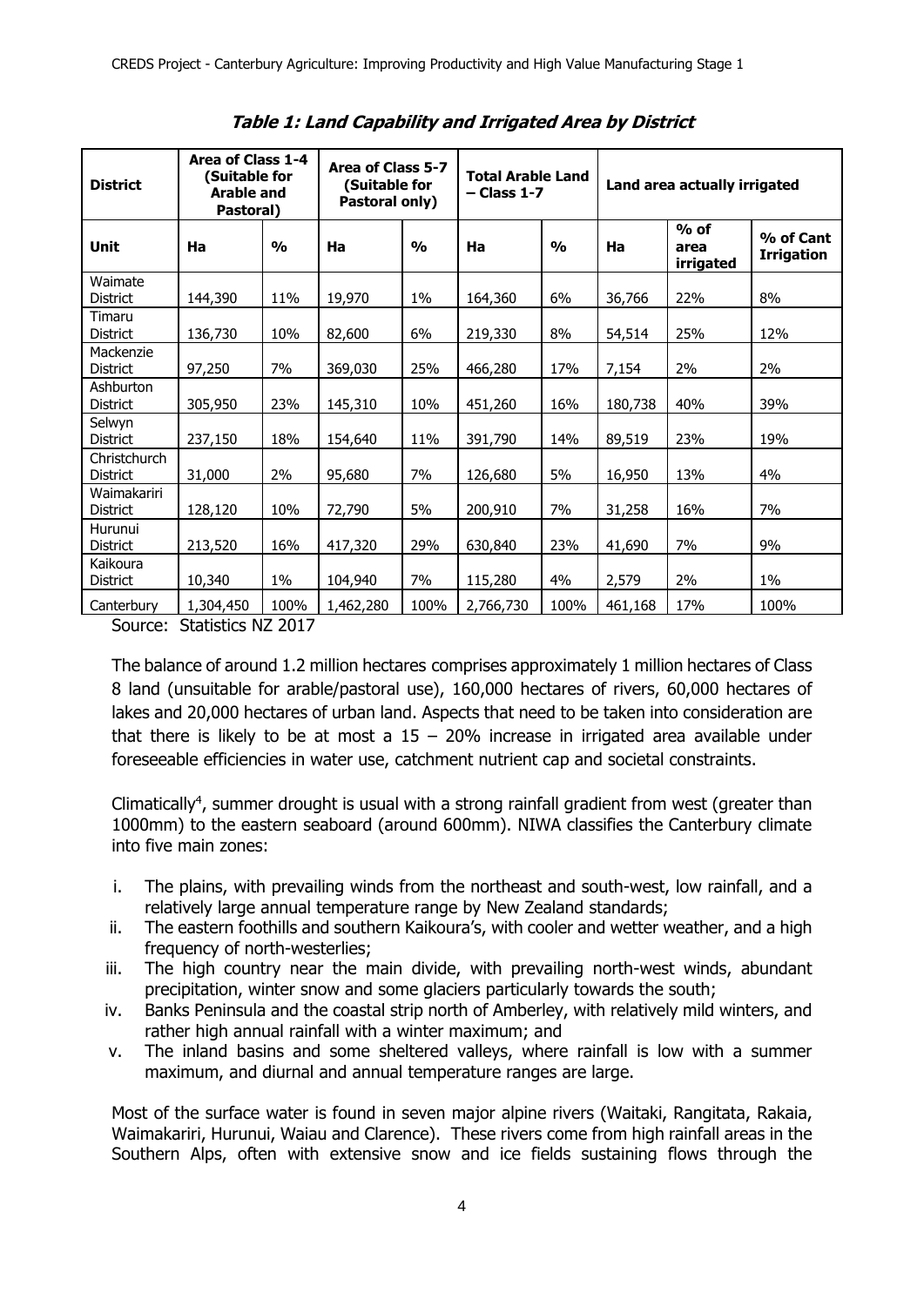**Table 1: Land Capability and Irrigated Area by District**

| District | Area of Class 1-4 (Suitable for Arable and Pastoral) | | Area of Class 5-7 (Suitable for Pastoral only) | | Total Arable Land – Class 1-7 | | Land area actually irrigated | | |
|---|---|---|---|---|---|---|---|---|---|
| Unit | Ha | % | Ha | % | Ha | % | Ha | % of area irrigated | % of Cant Irrigation |
| Waimate District | 144,390 | 11% | 19,970 | 1% | 164,360 | 6% | 36,766 | 22% | 8% |
| Timaru District | 136,730 | 10% | 82,600 | 6% | 219,330 | 8% | 54,514 | 25% | 12% |
| Mackenzie District | 97,250 | 7% | 369,030 | 25% | 466,280 | 17% | 7,154 | 2% | 2% |
| Ashburton District | 305,950 | 23% | 145,310 | 10% | 451,260 | 16% | 180,738 | 40% | 39% |
| Selwyn District | 237,150 | 18% | 154,640 | 11% | 391,790 | 14% | 89,519 | 23% | 19% |
| Christchurch District | 31,000 | 2% | 95,680 | 7% | 126,680 | 5% | 16,950 | 13% | 4% |
| Waimakariri District | 128,120 | 10% | 72,790 | 5% | 200,910 | 7% | 31,258 | 16% | 7% |
| Hurunui District | 213,520 | 16% | 417,320 | 29% | 630,840 | 23% | 41,690 | 7% | 9% |
| Kaikoura District | 10,340 | 1% | 104,940 | 7% | 115,280 | 4% | 2,579 | 2% | 1% |
| Canterbury | 1,304,450 | 100% | 1,462,280 | 100% | 2,766,730 | 100% | 461,168 | 17% | 100% |

Source: Statistics NZ 2017

The balance of around 1.2 million hectares comprises approximately 1 million hectares of Class 8 land (unsuitable for arable/pastoral use), 160,000 hectares of rivers, 60,000 hectares of lakes and 20,000 hectares of urban land. Aspects that need to be taken into consideration are that there is likely to be at most a 15 – 20% increase in irrigated area available under foreseeable efficiencies in water use, catchment nutrient cap and societal constraints.

Climatically[4], summer drought is usual with a strong rainfall gradient from west (greater than 1000mm) to the eastern seaboard (around 600mm). NIWA classifies the Canterbury climate into five main zones:

i. The plains, with prevailing winds from the northeast and south-west, low rainfall, and a relatively large annual temperature range by New Zealand standards;
ii. The eastern foothills and southern Kaikoura's, with cooler and wetter weather, and a high frequency of north-westerlies;
iii. The high country near the main divide, with prevailing north-west winds, abundant precipitation, winter snow and some glaciers particularly towards the south;
iv. Banks Peninsula and the coastal strip north of Amberley, with relatively mild winters, and rather high annual rainfall with a winter maximum; and
v. The inland basins and some sheltered valleys, where rainfall is low with a summer maximum, and diurnal and annual temperature ranges are large.

Most of the surface water is found in seven major alpine rivers (Waitaki, Rangitata, Rakaia, Waimakariri, Hurunui, Waiau and Clarence). These rivers come from high rainfall areas in the Southern Alps, often with extensive snow and ice fields sustaining flows through the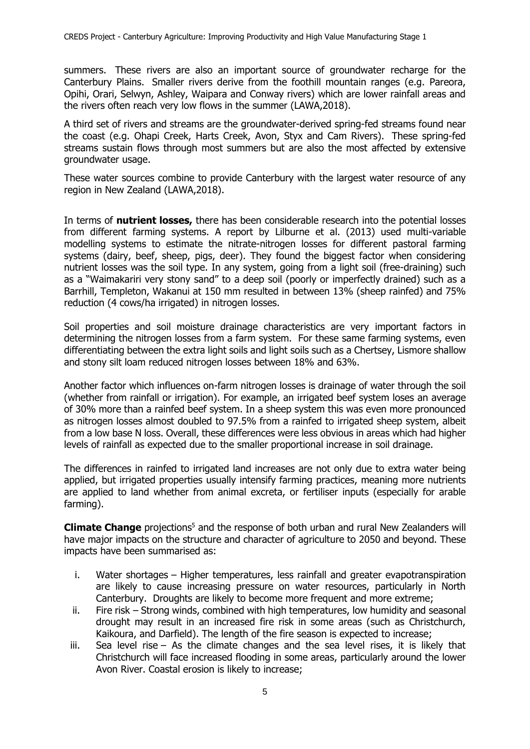summers. These rivers are also an important source of groundwater recharge for the Canterbury Plains. Smaller rivers derive from the foothill mountain ranges (e.g. Pareora, Opihi, Orari, Selwyn, Ashley, Waipara and Conway rivers) which are lower rainfall areas and the rivers often reach very low flows in the summer (LAWA,2018).

A third set of rivers and streams are the groundwater-derived spring-fed streams found near the coast (e.g. Ohapi Creek, Harts Creek, Avon, Styx and Cam Rivers). These spring-fed streams sustain flows through most summers but are also the most affected by extensive groundwater usage.

These water sources combine to provide Canterbury with the largest water resource of any region in New Zealand (LAWA,2018).

In terms of **nutrient losses,** there has been considerable research into the potential losses from different farming systems. A report by Lilburne et al. (2013) used multi-variable modelling systems to estimate the nitrate-nitrogen losses for different pastoral farming systems (dairy, beef, sheep, pigs, deer). They found the biggest factor when considering nutrient losses was the soil type. In any system, going from a light soil (free-draining) such as a "Waimakariri very stony sand" to a deep soil (poorly or imperfectly drained) such as a Barrhill, Templeton, Wakanui at 150 mm resulted in between 13% (sheep rainfed) and 75% reduction (4 cows/ha irrigated) in nitrogen losses.

Soil properties and soil moisture drainage characteristics are very important factors in determining the nitrogen losses from a farm system. For these same farming systems, even differentiating between the extra light soils and light soils such as a Chertsey, Lismore shallow and stony silt loam reduced nitrogen losses between 18% and 63%.

Another factor which influences on-farm nitrogen losses is drainage of water through the soil (whether from rainfall or irrigation). For example, an irrigated beef system loses an average of 30% more than a rainfed beef system. In a sheep system this was even more pronounced as nitrogen losses almost doubled to 97.5% from a rainfed to irrigated sheep system, albeit from a low base N loss. Overall, these differences were less obvious in areas which had higher levels of rainfall as expected due to the smaller proportional increase in soil drainage.

The differences in rainfed to irrigated land increases are not only due to extra water being applied, but irrigated properties usually intensify farming practices, meaning more nutrients are applied to land whether from animal excreta, or fertiliser inputs (especially for arable farming).

**Climate Change** projections[5] and the response of both urban and rural New Zealanders will have major impacts on the structure and character of agriculture to 2050 and beyond. These impacts have been summarised as:

i. Water shortages – Higher temperatures, less rainfall and greater evapotranspiration are likely to cause increasing pressure on water resources, particularly in North Canterbury. Droughts are likely to become more frequent and more extreme;
ii. Fire risk – Strong winds, combined with high temperatures, low humidity and seasonal drought may result in an increased fire risk in some areas (such as Christchurch, Kaikoura, and Darfield). The length of the fire season is expected to increase;
iii. Sea level rise – As the climate changes and the sea level rises, it is likely that Christchurch will face increased flooding in some areas, particularly around the lower Avon River. Coastal erosion is likely to increase;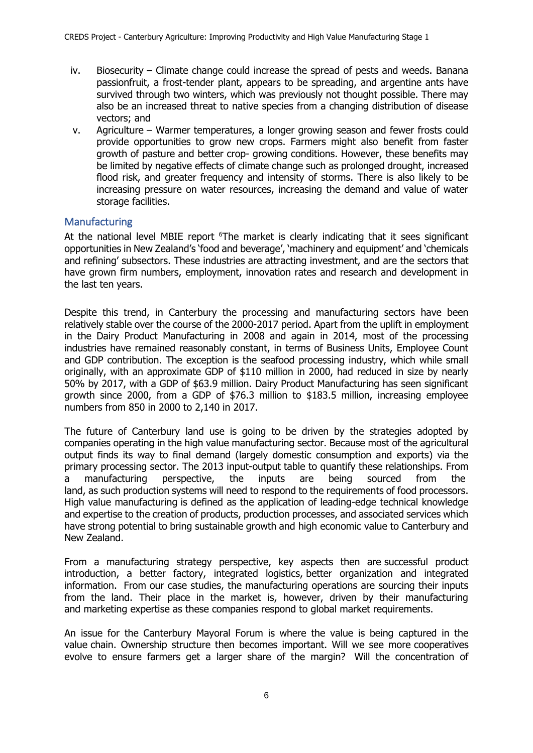iv. Biosecurity – Climate change could increase the spread of pests and weeds. Banana passionfruit, a frost-tender plant, appears to be spreading, and argentine ants have survived through two winters, which was previously not thought possible. There may also be an increased threat to native species from a changing distribution of disease vectors; and

v. Agriculture – Warmer temperatures, a longer growing season and fewer frosts could provide opportunities to grow new crops. Farmers might also benefit from faster growth of pasture and better crop- growing conditions. However, these benefits may be limited by negative effects of climate change such as prolonged drought, increased flood risk, and greater frequency and intensity of storms. There is also likely to be increasing pressure on water resources, increasing the demand and value of water storage facilities.

## Manufacturing

At the national level MBIE report [6]The market is clearly indicating that it sees significant opportunities in New Zealand's 'food and beverage', 'machinery and equipment' and 'chemicals and refining' subsectors. These industries are attracting investment, and are the sectors that have grown firm numbers, employment, innovation rates and research and development in the last ten years.

Despite this trend, in Canterbury the processing and manufacturing sectors have been relatively stable over the course of the 2000-2017 period. Apart from the uplift in employment in the Dairy Product Manufacturing in 2008 and again in 2014, most of the processing industries have remained reasonably constant, in terms of Business Units, Employee Count and GDP contribution. The exception is the seafood processing industry, which while small originally, with an approximate GDP of $110 million in 2000, had reduced in size by nearly 50% by 2017, with a GDP of $63.9 million. Dairy Product Manufacturing has seen significant growth since 2000, from a GDP of $76.3 million to $183.5 million, increasing employee numbers from 850 in 2000 to 2,140 in 2017.

The future of Canterbury land use is going to be driven by the strategies adopted by companies operating in the high value manufacturing sector. Because most of the agricultural output finds its way to final demand (largely domestic consumption and exports) via the primary processing sector. The 2013 input-output table to quantify these relationships. From a manufacturing perspective, the inputs are being sourced from the land, as such production systems will need to respond to the requirements of food processors. High value manufacturing is defined as the application of leading-edge technical knowledge and expertise to the creation of products, production processes, and associated services which have strong potential to bring sustainable growth and high economic value to Canterbury and New Zealand.

From a manufacturing strategy perspective, key aspects then are successful product introduction, a better factory, integrated logistics, better organization and integrated information. From our case studies, the manufacturing operations are sourcing their inputs from the land. Their place in the market is, however, driven by their manufacturing and marketing expertise as these companies respond to global market requirements.

An issue for the Canterbury Mayoral Forum is where the value is being captured in the value chain. Ownership structure then becomes important. Will we see more cooperatives evolve to ensure farmers get a larger share of the margin? Will the concentration of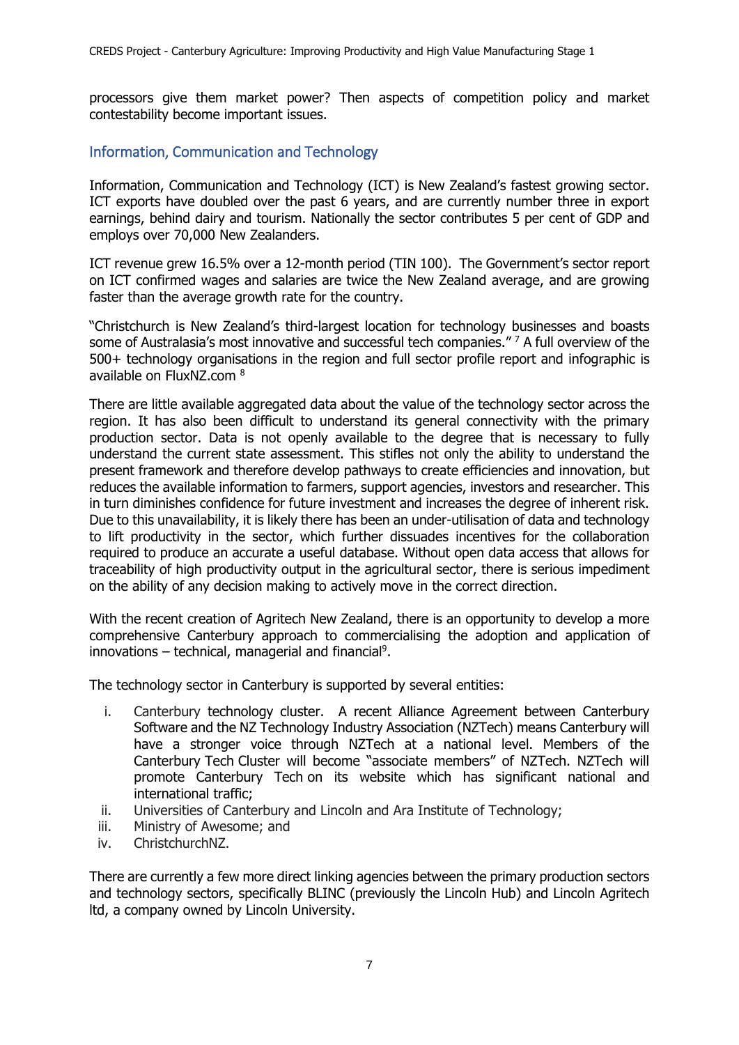processors give them market power? Then aspects of competition policy and market contestability become important issues.

## Information, Communication and Technology

Information, Communication and Technology (ICT) is New Zealand's fastest growing sector. ICT exports have doubled over the past 6 years, and are currently number three in export earnings, behind dairy and tourism. Nationally the sector contributes 5 per cent of GDP and employs over 70,000 New Zealanders.

ICT revenue grew 16.5% over a 12-month period (TIN 100). The Government's sector report on ICT confirmed wages and salaries are twice the New Zealand average, and are growing faster than the average growth rate for the country.

"Christchurch is New Zealand's third-largest location for technology businesses and boasts some of Australasia's most innovative and successful tech companies." [7] A full overview of the 500+ technology organisations in the region and full sector profile report and infographic is available on FluxNZ.com [8]

There are little available aggregated data about the value of the technology sector across the region. It has also been difficult to understand its general connectivity with the primary production sector. Data is not openly available to the degree that is necessary to fully understand the current state assessment. This stifles not only the ability to understand the present framework and therefore develop pathways to create efficiencies and innovation, but reduces the available information to farmers, support agencies, investors and researcher. This in turn diminishes confidence for future investment and increases the degree of inherent risk. Due to this unavailability, it is likely there has been an under-utilisation of data and technology to lift productivity in the sector, which further dissuades incentives for the collaboration required to produce an accurate a useful database. Without open data access that allows for traceability of high productivity output in the agricultural sector, there is serious impediment on the ability of any decision making to actively move in the correct direction.

With the recent creation of Agritech New Zealand, there is an opportunity to develop a more comprehensive Canterbury approach to commercialising the adoption and application of innovations – technical, managerial and financial[9].

The technology sector in Canterbury is supported by several entities:

i. Canterbury technology cluster. A recent Alliance Agreement between Canterbury Software and the NZ Technology Industry Association (NZTech) means Canterbury will have a stronger voice through NZTech at a national level. Members of the Canterbury Tech Cluster will become "associate members" of NZTech. NZTech will promote Canterbury Tech on its website which has significant national and international traffic;
ii. Universities of Canterbury and Lincoln and Ara Institute of Technology;
iii. Ministry of Awesome; and
iv. ChristchurchNZ.

There are currently a few more direct linking agencies between the primary production sectors and technology sectors, specifically BLINC (previously the Lincoln Hub) and Lincoln Agritech ltd, a company owned by Lincoln University.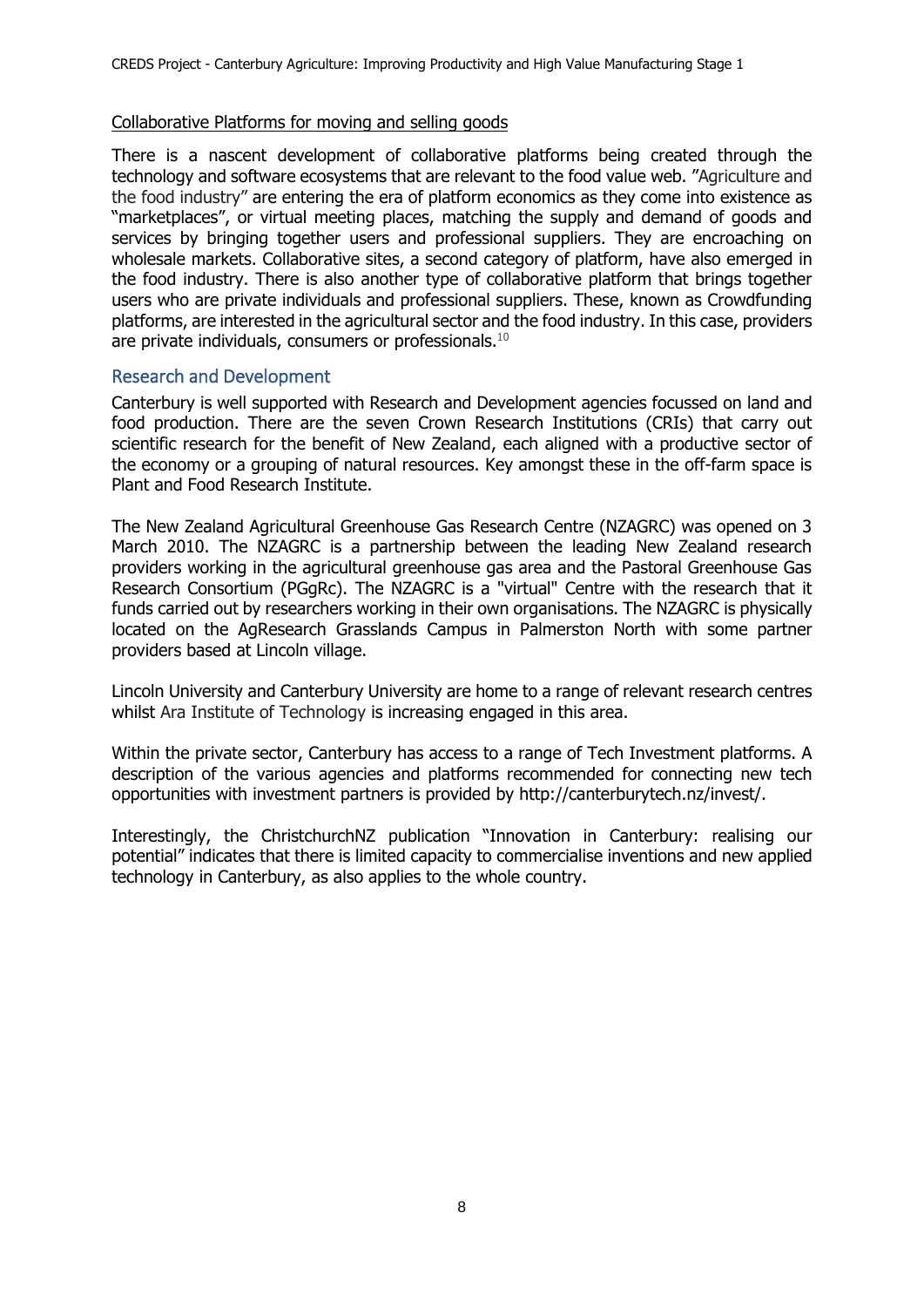Collaborative Platforms for moving and selling goods

There is a nascent development of collaborative platforms being created through the technology and software ecosystems that are relevant to the food value web. "Agriculture and the food industry" are entering the era of platform economics as they come into existence as "marketplaces", or virtual meeting places, matching the supply and demand of goods and services by bringing together users and professional suppliers. They are encroaching on wholesale markets. Collaborative sites, a second category of platform, have also emerged in the food industry. There is also another type of collaborative platform that brings together users who are private individuals and professional suppliers. These, known as Crowdfunding platforms, are interested in the agricultural sector and the food industry. In this case, providers are private individuals, consumers or professionals.[10]

## Research and Development

Canterbury is well supported with Research and Development agencies focussed on land and food production. There are the seven Crown Research Institutions (CRIs) that carry out scientific research for the benefit of New Zealand, each aligned with a productive sector of the economy or a grouping of natural resources. Key amongst these in the off-farm space is Plant and Food Research Institute.

The New Zealand Agricultural Greenhouse Gas Research Centre (NZAGRC) was opened on 3 March 2010. The NZAGRC is a partnership between the leading New Zealand research providers working in the agricultural greenhouse gas area and the Pastoral Greenhouse Gas Research Consortium (PGgRc). The NZAGRC is a "virtual" Centre with the research that it funds carried out by researchers working in their own organisations. The NZAGRC is physically located on the AgResearch Grasslands Campus in Palmerston North with some partner providers based at Lincoln village.

Lincoln University and Canterbury University are home to a range of relevant research centres whilst Ara Institute of Technology is increasing engaged in this area.

Within the private sector, Canterbury has access to a range of Tech Investment platforms. A description of the various agencies and platforms recommended for connecting new tech opportunities with investment partners is provided by http://canterburytech.nz/invest/.

Interestingly, the ChristchurchNZ publication "Innovation in Canterbury: realising our potential" indicates that there is limited capacity to commercialise inventions and new applied technology in Canterbury, as also applies to the whole country.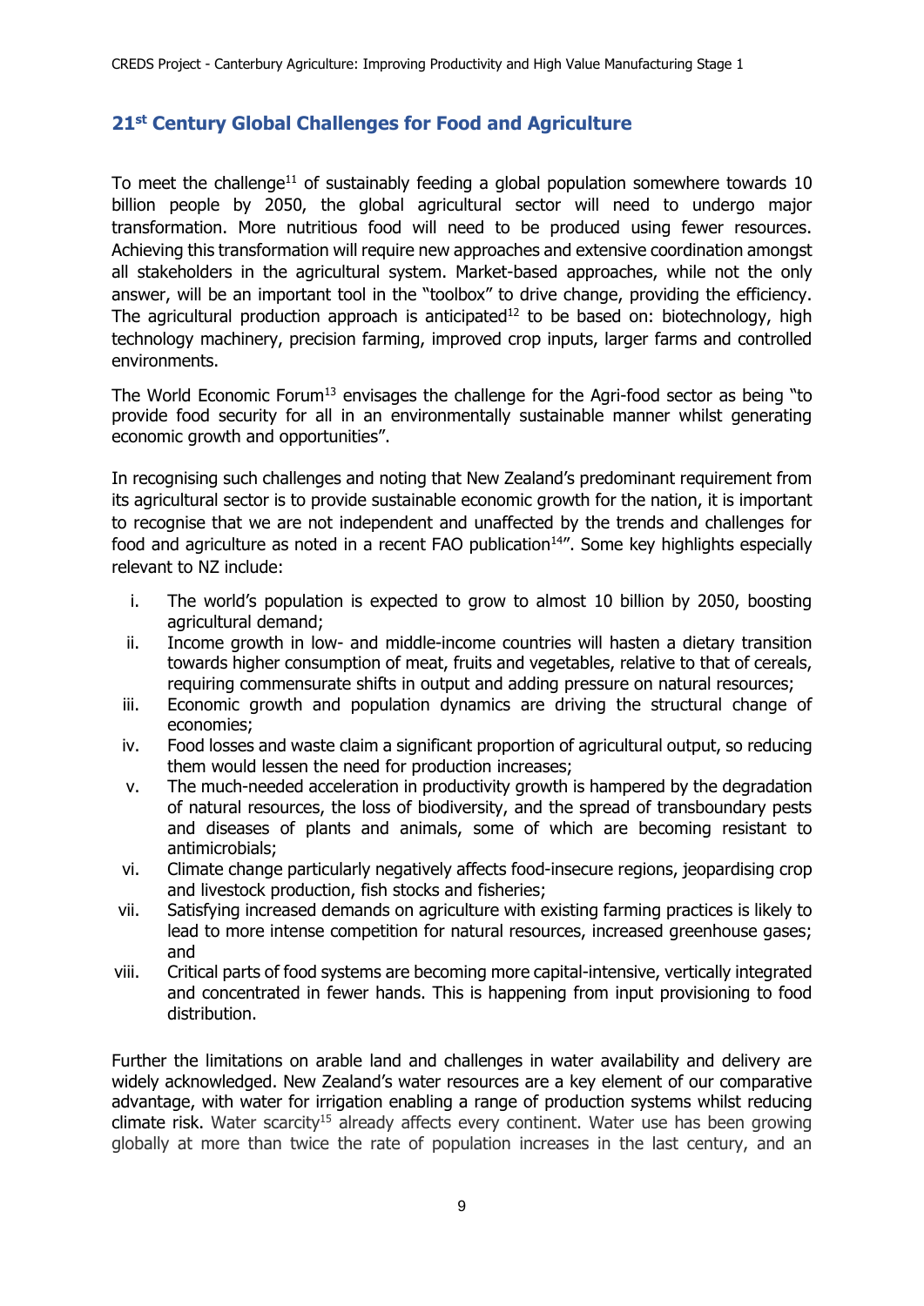## 21st Century Global Challenges for Food and Agriculture

To meet the challenge[11] of sustainably feeding a global population somewhere towards 10 billion people by 2050, the global agricultural sector will need to undergo major transformation. More nutritious food will need to be produced using fewer resources. Achieving this transformation will require new approaches and extensive coordination amongst all stakeholders in the agricultural system. Market-based approaches, while not the only answer, will be an important tool in the "toolbox" to drive change, providing the efficiency. The agricultural production approach is anticipated[12] to be based on: biotechnology, high technology machinery, precision farming, improved crop inputs, larger farms and controlled environments.

The World Economic Forum[13] envisages the challenge for the Agri-food sector as being "to provide food security for all in an environmentally sustainable manner whilst generating economic growth and opportunities".

In recognising such challenges and noting that New Zealand's predominant requirement from its agricultural sector is to provide sustainable economic growth for the nation, it is important to recognise that we are not independent and unaffected by the trends and challenges for food and agriculture as noted in a recent FAO publication[14]". Some key highlights especially relevant to NZ include:

i. The world's population is expected to grow to almost 10 billion by 2050, boosting agricultural demand;
ii. Income growth in low- and middle-income countries will hasten a dietary transition towards higher consumption of meat, fruits and vegetables, relative to that of cereals, requiring commensurate shifts in output and adding pressure on natural resources;
iii. Economic growth and population dynamics are driving the structural change of economies;
iv. Food losses and waste claim a significant proportion of agricultural output, so reducing them would lessen the need for production increases;
v. The much-needed acceleration in productivity growth is hampered by the degradation of natural resources, the loss of biodiversity, and the spread of transboundary pests and diseases of plants and animals, some of which are becoming resistant to antimicrobials;
vi. Climate change particularly negatively affects food-insecure regions, jeopardising crop and livestock production, fish stocks and fisheries;
vii. Satisfying increased demands on agriculture with existing farming practices is likely to lead to more intense competition for natural resources, increased greenhouse gases; and
viii. Critical parts of food systems are becoming more capital-intensive, vertically integrated and concentrated in fewer hands. This is happening from input provisioning to food distribution.

Further the limitations on arable land and challenges in water availability and delivery are widely acknowledged. New Zealand's water resources are a key element of our comparative advantage, with water for irrigation enabling a range of production systems whilst reducing climate risk. Water scarcity[15] already affects every continent. Water use has been growing globally at more than twice the rate of population increases in the last century, and an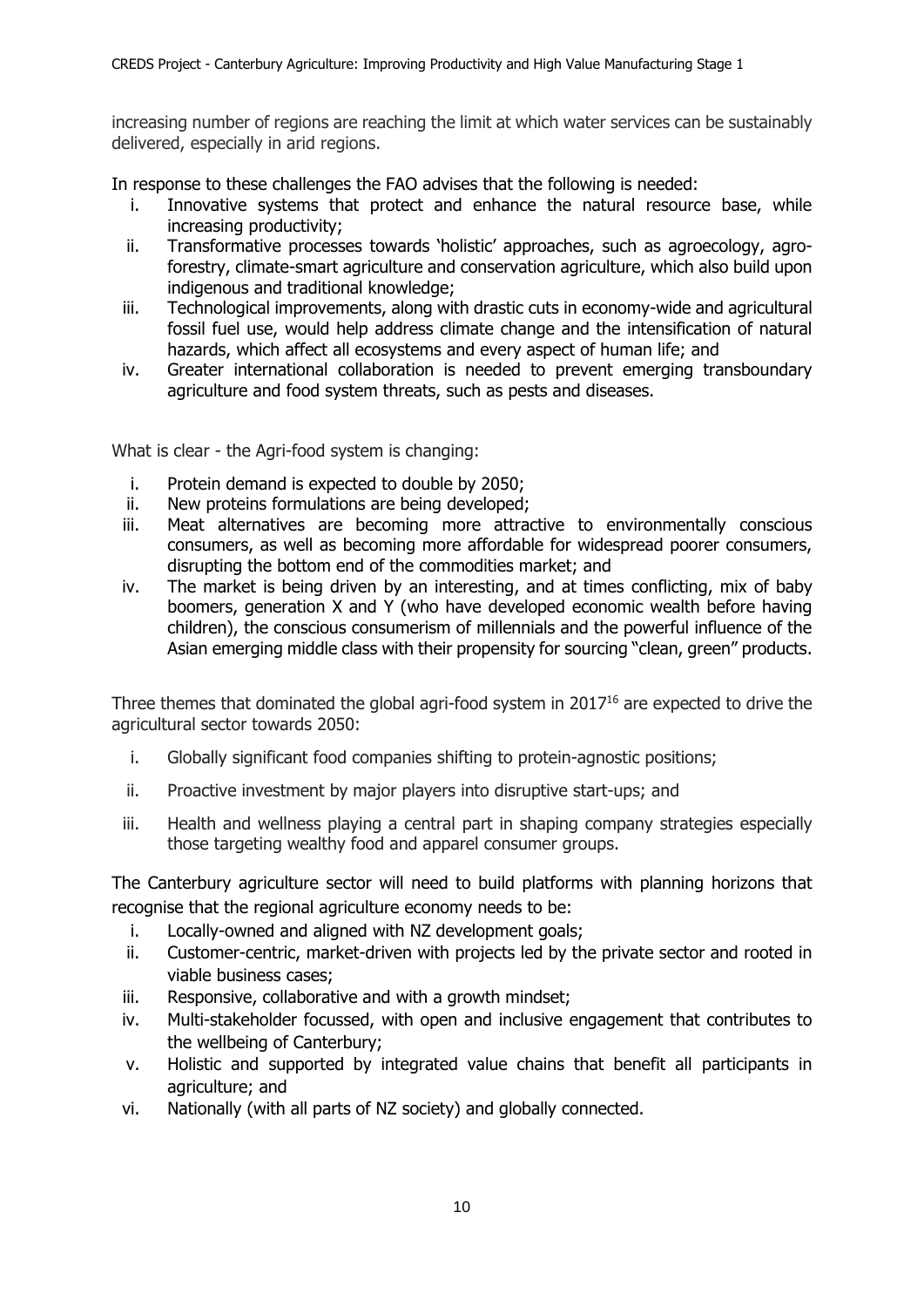increasing number of regions are reaching the limit at which water services can be sustainably delivered, especially in arid regions.

In response to these challenges the FAO advises that the following is needed:

i. Innovative systems that protect and enhance the natural resource base, while increasing productivity;
ii. Transformative processes towards 'holistic' approaches, such as agroecology, agro-forestry, climate-smart agriculture and conservation agriculture, which also build upon indigenous and traditional knowledge;
iii. Technological improvements, along with drastic cuts in economy-wide and agricultural fossil fuel use, would help address climate change and the intensification of natural hazards, which affect all ecosystems and every aspect of human life; and
iv. Greater international collaboration is needed to prevent emerging transboundary agriculture and food system threats, such as pests and diseases.

What is clear - the Agri-food system is changing:

i. Protein demand is expected to double by 2050;
ii. New proteins formulations are being developed;
iii. Meat alternatives are becoming more attractive to environmentally conscious consumers, as well as becoming more affordable for widespread poorer consumers, disrupting the bottom end of the commodities market; and
iv. The market is being driven by an interesting, and at times conflicting, mix of baby boomers, generation X and Y (who have developed economic wealth before having children), the conscious consumerism of millennials and the powerful influence of the Asian emerging middle class with their propensity for sourcing "clean, green" products.

Three themes that dominated the global agri-food system in 2017[16] are expected to drive the agricultural sector towards 2050:

i. Globally significant food companies shifting to protein-agnostic positions;
ii. Proactive investment by major players into disruptive start-ups; and
iii. Health and wellness playing a central part in shaping company strategies especially those targeting wealthy food and apparel consumer groups.

The Canterbury agriculture sector will need to build platforms with planning horizons that recognise that the regional agriculture economy needs to be:

i. Locally-owned and aligned with NZ development goals;
ii. Customer-centric, market-driven with projects led by the private sector and rooted in viable business cases;
iii. Responsive, collaborative and with a growth mindset;
iv. Multi-stakeholder focussed, with open and inclusive engagement that contributes to the wellbeing of Canterbury;
v. Holistic and supported by integrated value chains that benefit all participants in agriculture; and
vi. Nationally (with all parts of NZ society) and globally connected.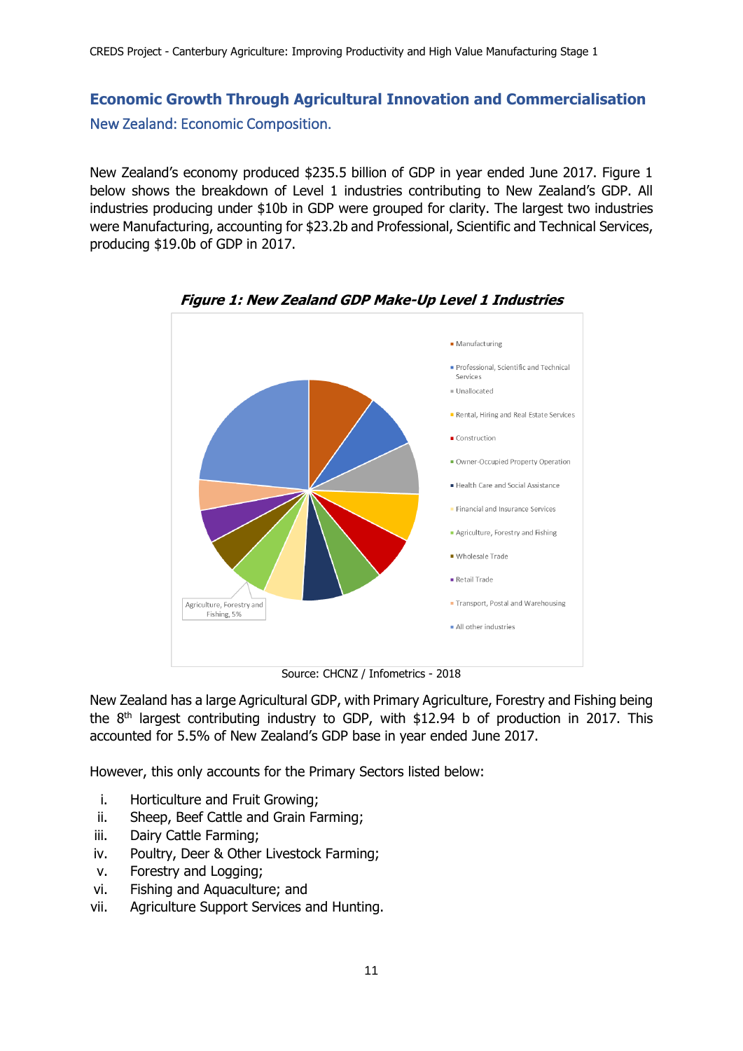## Economic Growth Through Agricultural Innovation and Commercialisation

### New Zealand: Economic Composition.

New Zealand's economy produced $235.5 billion of GDP in year ended June 2017. Figure 1 below shows the breakdown of Level 1 industries contributing to New Zealand's GDP. All industries producing under $10b in GDP were grouped for clarity. The largest two industries were Manufacturing, accounting for $23.2b and Professional, Scientific and Technical Services, producing $19.0b of GDP in 2017.

***Figure 1: New Zealand GDP Make-Up Level 1 Industries***

Manufacturing
Professional, Scientific and Technical Services
Unallocated
Rental, Hiring and Real Estate Services
Construction
Owner-Occupied Property Operation
Health Care and Social Assistance
Financial and Insurance Services
Agriculture, Forestry and Fishing
Wholesale Trade
Retail Trade
Transport, Postal and Warehousing
All other industries

Agriculture, Forestry and Fishing, 5%

Source: CHCNZ / Infometrics - 2018

New Zealand has a large Agricultural GDP, with Primary Agriculture, Forestry and Fishing being the 8th largest contributing industry to GDP, with $12.94 b of production in 2017. This accounted for 5.5% of New Zealand's GDP base in year ended June 2017.

However, this only accounts for the Primary Sectors listed below:

i. Horticulture and Fruit Growing;
ii. Sheep, Beef Cattle and Grain Farming;
iii. Dairy Cattle Farming;
iv. Poultry, Deer & Other Livestock Farming;
v. Forestry and Logging;
vi. Fishing and Aquaculture; and
vii. Agriculture Support Services and Hunting.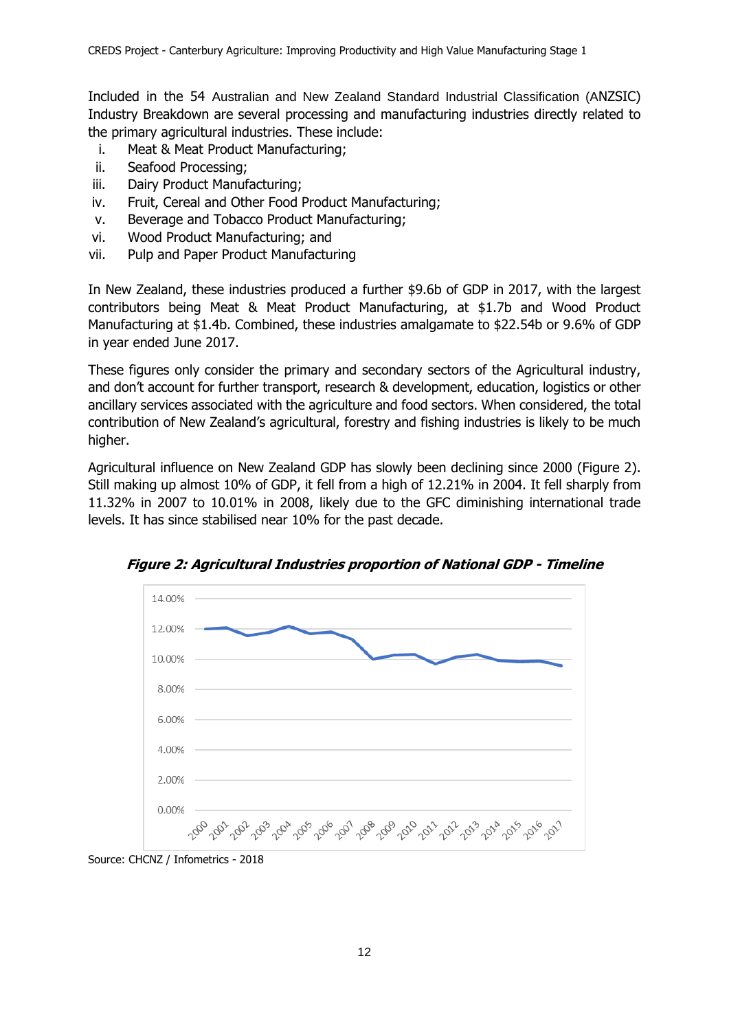Included in the 54 Australian and New Zealand Standard Industrial Classification (ANZSIC) Industry Breakdown are several processing and manufacturing industries directly related to the primary agricultural industries. These include:

i. Meat & Meat Product Manufacturing;
ii. Seafood Processing;
iii. Dairy Product Manufacturing;
iv. Fruit, Cereal and Other Food Product Manufacturing;
v. Beverage and Tobacco Product Manufacturing;
vi. Wood Product Manufacturing; and
vii. Pulp and Paper Product Manufacturing

In New Zealand, these industries produced a further $9.6b of GDP in 2017, with the largest contributors being Meat & Meat Product Manufacturing, at $1.7b and Wood Product Manufacturing at $1.4b. Combined, these industries amalgamate to $22.54b or 9.6% of GDP in year ended June 2017.

These figures only consider the primary and secondary sectors of the Agricultural industry, and don't account for further transport, research & development, education, logistics or other ancillary services associated with the agriculture and food sectors. When considered, the total contribution of New Zealand's agricultural, forestry and fishing industries is likely to be much higher.

Agricultural influence on New Zealand GDP has slowly been declining since 2000 (Figure 2). Still making up almost 10% of GDP, it fell from a high of 12.21% in 2004. It fell sharply from 11.32% in 2007 to 10.01% in 2008, likely due to the GFC diminishing international trade levels. It has since stabilised near 10% for the past decade.

***Figure 2: Agricultural Industries proportion of National GDP - Timeline***

Source: CHCNZ / Infometrics - 2018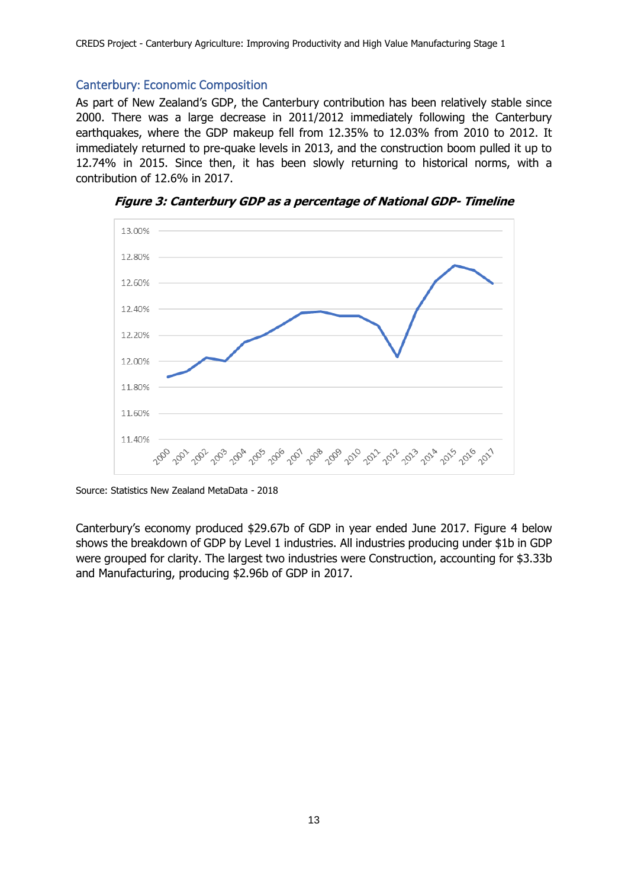## Canterbury: Economic Composition

As part of New Zealand's GDP, the Canterbury contribution has been relatively stable since 2000. There was a large decrease in 2011/2012 immediately following the Canterbury earthquakes, where the GDP makeup fell from 12.35% to 12.03% from 2010 to 2012. It immediately returned to pre-quake levels in 2013, and the construction boom pulled it up to 12.74% in 2015. Since then, it has been slowly returning to historical norms, with a contribution of 12.6% in 2017.

***Figure 3: Canterbury GDP as a percentage of National GDP- Timeline***

Source: Statistics New Zealand MetaData - 2018

Canterbury's economy produced $29.67b of GDP in year ended June 2017. Figure 4 below shows the breakdown of GDP by Level 1 industries. All industries producing under $1b in GDP were grouped for clarity. The largest two industries were Construction, accounting for $3.33b and Manufacturing, producing $2.96b of GDP in 2017.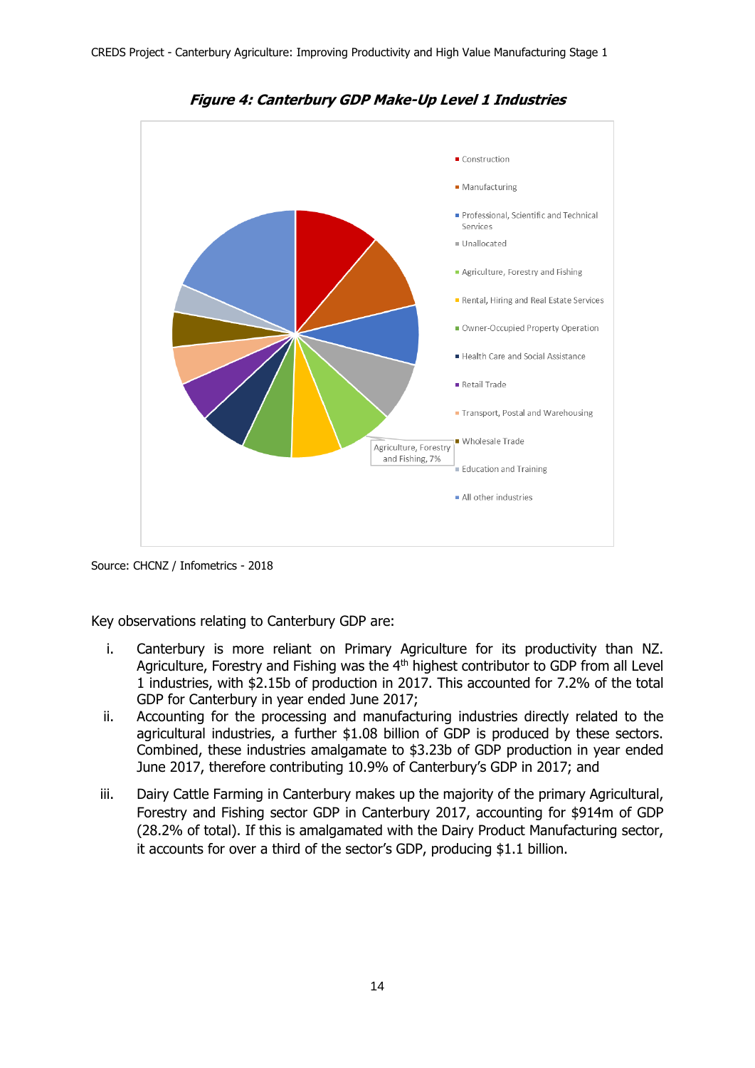***Figure 4: Canterbury GDP Make-Up Level 1 Industries***

- Construction
- Manufacturing
- Professional, Scientific and Technical Services
- Unallocated
- Agriculture, Forestry and Fishing
- Rental, Hiring and Real Estate Services
- Owner-Occupied Property Operation
- Health Care and Social Assistance
- Retail Trade
- Transport, Postal and Warehousing
- Wholesale Trade
- Education and Training
- All other industries

Agriculture, Forestry and Fishing, 7%

Source: CHCNZ / Infometrics - 2018

Key observations relating to Canterbury GDP are:

i. Canterbury is more reliant on Primary Agriculture for its productivity than NZ. Agriculture, Forestry and Fishing was the 4th highest contributor to GDP from all Level 1 industries, with $2.15b of production in 2017. This accounted for 7.2% of the total GDP for Canterbury in year ended June 2017;

ii. Accounting for the processing and manufacturing industries directly related to the agricultural industries, a further $1.08 billion of GDP is produced by these sectors. Combined, these industries amalgamate to $3.23b of GDP production in year ended June 2017, therefore contributing 10.9% of Canterbury's GDP in 2017; and

iii. Dairy Cattle Farming in Canterbury makes up the majority of the primary Agricultural, Forestry and Fishing sector GDP in Canterbury 2017, accounting for $914m of GDP (28.2% of total). If this is amalgamated with the Dairy Product Manufacturing sector, it accounts for over a third of the sector's GDP, producing $1.1 billion.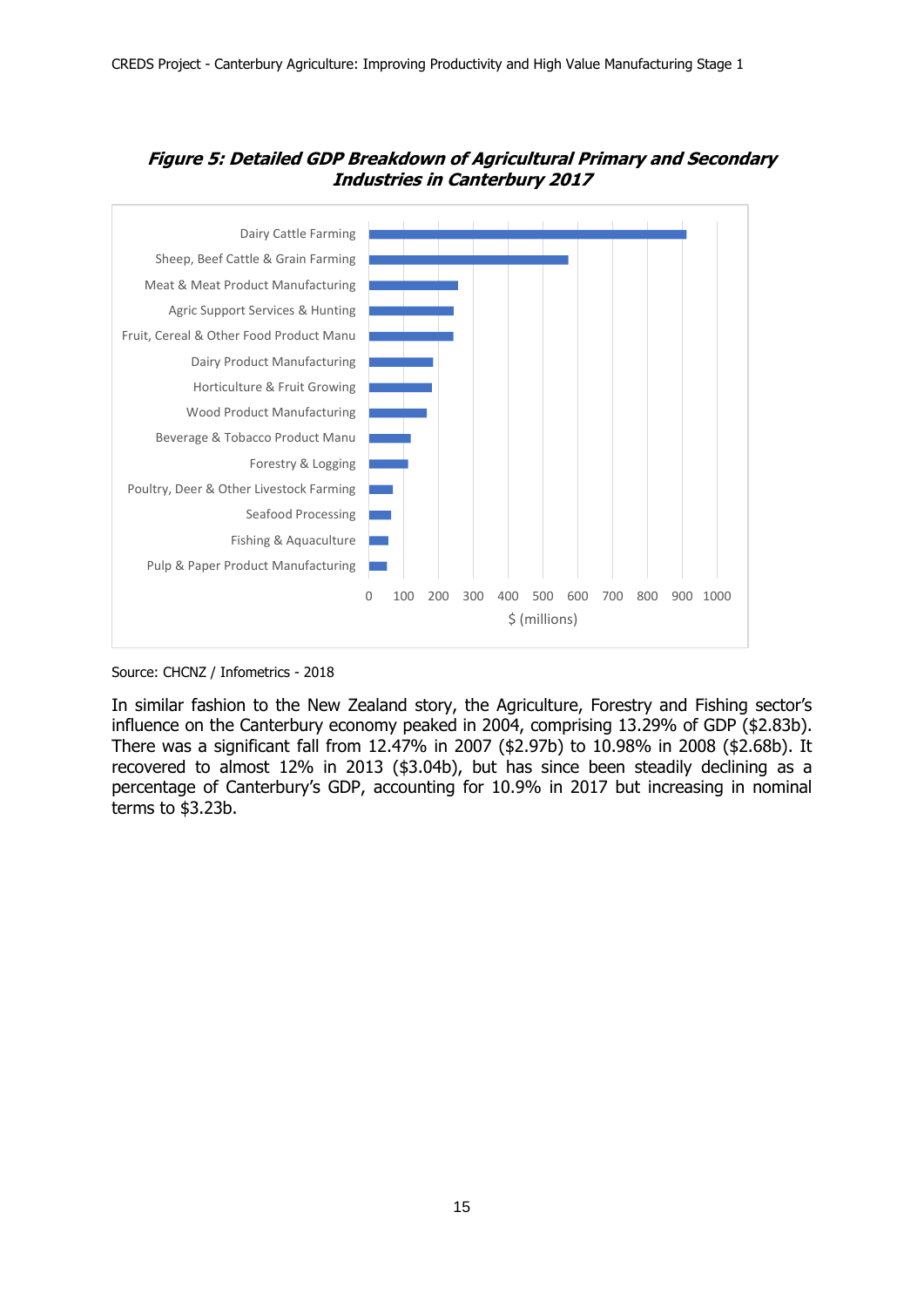***Figure 5: Detailed GDP Breakdown of Agricultural Primary and Secondary Industries in Canterbury 2017***

Source: CHCNZ / Infometrics - 2018

In similar fashion to the New Zealand story, the Agriculture, Forestry and Fishing sector's influence on the Canterbury economy peaked in 2004, comprising 13.29% of GDP ($2.83b). There was a significant fall from 12.47% in 2007 ($2.97b) to 10.98% in 2008 ($2.68b). It recovered to almost 12% in 2013 ($3.04b), but has since been steadily declining as a percentage of Canterbury's GDP, accounting for 10.9% in 2017 but increasing in nominal terms to $3.23b.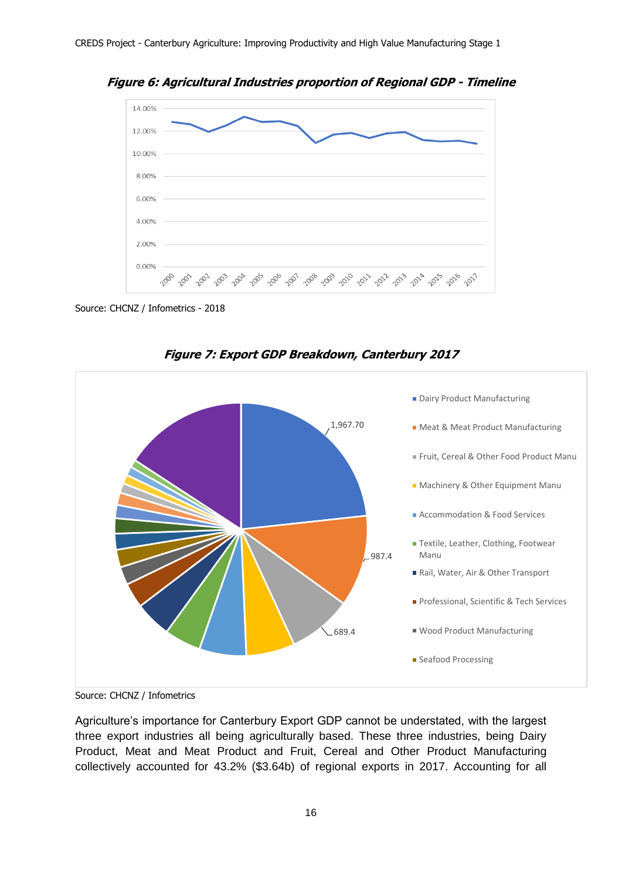***Figure 6: Agricultural Industries proportion of Regional GDP - Timeline***

Source: CHCNZ / Infometrics - 2018

***Figure 7: Export GDP Breakdown, Canterbury 2017***

Source: CHCNZ / Infometrics

Agriculture's importance for Canterbury Export GDP cannot be understated, with the largest three export industries all being agriculturally based. These three industries, being Dairy Product, Meat and Meat Product and Fruit, Cereal and Other Product Manufacturing collectively accounted for 43.2% ($3.64b) of regional exports in 2017. Accounting for all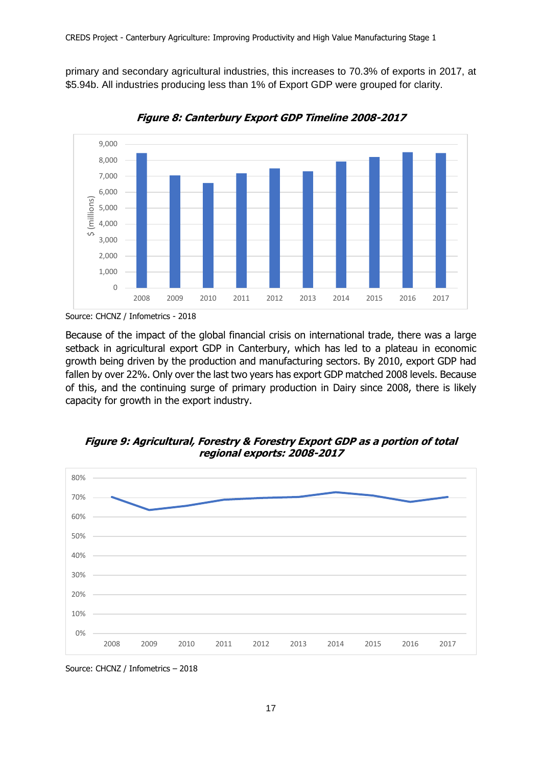primary and secondary agricultural industries, this increases to 70.3% of exports in 2017, at $5.94b. All industries producing less than 1% of Export GDP were grouped for clarity.

***Figure 8: Canterbury Export GDP Timeline 2008-2017***

Source: CHCNZ / Infometrics - 2018

Because of the impact of the global financial crisis on international trade, there was a large setback in agricultural export GDP in Canterbury, which has led to a plateau in economic growth being driven by the production and manufacturing sectors. By 2010, export GDP had fallen by over 22%. Only over the last two years has export GDP matched 2008 levels. Because of this, and the continuing surge of primary production in Dairy since 2008, there is likely capacity for growth in the export industry.

***Figure 9: Agricultural, Forestry & Forestry Export GDP as a portion of total regional exports: 2008-2017***

Source: CHCNZ / Infometrics – 2018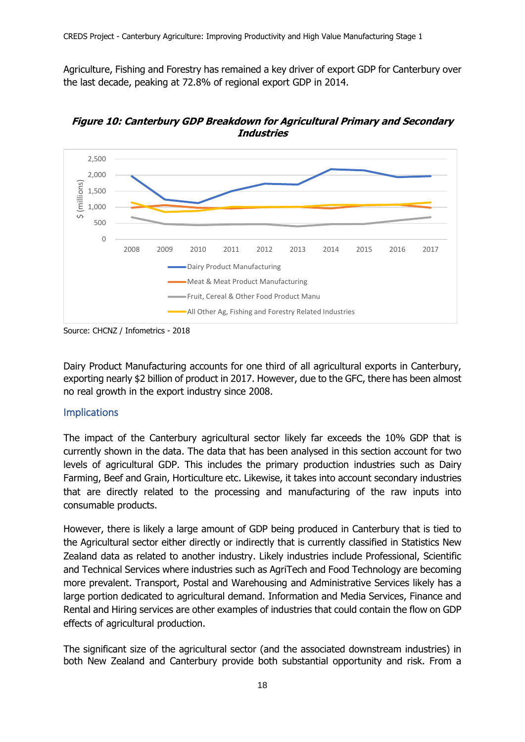Agriculture, Fishing and Forestry has remained a key driver of export GDP for Canterbury over the last decade, peaking at 72.8% of regional export GDP in 2014.

***Figure 10: Canterbury GDP Breakdown for Agricultural Primary and Secondary Industries***

Source: CHCNZ / Infometrics - 2018

Dairy Product Manufacturing accounts for one third of all agricultural exports in Canterbury, exporting nearly $2 billion of product in 2017. However, due to the GFC, there has been almost no real growth in the export industry since 2008.

## Implications

The impact of the Canterbury agricultural sector likely far exceeds the 10% GDP that is currently shown in the data. The data that has been analysed in this section account for two levels of agricultural GDP. This includes the primary production industries such as Dairy Farming, Beef and Grain, Horticulture etc. Likewise, it takes into account secondary industries that are directly related to the processing and manufacturing of the raw inputs into consumable products.

However, there is likely a large amount of GDP being produced in Canterbury that is tied to the Agricultural sector either directly or indirectly that is currently classified in Statistics New Zealand data as related to another industry. Likely industries include Professional, Scientific and Technical Services where industries such as AgriTech and Food Technology are becoming more prevalent. Transport, Postal and Warehousing and Administrative Services likely has a large portion dedicated to agricultural demand. Information and Media Services, Finance and Rental and Hiring services are other examples of industries that could contain the flow on GDP effects of agricultural production.

The significant size of the agricultural sector (and the associated downstream industries) in both New Zealand and Canterbury provide both substantial opportunity and risk. From a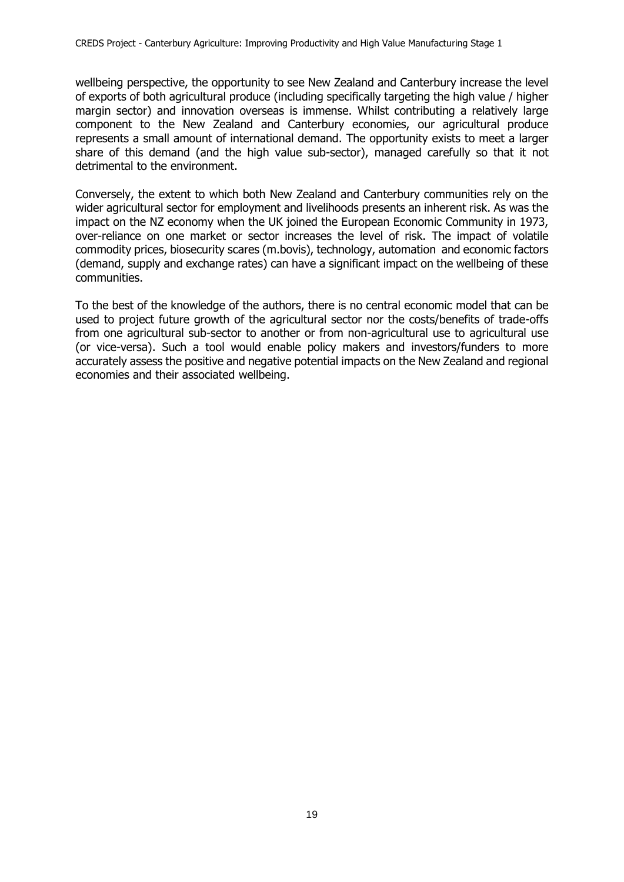wellbeing perspective, the opportunity to see New Zealand and Canterbury increase the level of exports of both agricultural produce (including specifically targeting the high value / higher margin sector) and innovation overseas is immense. Whilst contributing a relatively large component to the New Zealand and Canterbury economies, our agricultural produce represents a small amount of international demand. The opportunity exists to meet a larger share of this demand (and the high value sub-sector), managed carefully so that it not detrimental to the environment.

Conversely, the extent to which both New Zealand and Canterbury communities rely on the wider agricultural sector for employment and livelihoods presents an inherent risk. As was the impact on the NZ economy when the UK joined the European Economic Community in 1973, over-reliance on one market or sector increases the level of risk. The impact of volatile commodity prices, biosecurity scares (m.bovis), technology, automation and economic factors (demand, supply and exchange rates) can have a significant impact on the wellbeing of these communities.

To the best of the knowledge of the authors, there is no central economic model that can be used to project future growth of the agricultural sector nor the costs/benefits of trade-offs from one agricultural sub-sector to another or from non-agricultural use to agricultural use (or vice-versa). Such a tool would enable policy makers and investors/funders to more accurately assess the positive and negative potential impacts on the New Zealand and regional economies and their associated wellbeing.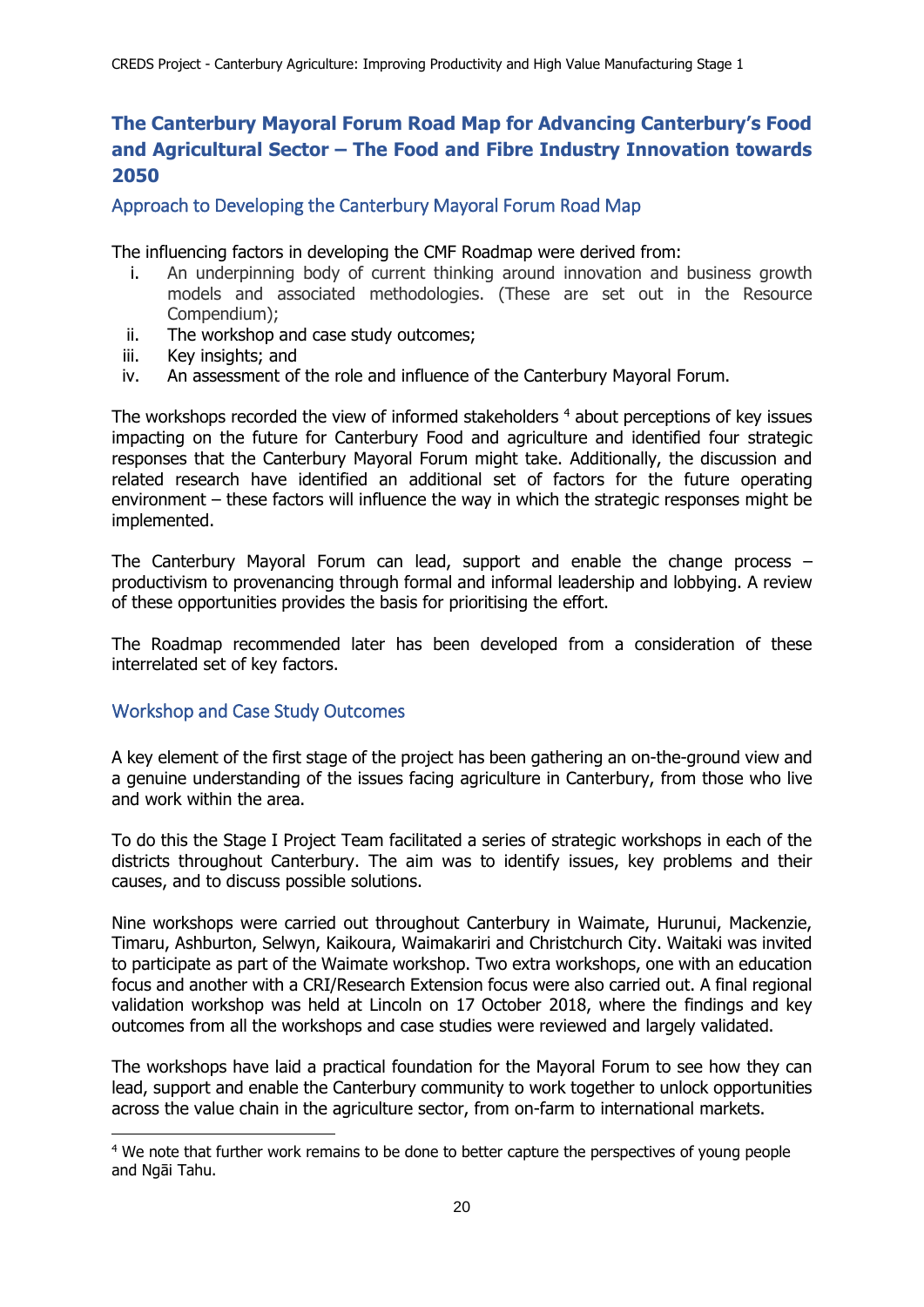## The Canterbury Mayoral Forum Road Map for Advancing Canterbury's Food and Agricultural Sector – The Food and Fibre Industry Innovation towards 2050

### Approach to Developing the Canterbury Mayoral Forum Road Map

The influencing factors in developing the CMF Roadmap were derived from:

i. An underpinning body of current thinking around innovation and business growth models and associated methodologies. (These are set out in the Resource Compendium);
ii. The workshop and case study outcomes;
iii. Key insights; and
iv. An assessment of the role and influence of the Canterbury Mayoral Forum.

The workshops recorded the view of informed stakeholders [4] about perceptions of key issues impacting on the future for Canterbury Food and agriculture and identified four strategic responses that the Canterbury Mayoral Forum might take. Additionally, the discussion and related research have identified an additional set of factors for the future operating environment – these factors will influence the way in which the strategic responses might be implemented.

The Canterbury Mayoral Forum can lead, support and enable the change process – productivism to provenancing through formal and informal leadership and lobbying. A review of these opportunities provides the basis for prioritising the effort.

The Roadmap recommended later has been developed from a consideration of these interrelated set of key factors.

### Workshop and Case Study Outcomes

A key element of the first stage of the project has been gathering an on-the-ground view and a genuine understanding of the issues facing agriculture in Canterbury, from those who live and work within the area.

To do this the Stage I Project Team facilitated a series of strategic workshops in each of the districts throughout Canterbury. The aim was to identify issues, key problems and their causes, and to discuss possible solutions.

Nine workshops were carried out throughout Canterbury in Waimate, Hurunui, Mackenzie, Timaru, Ashburton, Selwyn, Kaikoura, Waimakariri and Christchurch City. Waitaki was invited to participate as part of the Waimate workshop. Two extra workshops, one with an education focus and another with a CRI/Research Extension focus were also carried out. A final regional validation workshop was held at Lincoln on 17 October 2018, where the findings and key outcomes from all the workshops and case studies were reviewed and largely validated.

The workshops have laid a practical foundation for the Mayoral Forum to see how they can lead, support and enable the Canterbury community to work together to unlock opportunities across the value chain in the agriculture sector, from on-farm to international markets.

[4] We note that further work remains to be done to better capture the perspectives of young people and Ngāi Tahu.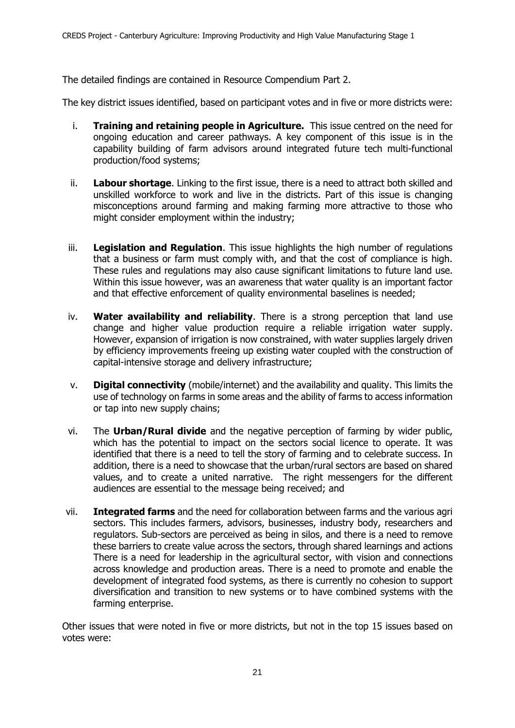The detailed findings are contained in Resource Compendium Part 2.

The key district issues identified, based on participant votes and in five or more districts were:

i. **Training and retaining people in Agriculture.** This issue centred on the need for ongoing education and career pathways. A key component of this issue is in the capability building of farm advisors around integrated future tech multi-functional production/food systems;

ii. **Labour shortage**. Linking to the first issue, there is a need to attract both skilled and unskilled workforce to work and live in the districts. Part of this issue is changing misconceptions around farming and making farming more attractive to those who might consider employment within the industry;

iii. **Legislation and Regulation**. This issue highlights the high number of regulations that a business or farm must comply with, and that the cost of compliance is high. These rules and regulations may also cause significant limitations to future land use. Within this issue however, was an awareness that water quality is an important factor and that effective enforcement of quality environmental baselines is needed;

iv. **Water availability and reliability**. There is a strong perception that land use change and higher value production require a reliable irrigation water supply. However, expansion of irrigation is now constrained, with water supplies largely driven by efficiency improvements freeing up existing water coupled with the construction of capital-intensive storage and delivery infrastructure;

v. **Digital connectivity** (mobile/internet) and the availability and quality. This limits the use of technology on farms in some areas and the ability of farms to access information or tap into new supply chains;

vi. The **Urban/Rural divide** and the negative perception of farming by wider public, which has the potential to impact on the sectors social licence to operate. It was identified that there is a need to tell the story of farming and to celebrate success. In addition, there is a need to showcase that the urban/rural sectors are based on shared values, and to create a united narrative. The right messengers for the different audiences are essential to the message being received; and

vii. **Integrated farms** and the need for collaboration between farms and the various agri sectors. This includes farmers, advisors, businesses, industry body, researchers and regulators. Sub-sectors are perceived as being in silos, and there is a need to remove these barriers to create value across the sectors, through shared learnings and actions There is a need for leadership in the agricultural sector, with vision and connections across knowledge and production areas. There is a need to promote and enable the development of integrated food systems, as there is currently no cohesion to support diversification and transition to new systems or to have combined systems with the farming enterprise.

Other issues that were noted in five or more districts, but not in the top 15 issues based on votes were: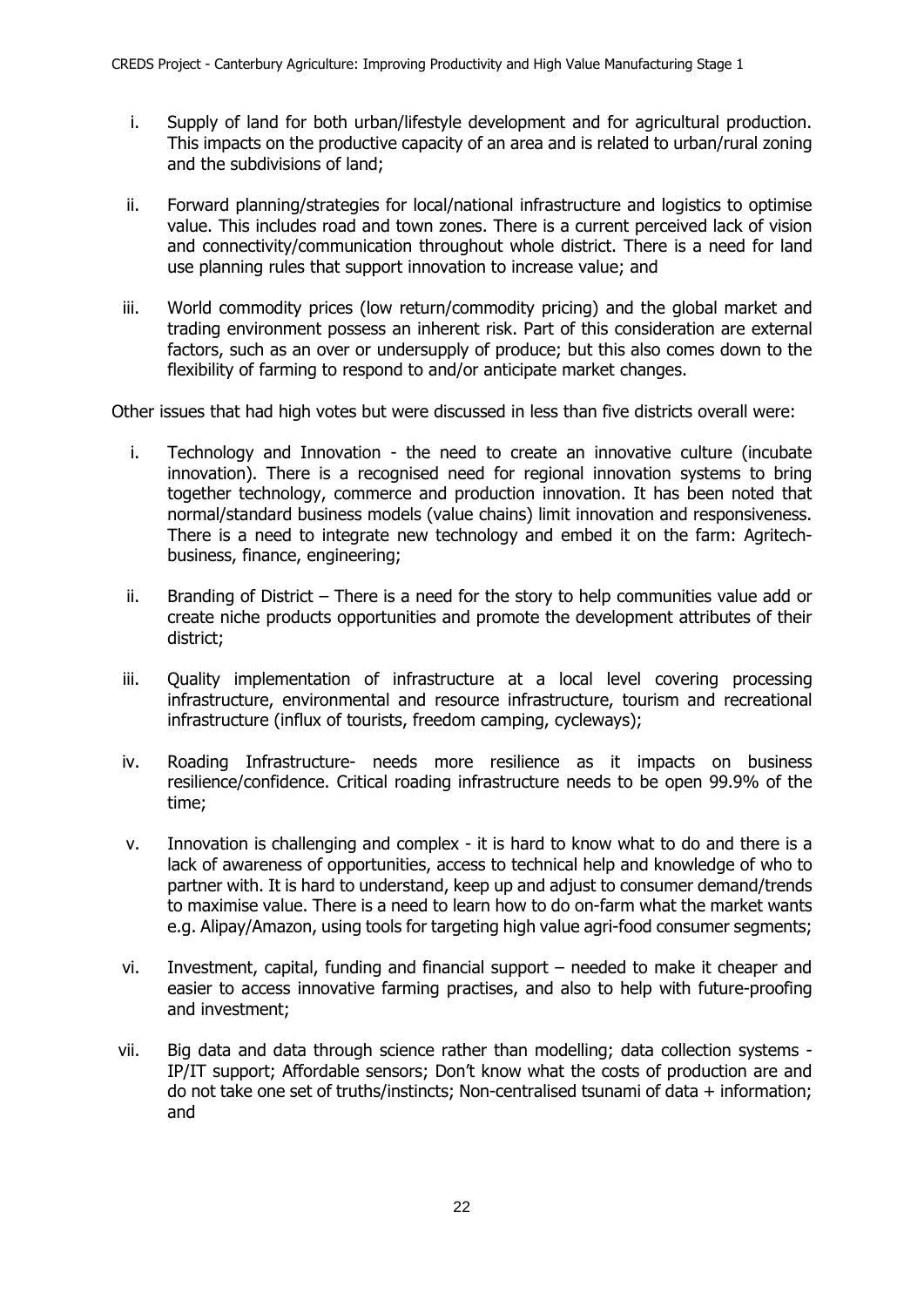i. Supply of land for both urban/lifestyle development and for agricultural production. This impacts on the productive capacity of an area and is related to urban/rural zoning and the subdivisions of land;

ii. Forward planning/strategies for local/national infrastructure and logistics to optimise value. This includes road and town zones. There is a current perceived lack of vision and connectivity/communication throughout whole district. There is a need for land use planning rules that support innovation to increase value; and

iii. World commodity prices (low return/commodity pricing) and the global market and trading environment possess an inherent risk. Part of this consideration are external factors, such as an over or undersupply of produce; but this also comes down to the flexibility of farming to respond to and/or anticipate market changes.

Other issues that had high votes but were discussed in less than five districts overall were:

i. Technology and Innovation - the need to create an innovative culture (incubate innovation). There is a recognised need for regional innovation systems to bring together technology, commerce and production innovation. It has been noted that normal/standard business models (value chains) limit innovation and responsiveness. There is a need to integrate new technology and embed it on the farm: Agritech-business, finance, engineering;

ii. Branding of District – There is a need for the story to help communities value add or create niche products opportunities and promote the development attributes of their district;

iii. Quality implementation of infrastructure at a local level covering processing infrastructure, environmental and resource infrastructure, tourism and recreational infrastructure (influx of tourists, freedom camping, cycleways);

iv. Roading Infrastructure- needs more resilience as it impacts on business resilience/confidence. Critical roading infrastructure needs to be open 99.9% of the time;

v. Innovation is challenging and complex - it is hard to know what to do and there is a lack of awareness of opportunities, access to technical help and knowledge of who to partner with. It is hard to understand, keep up and adjust to consumer demand/trends to maximise value. There is a need to learn how to do on-farm what the market wants e.g. Alipay/Amazon, using tools for targeting high value agri-food consumer segments;

vi. Investment, capital, funding and financial support – needed to make it cheaper and easier to access innovative farming practises, and also to help with future-proofing and investment;

vii. Big data and data through science rather than modelling; data collection systems - IP/IT support; Affordable sensors; Don't know what the costs of production are and do not take one set of truths/instincts; Non-centralised tsunami of data + information; and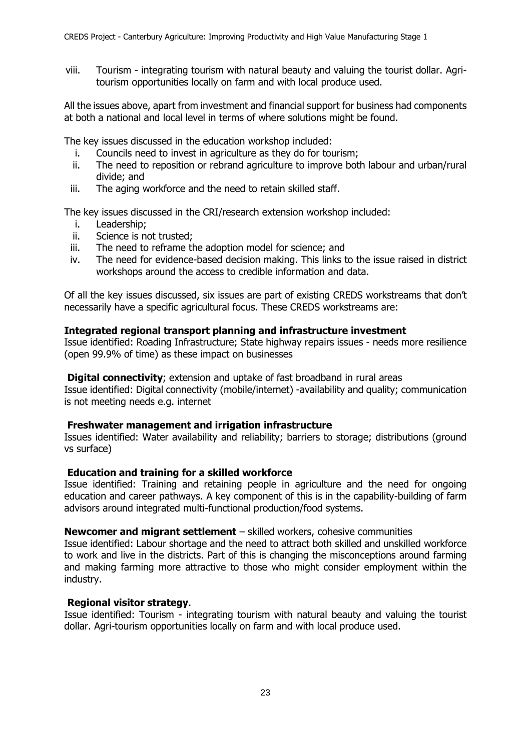viii. Tourism - integrating tourism with natural beauty and valuing the tourist dollar. Agri-tourism opportunities locally on farm and with local produce used.

All the issues above, apart from investment and financial support for business had components at both a national and local level in terms of where solutions might be found.

The key issues discussed in the education workshop included:

i. Councils need to invest in agriculture as they do for tourism;
ii. The need to reposition or rebrand agriculture to improve both labour and urban/rural divide; and
iii. The aging workforce and the need to retain skilled staff.

The key issues discussed in the CRI/research extension workshop included:

i. Leadership;
ii. Science is not trusted;
iii. The need to reframe the adoption model for science; and
iv. The need for evidence-based decision making. This links to the issue raised in district workshops around the access to credible information and data.

Of all the key issues discussed, six issues are part of existing CREDS workstreams that don't necessarily have a specific agricultural focus. These CREDS workstreams are:

**Integrated regional transport planning and infrastructure investment**
Issue identified: Roading Infrastructure; State highway repairs issues - needs more resilience (open 99.9% of time) as these impact on businesses

**Digital connectivity**; extension and uptake of fast broadband in rural areas
Issue identified: Digital connectivity (mobile/internet) -availability and quality; communication is not meeting needs e.g. internet

**Freshwater management and irrigation infrastructure**
Issues identified: Water availability and reliability; barriers to storage; distributions (ground vs surface)

**Education and training for a skilled workforce**
Issue identified: Training and retaining people in agriculture and the need for ongoing education and career pathways. A key component of this is in the capability-building of farm advisors around integrated multi-functional production/food systems.

**Newcomer and migrant settlement** – skilled workers, cohesive communities
Issue identified: Labour shortage and the need to attract both skilled and unskilled workforce to work and live in the districts. Part of this is changing the misconceptions around farming and making farming more attractive to those who might consider employment within the industry.

**Regional visitor strategy**.
Issue identified: Tourism - integrating tourism with natural beauty and valuing the tourist dollar. Agri-tourism opportunities locally on farm and with local produce used.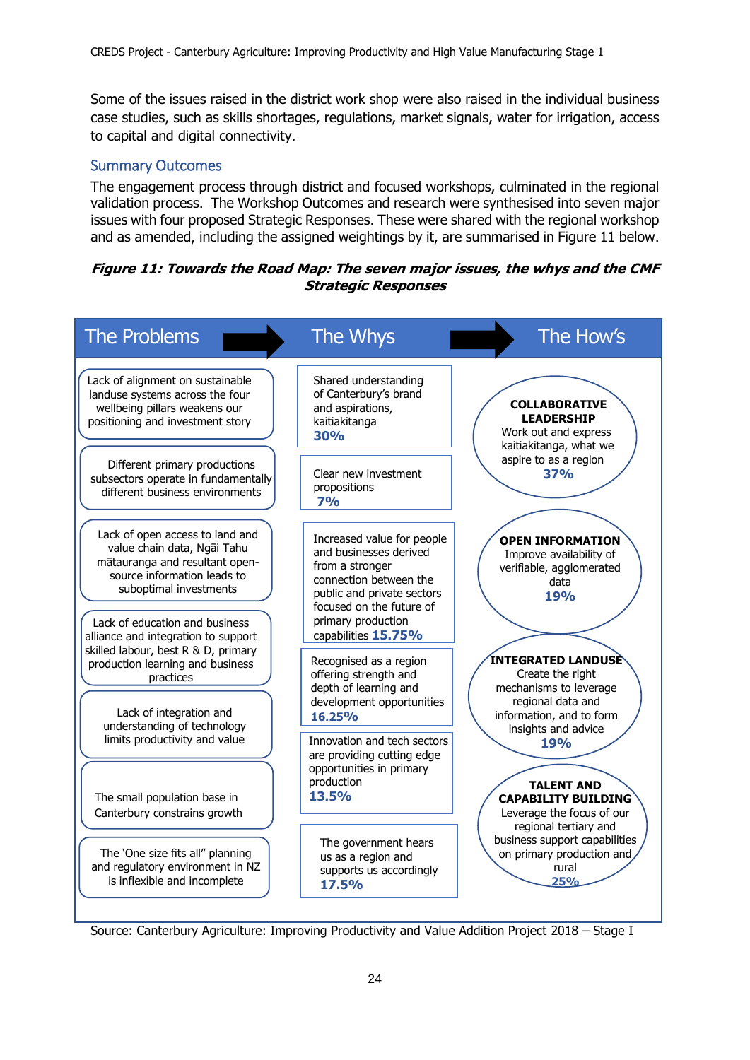Some of the issues raised in the district work shop were also raised in the individual business case studies, such as skills shortages, regulations, market signals, water for irrigation, access to capital and digital connectivity.

## Summary Outcomes

The engagement process through district and focused workshops, culminated in the regional validation process. The Workshop Outcomes and research were synthesised into seven major issues with four proposed Strategic Responses. These were shared with the regional workshop and as amended, including the assigned weightings by it, are summarised in Figure 11 below.

***Figure 11: Towards the Road Map: The seven major issues, the whys and the CMF Strategic Responses***

| The Problems | The Whys | The How's |
|---|---|---|
| Lack of alignment on sustainable landuse systems across the four wellbeing pillars weakens our positioning and investment story | Shared understanding of Canterbury's brand and aspirations, kaitiakitanga **30%** | **COLLABORATIVE LEADERSHIP** Work out and express kaitiakitanga, what we aspire to as a region **37%** |
| Different primary productions subsectors operate in fundamentally different business environments | Clear new investment propositions **7%** | |
| Lack of open access to land and value chain data, Ngāi Tahu mātauranga and resultant open-source information leads to suboptimal investments | Increased value for people and businesses derived from a stronger connection between the public and private sectors focused on the future of primary production capabilities **15.75%** | **OPEN INFORMATION** Improve availability of verifiable, agglomerated data **19%** |
| Lack of education and business alliance and integration to support skilled labour, best R & D, primary production learning and business practices | Recognised as a region offering strength and depth of learning and development opportunities **16.25%** | **INTEGRATED LANDUSE** Create the right mechanisms to leverage regional data and information, and to form insights and advice **19%** |
| Lack of integration and understanding of technology limits productivity and value | Innovation and tech sectors are providing cutting edge opportunities in primary production **13.5%** | |
| The small population base in Canterbury constrains growth | | **TALENT AND CAPABILITY BUILDING** Leverage the focus of our regional tertiary and business support capabilities on primary production and rural **25%** |
| The 'One size fits all" planning and regulatory environment in NZ is inflexible and incomplete | The government hears us as a region and supports us accordingly **17.5%** | |

Source: Canterbury Agriculture: Improving Productivity and Value Addition Project 2018 – Stage I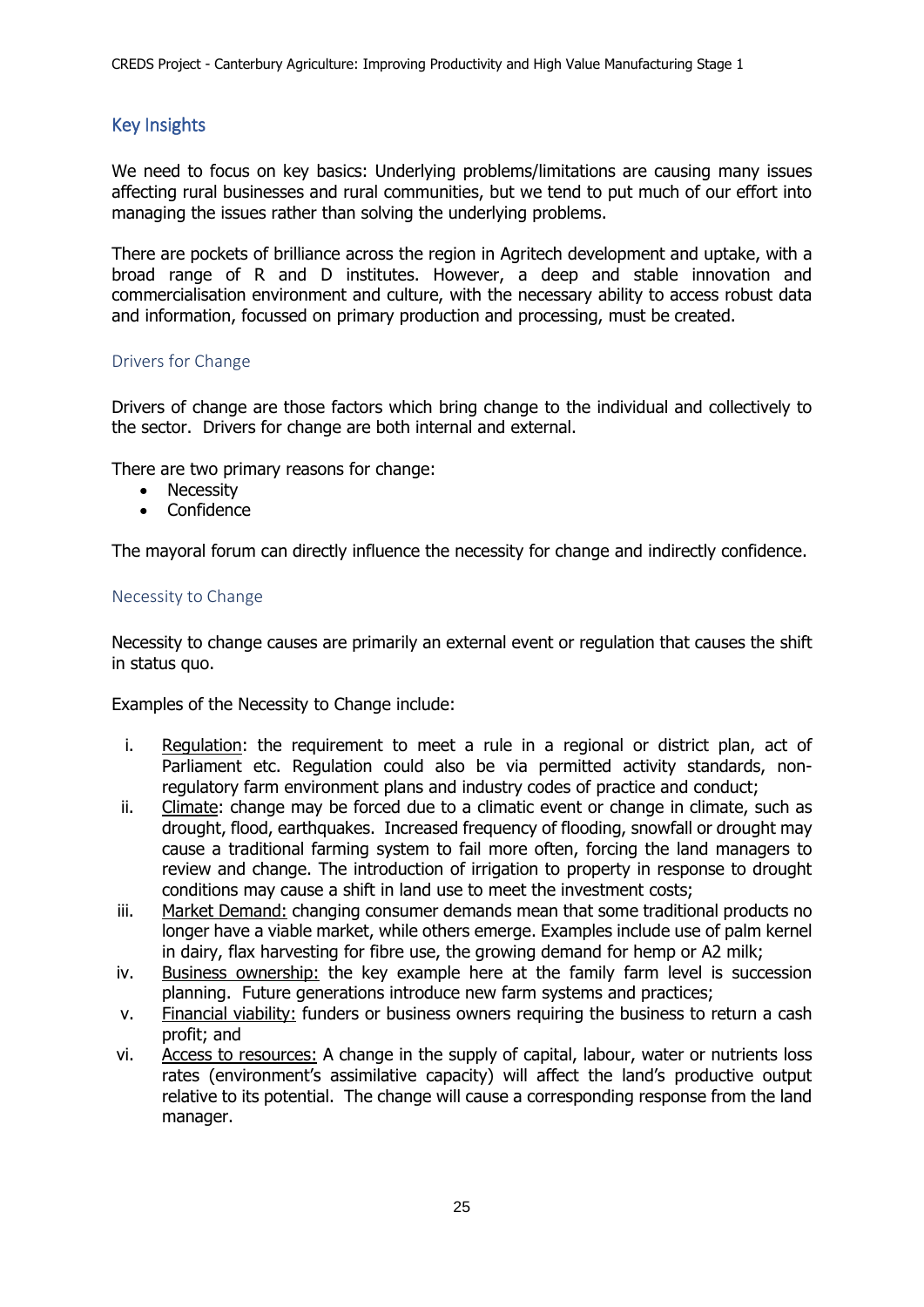## Key Insights

We need to focus on key basics: Underlying problems/limitations are causing many issues affecting rural businesses and rural communities, but we tend to put much of our effort into managing the issues rather than solving the underlying problems.

There are pockets of brilliance across the region in Agritech development and uptake, with a broad range of R and D institutes. However, a deep and stable innovation and commercialisation environment and culture, with the necessary ability to access robust data and information, focussed on primary production and processing, must be created.

### Drivers for Change

Drivers of change are those factors which bring change to the individual and collectively to the sector. Drivers for change are both internal and external.

There are two primary reasons for change:

- Necessity
- Confidence

The mayoral forum can directly influence the necessity for change and indirectly confidence.

### Necessity to Change

Necessity to change causes are primarily an external event or regulation that causes the shift in status quo.

Examples of the Necessity to Change include:

i. <u>Regulation</u>: the requirement to meet a rule in a regional or district plan, act of Parliament etc. Regulation could also be via permitted activity standards, non-regulatory farm environment plans and industry codes of practice and conduct;
ii. <u>Climate</u>: change may be forced due to a climatic event or change in climate, such as drought, flood, earthquakes. Increased frequency of flooding, snowfall or drought may cause a traditional farming system to fail more often, forcing the land managers to review and change. The introduction of irrigation to property in response to drought conditions may cause a shift in land use to meet the investment costs;
iii. <u>Market Demand:</u> changing consumer demands mean that some traditional products no longer have a viable market, while others emerge. Examples include use of palm kernel in dairy, flax harvesting for fibre use, the growing demand for hemp or A2 milk;
iv. <u>Business ownership:</u> the key example here at the family farm level is succession planning. Future generations introduce new farm systems and practices;
v. <u>Financial viability:</u> funders or business owners requiring the business to return a cash profit; and
vi. <u>Access to resources:</u> A change in the supply of capital, labour, water or nutrients loss rates (environment's assimilative capacity) will affect the land's productive output relative to its potential. The change will cause a corresponding response from the land manager.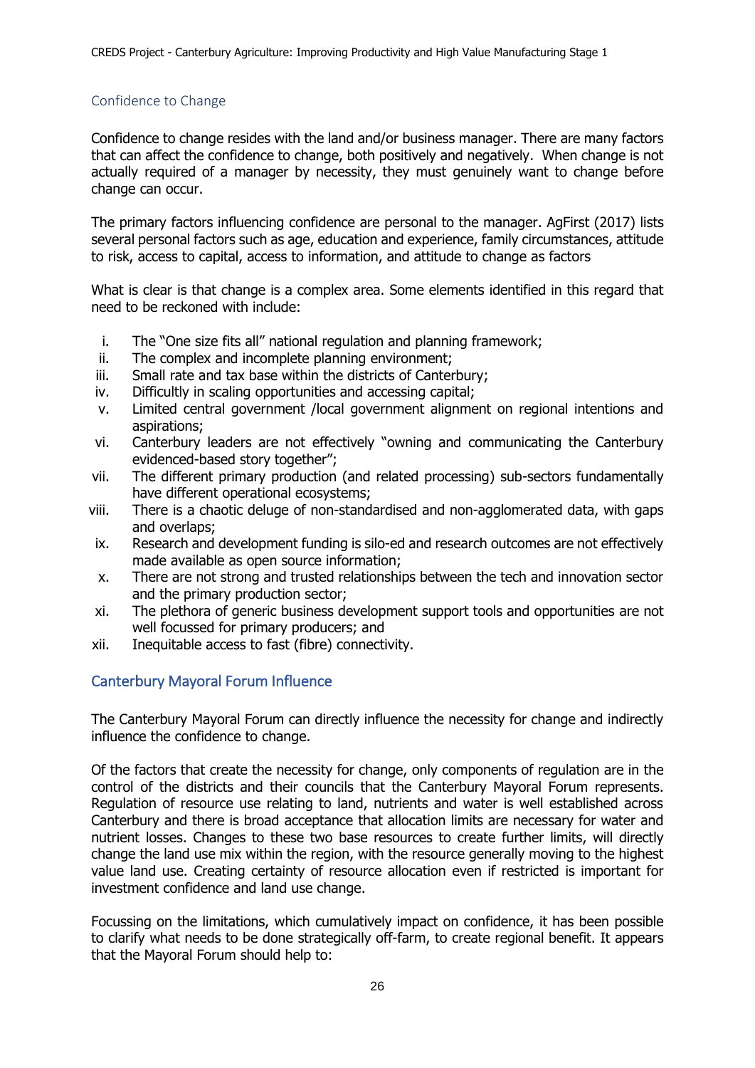## Confidence to Change

Confidence to change resides with the land and/or business manager. There are many factors that can affect the confidence to change, both positively and negatively. When change is not actually required of a manager by necessity, they must genuinely want to change before change can occur.

The primary factors influencing confidence are personal to the manager. AgFirst (2017) lists several personal factors such as age, education and experience, family circumstances, attitude to risk, access to capital, access to information, and attitude to change as factors

What is clear is that change is a complex area. Some elements identified in this regard that need to be reckoned with include:

i. The "One size fits all" national regulation and planning framework;
ii. The complex and incomplete planning environment;
iii. Small rate and tax base within the districts of Canterbury;
iv. Difficultly in scaling opportunities and accessing capital;
v. Limited central government /local government alignment on regional intentions and aspirations;
vi. Canterbury leaders are not effectively "owning and communicating the Canterbury evidenced-based story together";
vii. The different primary production (and related processing) sub-sectors fundamentally have different operational ecosystems;
viii. There is a chaotic deluge of non-standardised and non-agglomerated data, with gaps and overlaps;
ix. Research and development funding is silo-ed and research outcomes are not effectively made available as open source information;
x. There are not strong and trusted relationships between the tech and innovation sector and the primary production sector;
xi. The plethora of generic business development support tools and opportunities are not well focussed for primary producers; and
xii. Inequitable access to fast (fibre) connectivity.

## Canterbury Mayoral Forum Influence

The Canterbury Mayoral Forum can directly influence the necessity for change and indirectly influence the confidence to change.

Of the factors that create the necessity for change, only components of regulation are in the control of the districts and their councils that the Canterbury Mayoral Forum represents. Regulation of resource use relating to land, nutrients and water is well established across Canterbury and there is broad acceptance that allocation limits are necessary for water and nutrient losses. Changes to these two base resources to create further limits, will directly change the land use mix within the region, with the resource generally moving to the highest value land use. Creating certainty of resource allocation even if restricted is important for investment confidence and land use change.

Focussing on the limitations, which cumulatively impact on confidence, it has been possible to clarify what needs to be done strategically off-farm, to create regional benefit. It appears that the Mayoral Forum should help to: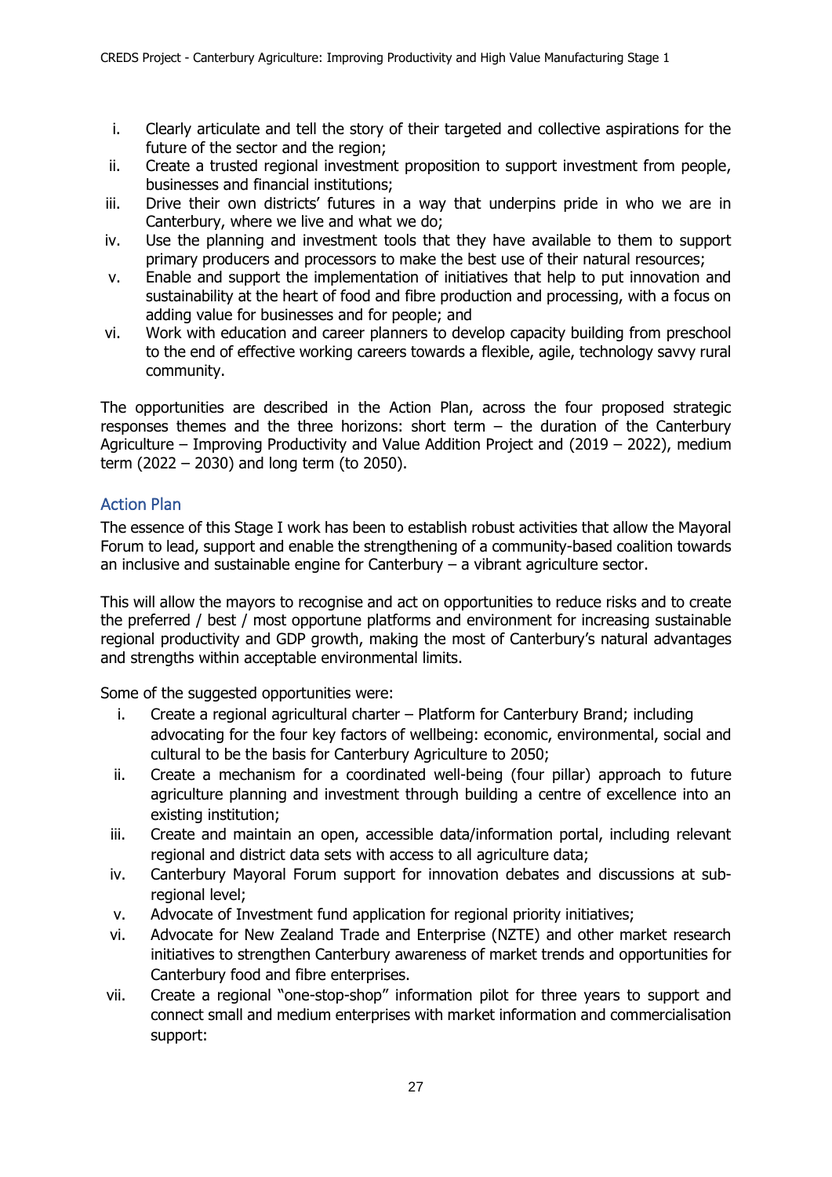i. Clearly articulate and tell the story of their targeted and collective aspirations for the future of the sector and the region;
ii. Create a trusted regional investment proposition to support investment from people, businesses and financial institutions;
iii. Drive their own districts' futures in a way that underpins pride in who we are in Canterbury, where we live and what we do;
iv. Use the planning and investment tools that they have available to them to support primary producers and processors to make the best use of their natural resources;
v. Enable and support the implementation of initiatives that help to put innovation and sustainability at the heart of food and fibre production and processing, with a focus on adding value for businesses and for people; and
vi. Work with education and career planners to develop capacity building from preschool to the end of effective working careers towards a flexible, agile, technology savvy rural community.

The opportunities are described in the Action Plan, across the four proposed strategic responses themes and the three horizons: short term – the duration of the Canterbury Agriculture – Improving Productivity and Value Addition Project and (2019 – 2022), medium term (2022 – 2030) and long term (to 2050).

## Action Plan

The essence of this Stage I work has been to establish robust activities that allow the Mayoral Forum to lead, support and enable the strengthening of a community-based coalition towards an inclusive and sustainable engine for Canterbury – a vibrant agriculture sector.

This will allow the mayors to recognise and act on opportunities to reduce risks and to create the preferred / best / most opportune platforms and environment for increasing sustainable regional productivity and GDP growth, making the most of Canterbury's natural advantages and strengths within acceptable environmental limits.

Some of the suggested opportunities were:

i. Create a regional agricultural charter – Platform for Canterbury Brand; including advocating for the four key factors of wellbeing: economic, environmental, social and cultural to be the basis for Canterbury Agriculture to 2050;
ii. Create a mechanism for a coordinated well-being (four pillar) approach to future agriculture planning and investment through building a centre of excellence into an existing institution;
iii. Create and maintain an open, accessible data/information portal, including relevant regional and district data sets with access to all agriculture data;
iv. Canterbury Mayoral Forum support for innovation debates and discussions at sub-regional level;
v. Advocate of Investment fund application for regional priority initiatives;
vi. Advocate for New Zealand Trade and Enterprise (NZTE) and other market research initiatives to strengthen Canterbury awareness of market trends and opportunities for Canterbury food and fibre enterprises.
vii. Create a regional "one-stop-shop" information pilot for three years to support and connect small and medium enterprises with market information and commercialisation support: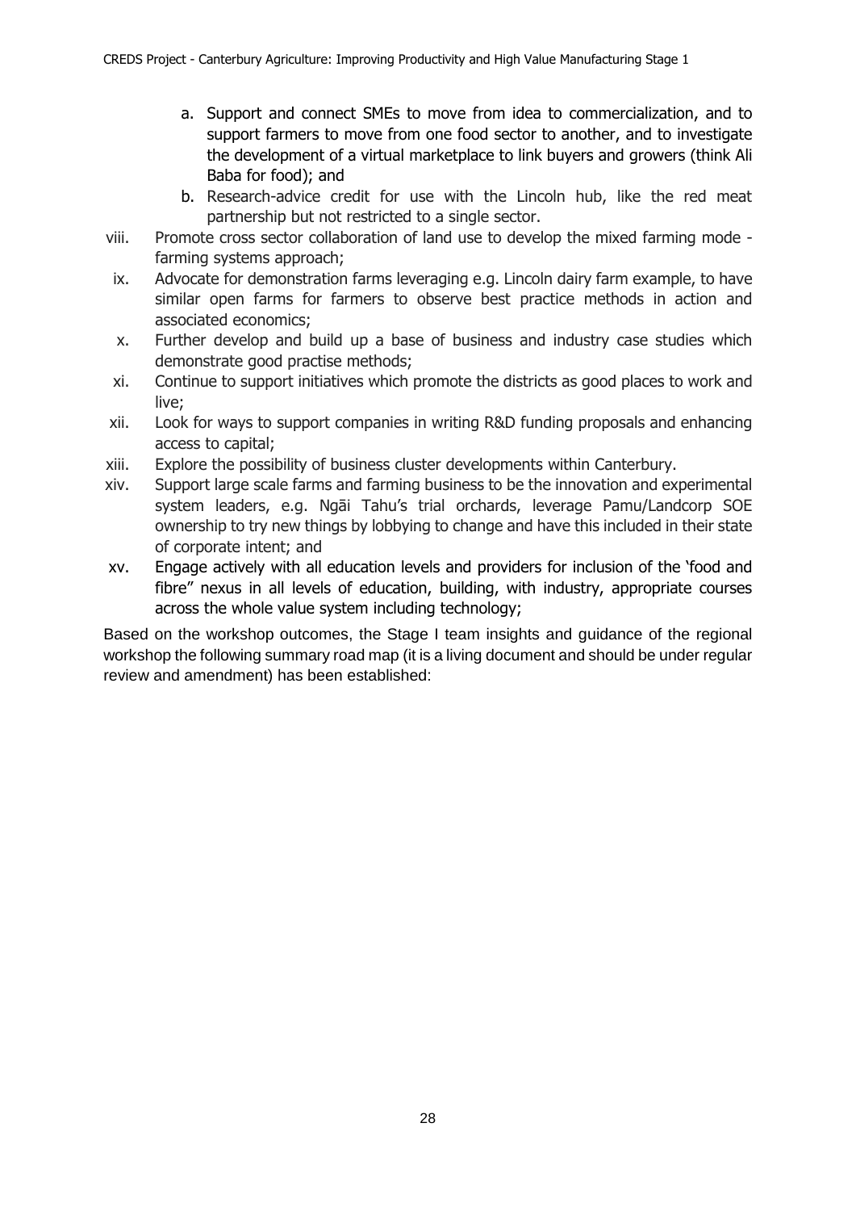a. Support and connect SMEs to move from idea to commercialization, and to support farmers to move from one food sector to another, and to investigate the development of a virtual marketplace to link buyers and growers (think Ali Baba for food); and
   b. Research-advice credit for use with the Lincoln hub, like the red meat partnership but not restricted to a single sector.

viii. Promote cross sector collaboration of land use to develop the mixed farming mode - farming systems approach;

ix. Advocate for demonstration farms leveraging e.g. Lincoln dairy farm example, to have similar open farms for farmers to observe best practice methods in action and associated economics;

x. Further develop and build up a base of business and industry case studies which demonstrate good practise methods;

xi. Continue to support initiatives which promote the districts as good places to work and live;

xii. Look for ways to support companies in writing R&D funding proposals and enhancing access to capital;

xiii. Explore the possibility of business cluster developments within Canterbury.

xiv. Support large scale farms and farming business to be the innovation and experimental system leaders, e.g. Ngāi Tahu's trial orchards, leverage Pamu/Landcorp SOE ownership to try new things by lobbying to change and have this included in their state of corporate intent; and

xv. Engage actively with all education levels and providers for inclusion of the 'food and fibre" nexus in all levels of education, building, with industry, appropriate courses across the whole value system including technology;

Based on the workshop outcomes, the Stage I team insights and guidance of the regional workshop the following summary road map (it is a living document and should be under regular review and amendment) has been established: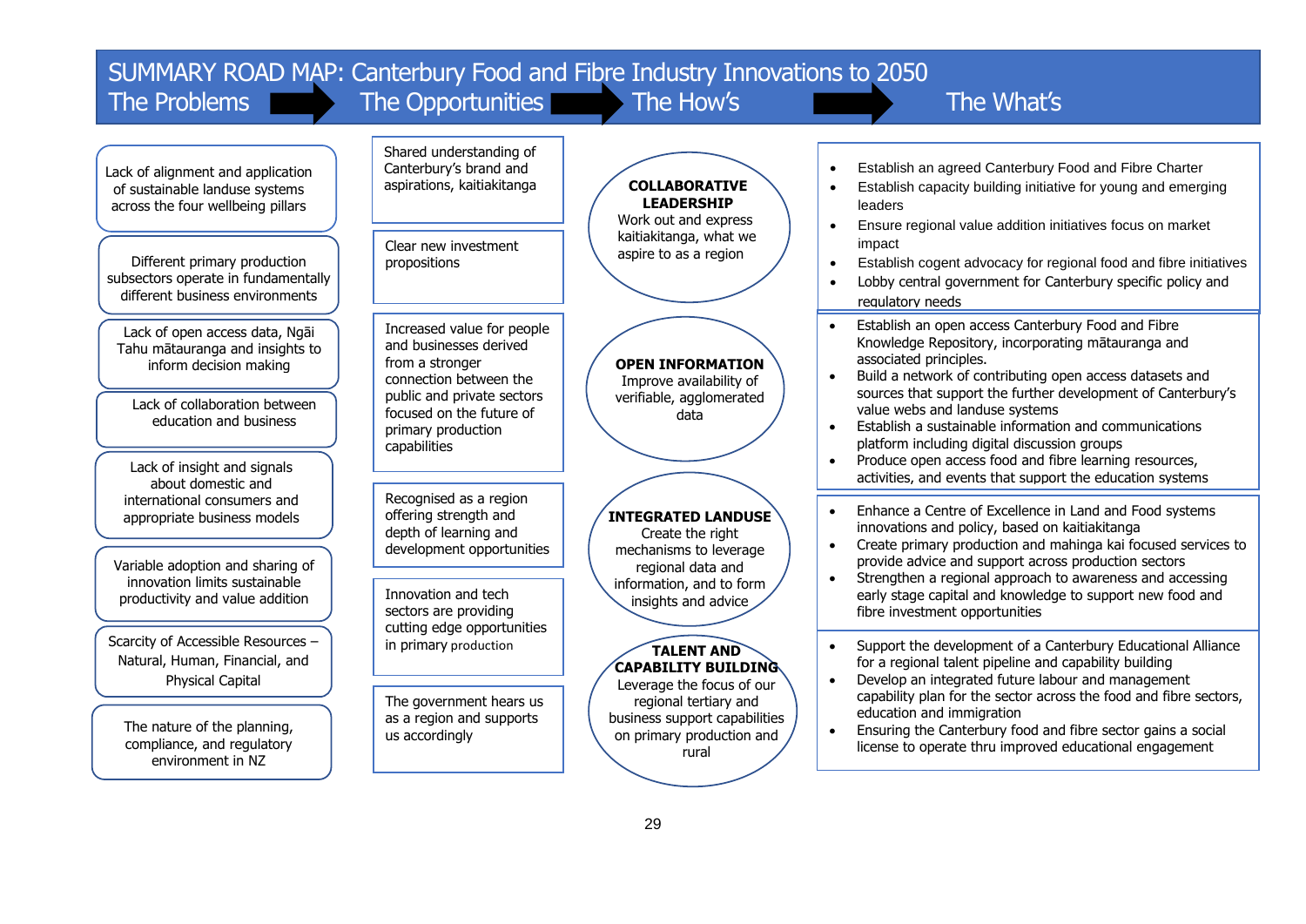# SUMMARY ROAD MAP: Canterbury Food and Fibre Industry Innovations to 2050

**The Problems → The Opportunities → The How's → The What's**

## The Problems

- Lack of alignment and application of sustainable landuse systems across the four wellbeing pillars
- Different primary production subsectors operate in fundamentally different business environments
- Lack of open access data, Ngāi Tahu mātauranga and insights to inform decision making
- Lack of collaboration between education and business
- Lack of insight and signals about domestic and international consumers and appropriate business models
- Variable adoption and sharing of innovation limits sustainable productivity and value addition
- Scarcity of Accessible Resources – Natural, Human, Financial, and Physical Capital
- The nature of the planning, compliance, and regulatory environment in NZ

## The Opportunities

- Shared understanding of Canterbury's brand and aspirations, kaitiakitanga
- Clear new investment propositions
- Increased value for people and businesses derived from a stronger connection between the public and private sectors focused on the future of primary production capabilities
- Recognised as a region offering strength and depth of learning and development opportunities
- Innovation and tech sectors are providing cutting edge opportunities in primary production
- The government hears us as a region and supports us accordingly

## The How's and The What's

**COLLABORATIVE LEADERSHIP**
Work out and express kaitiakitanga, what we aspire to as a region

- Establish an agreed Canterbury Food and Fibre Charter
- Establish capacity building initiative for young and emerging leaders
- Ensure regional value addition initiatives focus on market impact
- Establish cogent advocacy for regional food and fibre initiatives
- Lobby central government for Canterbury specific policy and regulatory needs

**OPEN INFORMATION**
Improve availability of verifiable, agglomerated data

- Establish an open access Canterbury Food and Fibre Knowledge Repository, incorporating mātauranga and associated principles.
- Build a network of contributing open access datasets and sources that support the further development of Canterbury's value webs and landuse systems
- Establish a sustainable information and communications platform including digital discussion groups
- Produce open access food and fibre learning resources, activities, and events that support the education systems

**INTEGRATED LANDUSE**
Create the right mechanisms to leverage regional data and information, and to form insights and advice

- Enhance a Centre of Excellence in Land and Food systems innovations and policy, based on kaitiakitanga
- Create primary production and mahinga kai focused services to provide advice and support across production sectors
- Strengthen a regional approach to awareness and accessing early stage capital and knowledge to support new food and fibre investment opportunities

**TALENT AND CAPABILITY BUILDING**
Leverage the focus of our regional tertiary and business support capabilities on primary production and rural

- Support the development of a Canterbury Educational Alliance for a regional talent pipeline and capability building
- Develop an integrated future labour and management capability plan for the sector across the food and fibre sectors, education and immigration
- Ensuring the Canterbury food and fibre sector gains a social license to operate thru improved educational engagement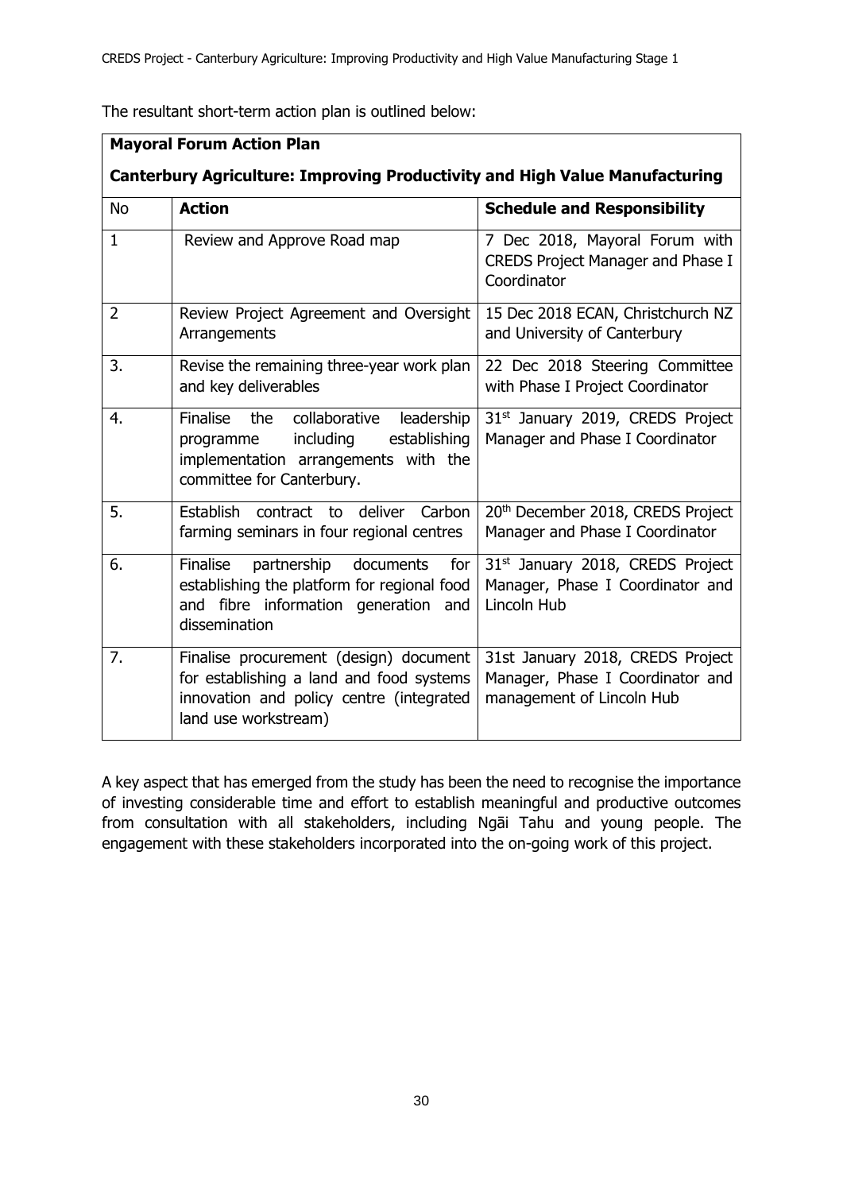The resultant short-term action plan is outlined below:

| **Mayoral Forum Action Plan**<br>**Canterbury Agriculture: Improving Productivity and High Value Manufacturing** | | |
|---|---|---|
| No | **Action** | **Schedule and Responsibility** |
| 1 | Review and Approve Road map | 7 Dec 2018, Mayoral Forum with CREDS Project Manager and Phase I Coordinator |
| 2 | Review Project Agreement and Oversight Arrangements | 15 Dec 2018 ECAN, Christchurch NZ and University of Canterbury |
| 3. | Revise the remaining three-year work plan and key deliverables | 22 Dec 2018 Steering Committee with Phase I Project Coordinator |
| 4. | Finalise the collaborative leadership programme including establishing implementation arrangements with the committee for Canterbury. | 31st January 2019, CREDS Project Manager and Phase I Coordinator |
| 5. | Establish contract to deliver Carbon farming seminars in four regional centres | 20th December 2018, CREDS Project Manager and Phase I Coordinator |
| 6. | Finalise partnership documents for establishing the platform for regional food and fibre information generation and dissemination | 31st January 2018, CREDS Project Manager, Phase I Coordinator and Lincoln Hub |
| 7. | Finalise procurement (design) document for establishing a land and food systems innovation and policy centre (integrated land use workstream) | 31st January 2018, CREDS Project Manager, Phase I Coordinator and management of Lincoln Hub |

A key aspect that has emerged from the study has been the need to recognise the importance of investing considerable time and effort to establish meaningful and productive outcomes from consultation with all stakeholders, including Ngāi Tahu and young people. The engagement with these stakeholders incorporated into the on-going work of this project.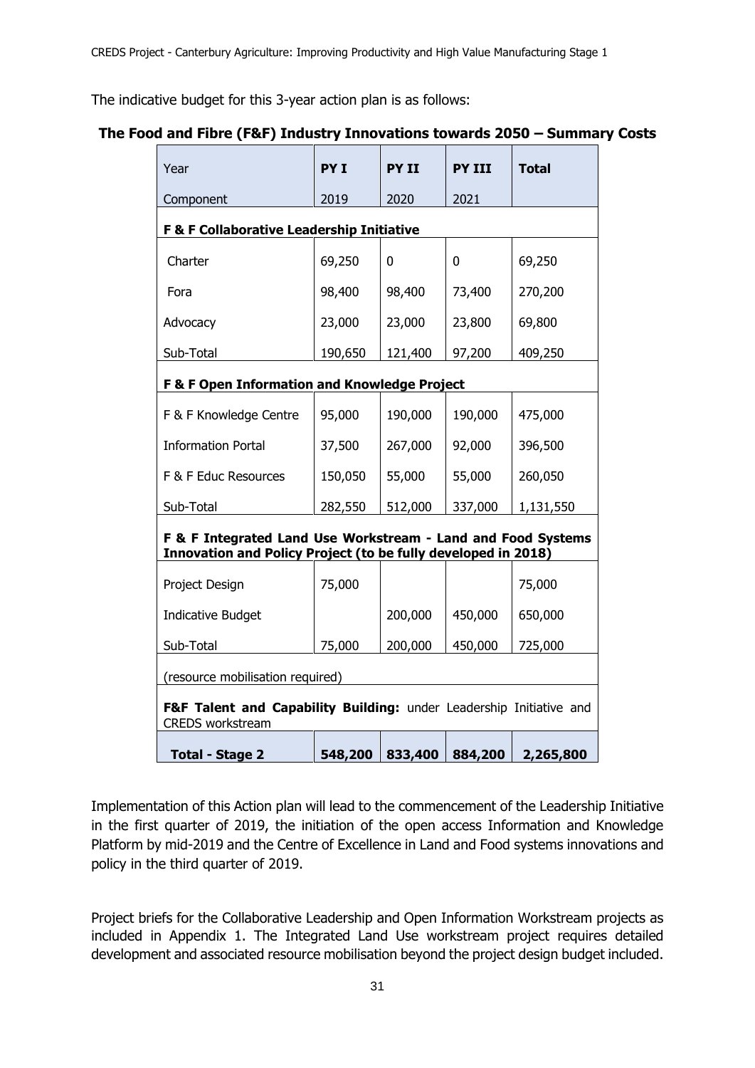The indicative budget for this 3-year action plan is as follows:

**The Food and Fibre (F&F) Industry Innovations towards 2050 – Summary Costs**

| Year<br>Component | PY I<br>2019 | PY II<br>2020 | PY III<br>2021 | Total |
|---|---|---|---|---|
| **F & F Collaborative Leadership Initiative** | | | | |
| Charter | 69,250 | 0 | 0 | 69,250 |
| Fora | 98,400 | 98,400 | 73,400 | 270,200 |
| Advocacy | 23,000 | 23,000 | 23,800 | 69,800 |
| Sub-Total | 190,650 | 121,400 | 97,200 | 409,250 |
| **F & F Open Information and Knowledge Project** | | | | |
| F & F Knowledge Centre | 95,000 | 190,000 | 190,000 | 475,000 |
| Information Portal | 37,500 | 267,000 | 92,000 | 396,500 |
| F & F Educ Resources | 150,050 | 55,000 | 55,000 | 260,050 |
| Sub-Total | 282,550 | 512,000 | 337,000 | 1,131,550 |
| **F & F Integrated Land Use Workstream - Land and Food Systems Innovation and Policy Project (to be fully developed in 2018)** | | | | |
| Project Design | 75,000 | | | 75,000 |
| Indicative Budget | | 200,000 | 450,000 | 650,000 |
| Sub-Total | 75,000 | 200,000 | 450,000 | 725,000 |
| (resource mobilisation required) | | | | |
| **F&F Talent and Capability Building:** under Leadership Initiative and CREDS workstream | | | | |
| **Total - Stage 2** | **548,200** | **833,400** | **884,200** | **2,265,800** |

Implementation of this Action plan will lead to the commencement of the Leadership Initiative in the first quarter of 2019, the initiation of the open access Information and Knowledge Platform by mid-2019 and the Centre of Excellence in Land and Food systems innovations and policy in the third quarter of 2019.

Project briefs for the Collaborative Leadership and Open Information Workstream projects as included in Appendix 1. The Integrated Land Use workstream project requires detailed development and associated resource mobilisation beyond the project design budget included.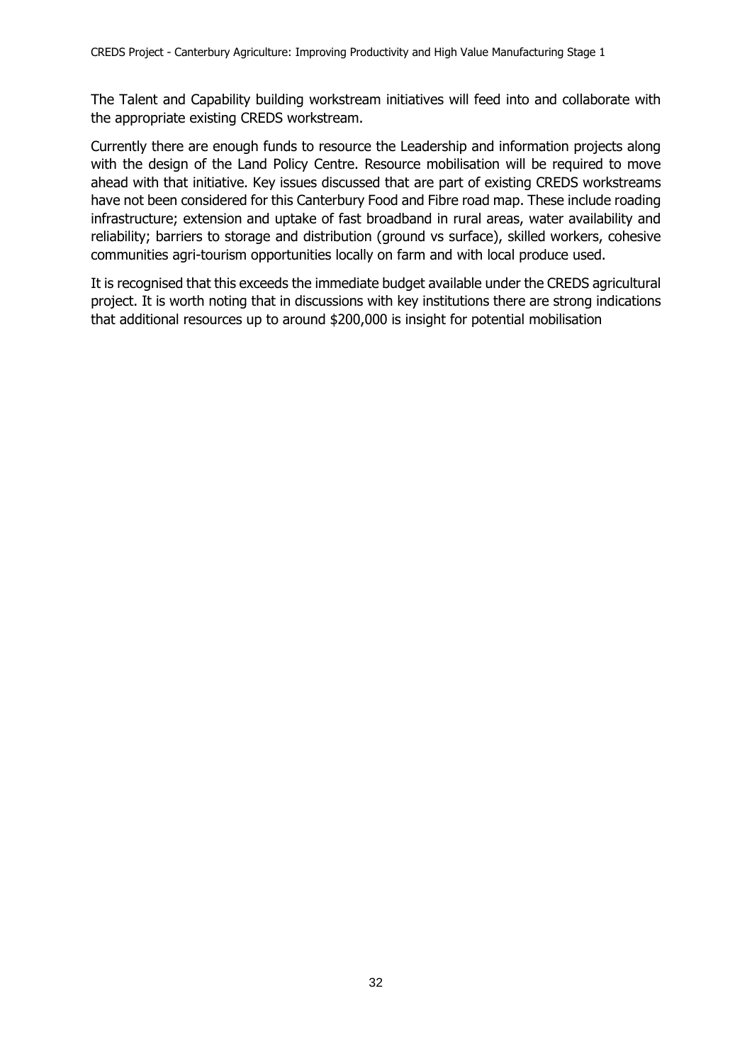The Talent and Capability building workstream initiatives will feed into and collaborate with the appropriate existing CREDS workstream.

Currently there are enough funds to resource the Leadership and information projects along with the design of the Land Policy Centre. Resource mobilisation will be required to move ahead with that initiative. Key issues discussed that are part of existing CREDS workstreams have not been considered for this Canterbury Food and Fibre road map. These include roading infrastructure; extension and uptake of fast broadband in rural areas, water availability and reliability; barriers to storage and distribution (ground vs surface), skilled workers, cohesive communities agri-tourism opportunities locally on farm and with local produce used.

It is recognised that this exceeds the immediate budget available under the CREDS agricultural project. It is worth noting that in discussions with key institutions there are strong indications that additional resources up to around $200,000 is insight for potential mobilisation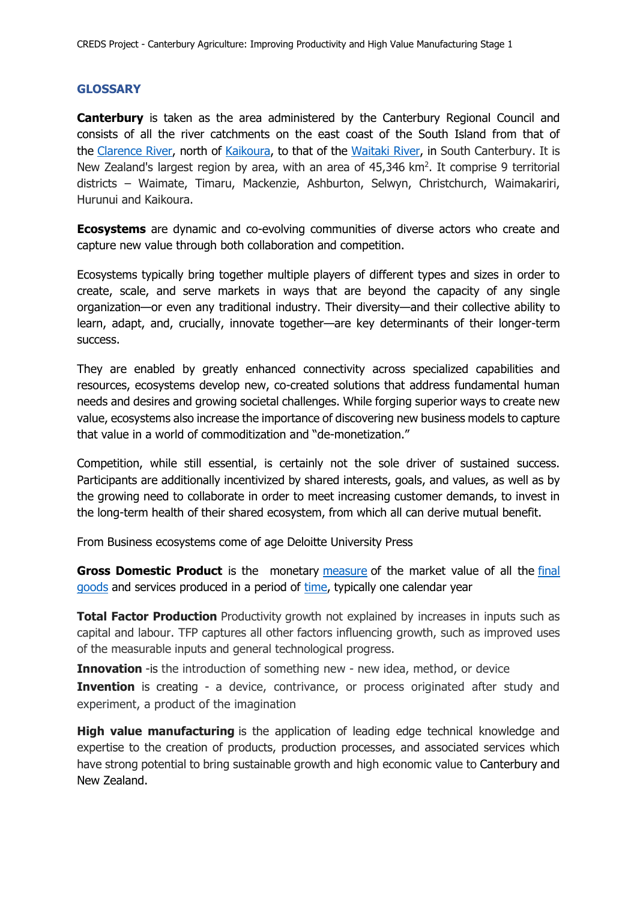## GLOSSARY

**Canterbury** is taken as the area administered by the Canterbury Regional Council and consists of all the river catchments on the east coast of the South Island from that of the Clarence River, north of Kaikoura, to that of the Waitaki River, in South Canterbury. It is New Zealand's largest region by area, with an area of 45,346 km$^2$. It comprise 9 territorial districts – Waimate, Timaru, Mackenzie, Ashburton, Selwyn, Christchurch, Waimakariri, Hurunui and Kaikoura.

**Ecosystems** are dynamic and co-evolving communities of diverse actors who create and capture new value through both collaboration and competition.

Ecosystems typically bring together multiple players of different types and sizes in order to create, scale, and serve markets in ways that are beyond the capacity of any single organization—or even any traditional industry. Their diversity—and their collective ability to learn, adapt, and, crucially, innovate together—are key determinants of their longer-term success.

They are enabled by greatly enhanced connectivity across specialized capabilities and resources, ecosystems develop new, co-created solutions that address fundamental human needs and desires and growing societal challenges. While forging superior ways to create new value, ecosystems also increase the importance of discovering new business models to capture that value in a world of commoditization and "de-monetization."

Competition, while still essential, is certainly not the sole driver of sustained success. Participants are additionally incentivized by shared interests, goals, and values, as well as by the growing need to collaborate in order to meet increasing customer demands, to invest in the long-term health of their shared ecosystem, from which all can derive mutual benefit.

From Business ecosystems come of age Deloitte University Press

**Gross Domestic Product** is the monetary measure of the market value of all the final goods and services produced in a period of time, typically one calendar year

**Total Factor Production** Productivity growth not explained by increases in inputs such as capital and labour. TFP captures all other factors influencing growth, such as improved uses of the measurable inputs and general technological progress.

**Innovation** -is the introduction of something new - new idea, method, or device

**Invention** is creating - a device, contrivance, or process originated after study and experiment, a product of the imagination

**High value manufacturing** is the application of leading edge technical knowledge and expertise to the creation of products, production processes, and associated services which have strong potential to bring sustainable growth and high economic value to Canterbury and New Zealand.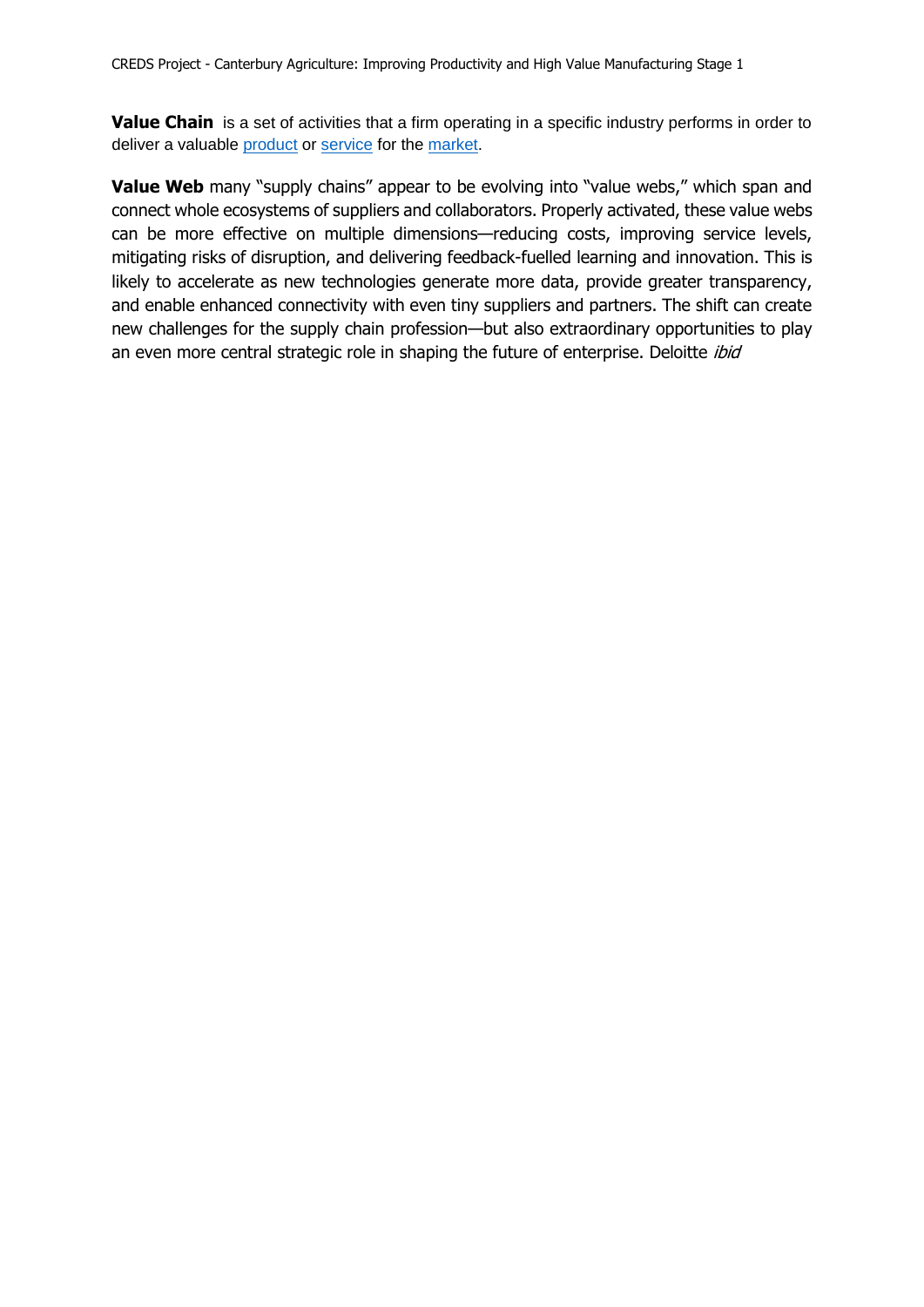**Value Chain** is a set of activities that a firm operating in a specific industry performs in order to deliver a valuable product or service for the market.

**Value Web** many "supply chains" appear to be evolving into "value webs," which span and connect whole ecosystems of suppliers and collaborators. Properly activated, these value webs can be more effective on multiple dimensions—reducing costs, improving service levels, mitigating risks of disruption, and delivering feedback-fuelled learning and innovation. This is likely to accelerate as new technologies generate more data, provide greater transparency, and enable enhanced connectivity with even tiny suppliers and partners. The shift can create new challenges for the supply chain profession—but also extraordinary opportunities to play an even more central strategic role in shaping the future of enterprise. Deloitte *ibid*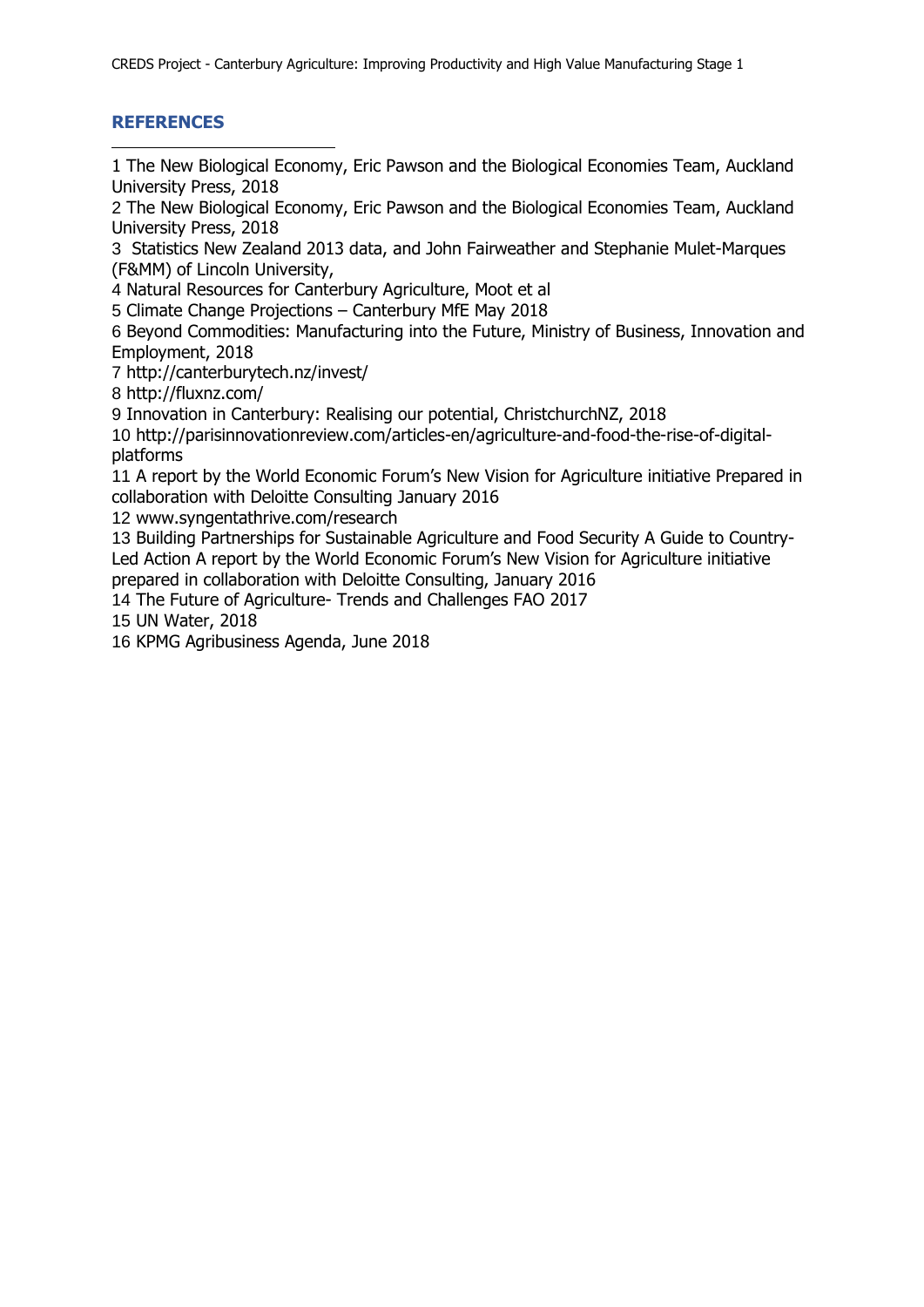## REFERENCES

1 The New Biological Economy, Eric Pawson and the Biological Economies Team, Auckland University Press, 2018

2 The New Biological Economy, Eric Pawson and the Biological Economies Team, Auckland University Press, 2018

3 Statistics New Zealand 2013 data, and John Fairweather and Stephanie Mulet-Marques (F&MM) of Lincoln University,

4 Natural Resources for Canterbury Agriculture, Moot et al

5 Climate Change Projections – Canterbury MfE May 2018

6 Beyond Commodities: Manufacturing into the Future, Ministry of Business, Innovation and Employment, 2018

7 http://canterburytech.nz/invest/

8 http://fluxnz.com/

9 Innovation in Canterbury: Realising our potential, ChristchurchNZ, 2018

10 http://parisinnovationreview.com/articles-en/agriculture-and-food-the-rise-of-digital-platforms

11 A report by the World Economic Forum's New Vision for Agriculture initiative Prepared in collaboration with Deloitte Consulting January 2016

12 www.syngentathrive.com/research

13 Building Partnerships for Sustainable Agriculture and Food Security A Guide to Country-Led Action A report by the World Economic Forum's New Vision for Agriculture initiative prepared in collaboration with Deloitte Consulting, January 2016

14 The Future of Agriculture- Trends and Challenges FAO 2017

15 UN Water, 2018

16 KPMG Agribusiness Agenda, June 2018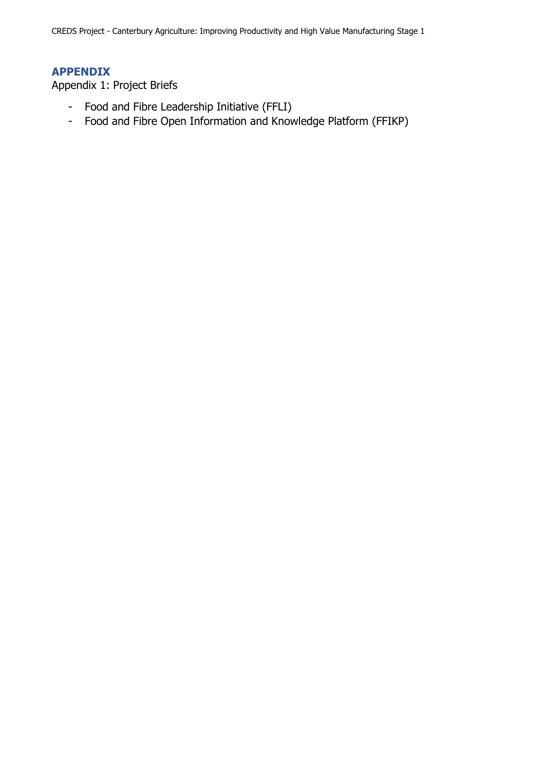## APPENDIX

Appendix 1: Project Briefs

- Food and Fibre Leadership Initiative (FFLI)
- Food and Fibre Open Information and Knowledge Platform (FFIKP)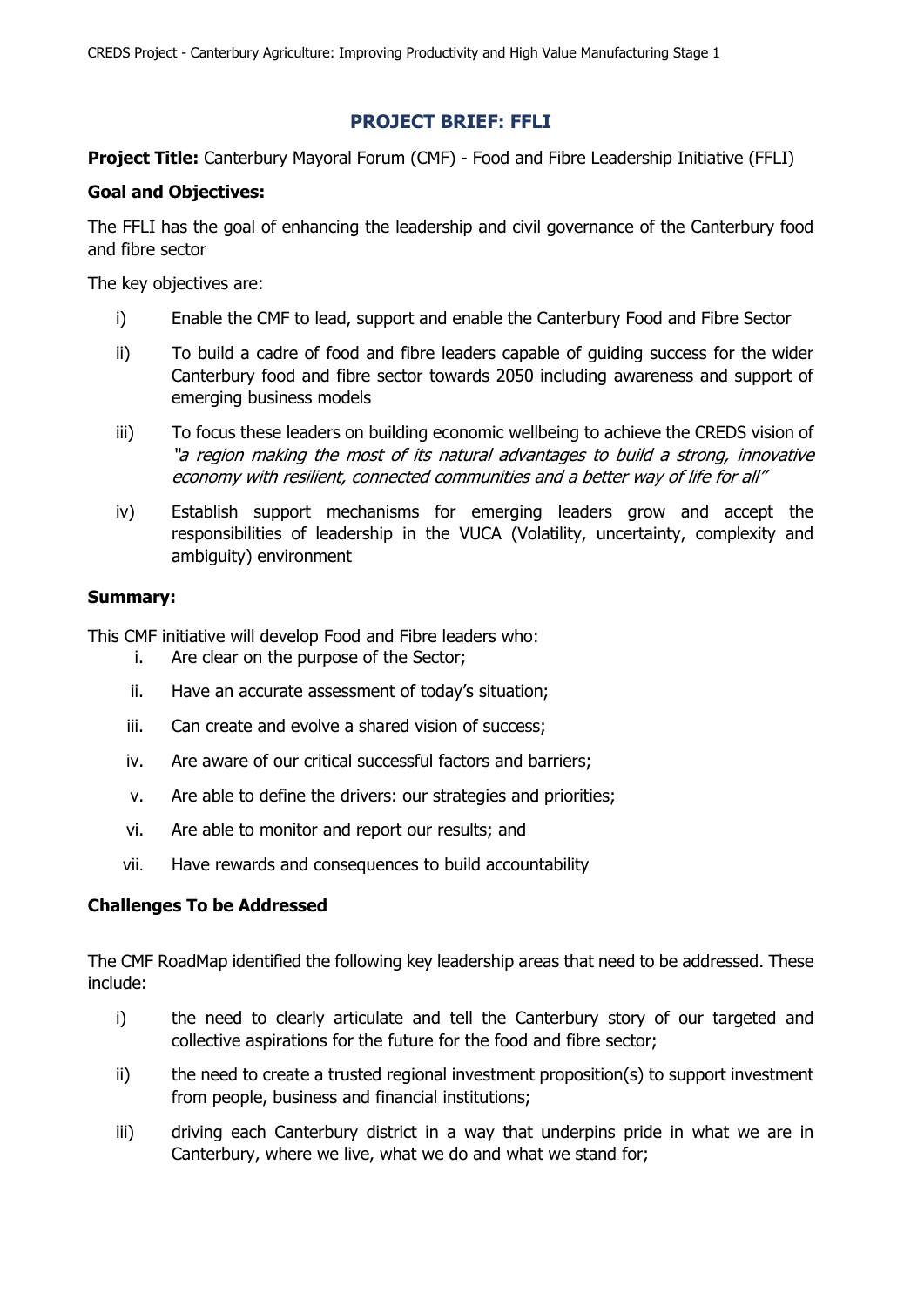## PROJECT BRIEF: FFLI

**Project Title:** Canterbury Mayoral Forum (CMF) - Food and Fibre Leadership Initiative (FFLI)

**Goal and Objectives:**

The FFLI has the goal of enhancing the leadership and civil governance of the Canterbury food and fibre sector

The key objectives are:

i) Enable the CMF to lead, support and enable the Canterbury Food and Fibre Sector

ii) To build a cadre of food and fibre leaders capable of guiding success for the wider Canterbury food and fibre sector towards 2050 including awareness and support of emerging business models

iii) To focus these leaders on building economic wellbeing to achieve the CREDS vision of *"a region making the most of its natural advantages to build a strong, innovative economy with resilient, connected communities and a better way of life for all"*

iv) Establish support mechanisms for emerging leaders grow and accept the responsibilities of leadership in the VUCA (Volatility, uncertainty, complexity and ambiguity) environment

**Summary:**

This CMF initiative will develop Food and Fibre leaders who:

i. Are clear on the purpose of the Sector;

ii. Have an accurate assessment of today's situation;

iii. Can create and evolve a shared vision of success;

iv. Are aware of our critical successful factors and barriers;

v. Are able to define the drivers: our strategies and priorities;

vi. Are able to monitor and report our results; and

vii. Have rewards and consequences to build accountability

**Challenges To be Addressed**

The CMF RoadMap identified the following key leadership areas that need to be addressed. These include:

i) the need to clearly articulate and tell the Canterbury story of our targeted and collective aspirations for the future for the food and fibre sector;

ii) the need to create a trusted regional investment proposition(s) to support investment from people, business and financial institutions;

iii) driving each Canterbury district in a way that underpins pride in what we are in Canterbury, where we live, what we do and what we stand for;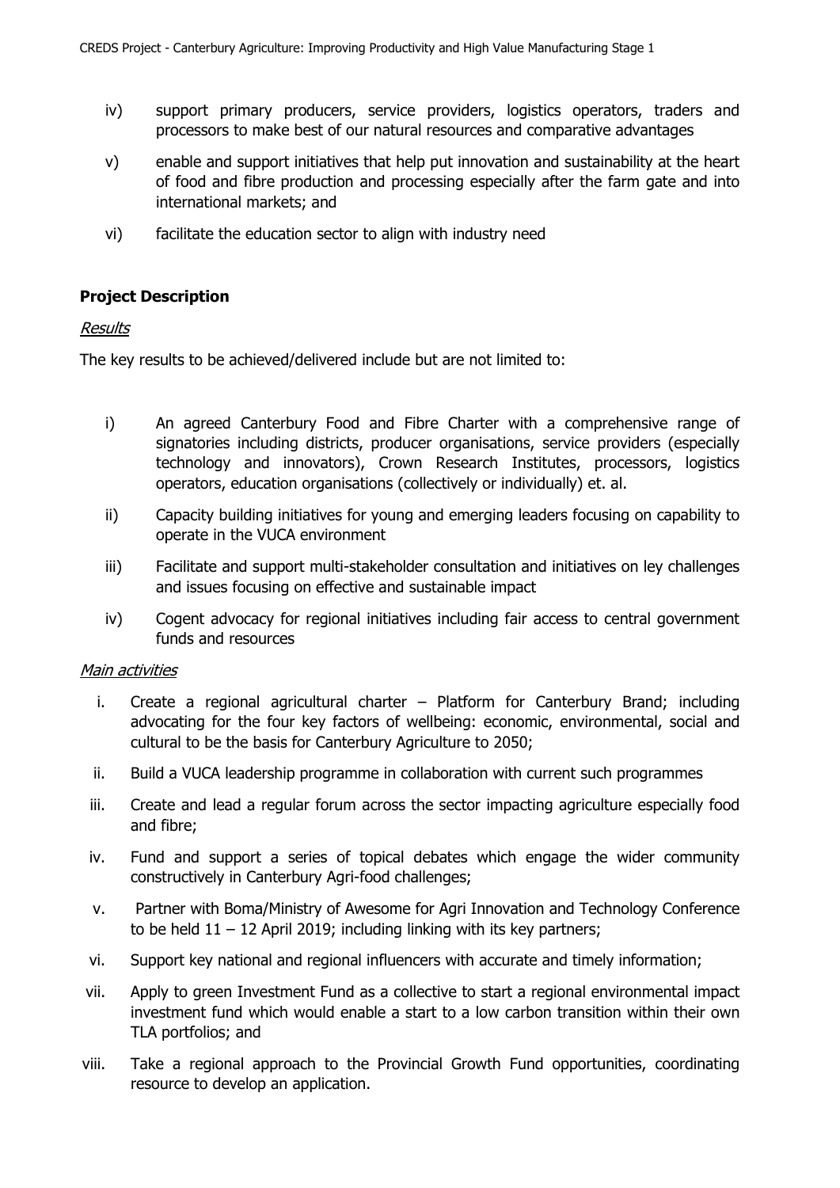iv) support primary producers, service providers, logistics operators, traders and processors to make best of our natural resources and comparative advantages

v) enable and support initiatives that help put innovation and sustainability at the heart of food and fibre production and processing especially after the farm gate and into international markets; and

vi) facilitate the education sector to align with industry need

**Project Description**

*Results*

The key results to be achieved/delivered include but are not limited to:

i) An agreed Canterbury Food and Fibre Charter with a comprehensive range of signatories including districts, producer organisations, service providers (especially technology and innovators), Crown Research Institutes, processors, logistics operators, education organisations (collectively or individually) et. al.

ii) Capacity building initiatives for young and emerging leaders focusing on capability to operate in the VUCA environment

iii) Facilitate and support multi-stakeholder consultation and initiatives on ley challenges and issues focusing on effective and sustainable impact

iv) Cogent advocacy for regional initiatives including fair access to central government funds and resources

*Main activities*

i. Create a regional agricultural charter – Platform for Canterbury Brand; including advocating for the four key factors of wellbeing: economic, environmental, social and cultural to be the basis for Canterbury Agriculture to 2050;

ii. Build a VUCA leadership programme in collaboration with current such programmes

iii. Create and lead a regular forum across the sector impacting agriculture especially food and fibre;

iv. Fund and support a series of topical debates which engage the wider community constructively in Canterbury Agri-food challenges;

v. Partner with Boma/Ministry of Awesome for Agri Innovation and Technology Conference to be held 11 – 12 April 2019; including linking with its key partners;

vi. Support key national and regional influencers with accurate and timely information;

vii. Apply to green Investment Fund as a collective to start a regional environmental impact investment fund which would enable a start to a low carbon transition within their own TLA portfolios; and

viii. Take a regional approach to the Provincial Growth Fund opportunities, coordinating resource to develop an application.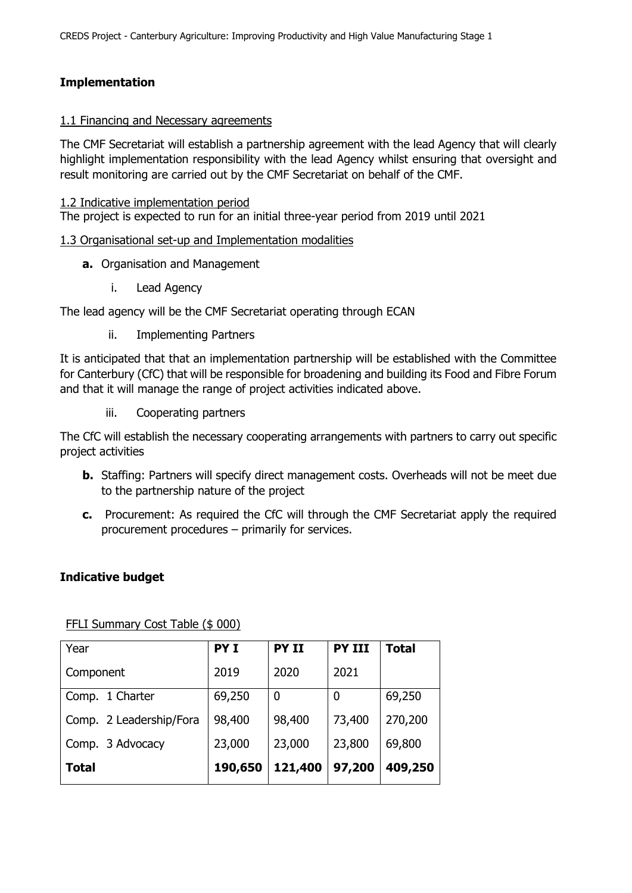## Implementation

1.1 Financing and Necessary agreements

The CMF Secretariat will establish a partnership agreement with the lead Agency that will clearly highlight implementation responsibility with the lead Agency whilst ensuring that oversight and result monitoring are carried out by the CMF Secretariat on behalf of the CMF.

1.2 Indicative implementation period

The project is expected to run for an initial three-year period from 2019 until 2021

1.3 Organisational set-up and Implementation modalities

**a.** Organisation and Management

i. Lead Agency

The lead agency will be the CMF Secretariat operating through ECAN

ii. Implementing Partners

It is anticipated that that an implementation partnership will be established with the Committee for Canterbury (CfC) that will be responsible for broadening and building its Food and Fibre Forum and that it will manage the range of project activities indicated above.

iii. Cooperating partners

The CfC will establish the necessary cooperating arrangements with partners to carry out specific project activities

**b.** Staffing: Partners will specify direct management costs. Overheads will not be meet due to the partnership nature of the project

**c.** Procurement: As required the CfC will through the CMF Secretariat apply the required procurement procedures – primarily for services.

## Indicative budget

FFLI Summary Cost Table ($ 000)

| Year | **PY I** | **PY II** | **PY III** | **Total** |
|---|---|---|---|---|
| Component | 2019 | 2020 | 2021 | |
| Comp. 1 Charter | 69,250 | 0 | 0 | 69,250 |
| Comp. 2 Leadership/Fora | 98,400 | 98,400 | 73,400 | 270,200 |
| Comp. 3 Advocacy | 23,000 | 23,000 | 23,800 | 69,800 |
| **Total** | **190,650** | **121,400** | **97,200** | **409,250** |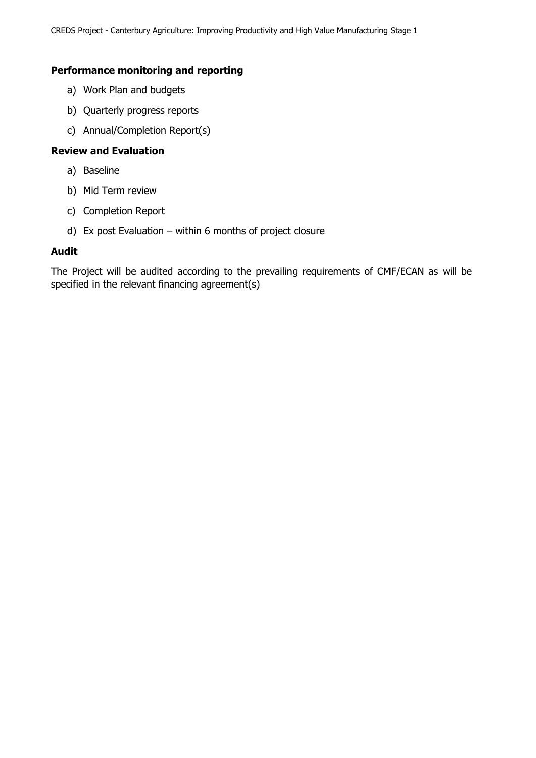**Performance monitoring and reporting**

a) Work Plan and budgets

b) Quarterly progress reports

c) Annual/Completion Report(s)

**Review and Evaluation**

a) Baseline

b) Mid Term review

c) Completion Report

d) Ex post Evaluation – within 6 months of project closure

**Audit**

The Project will be audited according to the prevailing requirements of CMF/ECAN as will be specified in the relevant financing agreement(s)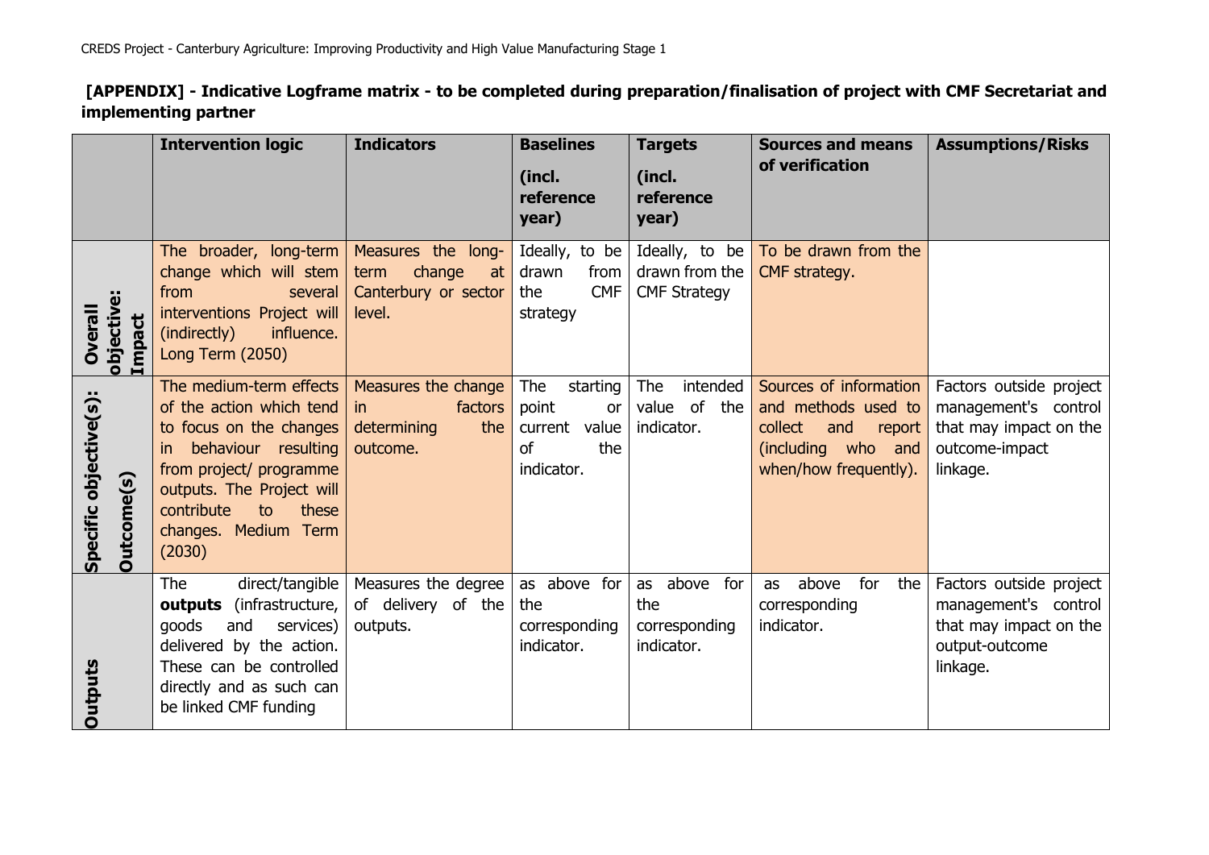**[APPENDIX] - Indicative Logframe matrix - to be completed during preparation/finalisation of project with CMF Secretariat and implementing partner**

| | Intervention logic | Indicators | Baselines (incl. reference year) | Targets (incl. reference year) | Sources and means of verification | Assumptions/Risks |
|---|---|---|---|---|---|---|
| **Overall objective: Impact** | The broader, long-term change which will stem from several interventions Project will (indirectly) influence. Long Term (2050) | Measures the long-term change at Canterbury or sector level. | Ideally, to be drawn from the CMF strategy | Ideally, to be drawn from the CMF Strategy | To be drawn from the CMF strategy. | |
| **Specific objective(s): Outcome(s)** | The medium-term effects of the action which tend to focus on the changes in behaviour resulting from project/ programme outputs. The Project will contribute to these changes. Medium Term (2030) | Measures the change in factors determining the outcome. | The starting point or current value of the indicator. | The intended value of the indicator. | Sources of information and methods used to collect and report (including who and when/how frequently). | Factors outside project management's control that may impact on the outcome-impact linkage. |
| **Outputs** | The direct/tangible **outputs** (infrastructure, goods and services) delivered by the action. These can be controlled directly and as such can be linked CMF funding | Measures the degree of delivery of the outputs. | as above for the corresponding indicator. | as above for the corresponding indicator. | as above for the corresponding indicator. | Factors outside project management's control that may impact on the output-outcome linkage. |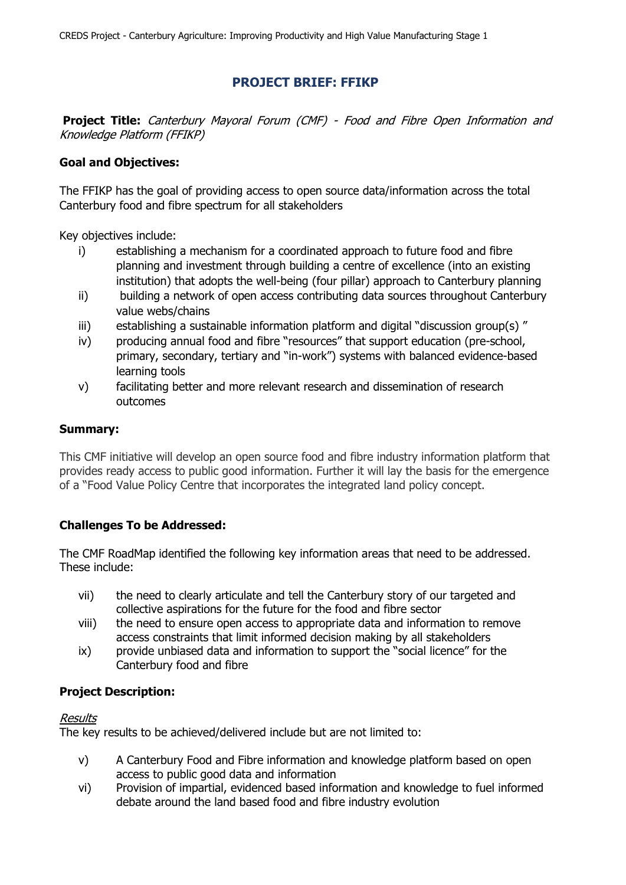## PROJECT BRIEF: FFIKP

**Project Title:** *Canterbury Mayoral Forum (CMF) - Food and Fibre Open Information and Knowledge Platform (FFIKP)*

**Goal and Objectives:**

The FFIKP has the goal of providing access to open source data/information across the total Canterbury food and fibre spectrum for all stakeholders

Key objectives include:

i) establishing a mechanism for a coordinated approach to future food and fibre planning and investment through building a centre of excellence (into an existing institution) that adopts the well-being (four pillar) approach to Canterbury planning
ii) building a network of open access contributing data sources throughout Canterbury value webs/chains
iii) establishing a sustainable information platform and digital "discussion group(s) "
iv) producing annual food and fibre "resources" that support education (pre-school, primary, secondary, tertiary and "in-work") systems with balanced evidence-based learning tools
v) facilitating better and more relevant research and dissemination of research outcomes

**Summary:**

This CMF initiative will develop an open source food and fibre industry information platform that provides ready access to public good information. Further it will lay the basis for the emergence of a "Food Value Policy Centre that incorporates the integrated land policy concept.

**Challenges To be Addressed:**

The CMF RoadMap identified the following key information areas that need to be addressed. These include:

vii) the need to clearly articulate and tell the Canterbury story of our targeted and collective aspirations for the future for the food and fibre sector
viii) the need to ensure open access to appropriate data and information to remove access constraints that limit informed decision making by all stakeholders
ix) provide unbiased data and information to support the "social licence" for the Canterbury food and fibre

**Project Description:**

*Results*

The key results to be achieved/delivered include but are not limited to:

v) A Canterbury Food and Fibre information and knowledge platform based on open access to public good data and information
vi) Provision of impartial, evidenced based information and knowledge to fuel informed debate around the land based food and fibre industry evolution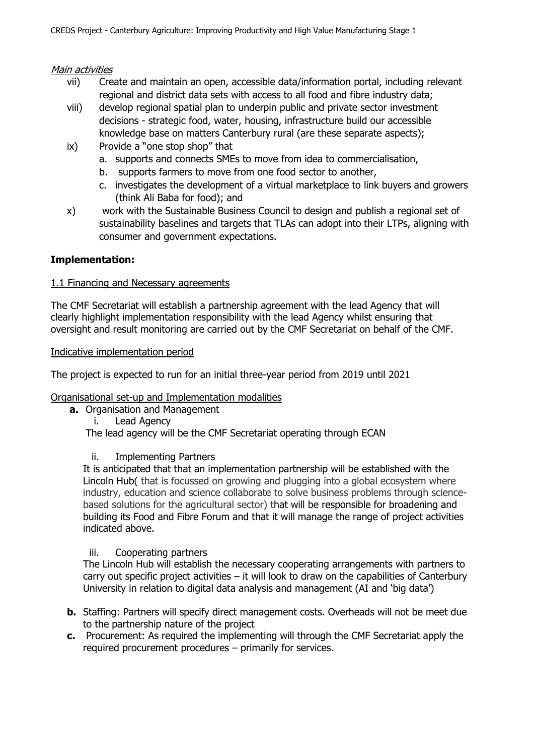*Main activities*

vii) Create and maintain an open, accessible data/information portal, including relevant regional and district data sets with access to all food and fibre industry data;

viii) develop regional spatial plan to underpin public and private sector investment decisions - strategic food, water, housing, infrastructure build our accessible knowledge base on matters Canterbury rural (are these separate aspects);

ix) Provide a "one stop shop" that

   a. supports and connects SMEs to move from idea to commercialisation,
   b. supports farmers to move from one food sector to another,
   c. investigates the development of a virtual marketplace to link buyers and growers (think Ali Baba for food); and

x) work with the Sustainable Business Council to design and publish a regional set of sustainability baselines and targets that TLAs can adopt into their LTPs, aligning with consumer and government expectations.

**Implementation:**

1.1 Financing and Necessary agreements

The CMF Secretariat will establish a partnership agreement with the lead Agency that will clearly highlight implementation responsibility with the lead Agency whilst ensuring that oversight and result monitoring are carried out by the CMF Secretariat on behalf of the CMF.

Indicative implementation period

The project is expected to run for an initial three-year period from 2019 until 2021

Organisational set-up and Implementation modalities

**a.** Organisation and Management

   i. Lead Agency

   The lead agency will be the CMF Secretariat operating through ECAN

   ii. Implementing Partners

   It is anticipated that that an implementation partnership will be established with the Lincoln Hub( that is focussed on growing and plugging into a global ecosystem where industry, education and science collaborate to solve business problems through science-based solutions for the agricultural sector) that will be responsible for broadening and building its Food and Fibre Forum and that it will manage the range of project activities indicated above.

   iii. Cooperating partners

   The Lincoln Hub will establish the necessary cooperating arrangements with partners to carry out specific project activities – it will look to draw on the capabilities of Canterbury University in relation to digital data analysis and management (AI and 'big data')

**b.** Staffing: Partners will specify direct management costs. Overheads will not be meet due to the partnership nature of the project

**c.** Procurement: As required the implementing will through the CMF Secretariat apply the required procurement procedures – primarily for services.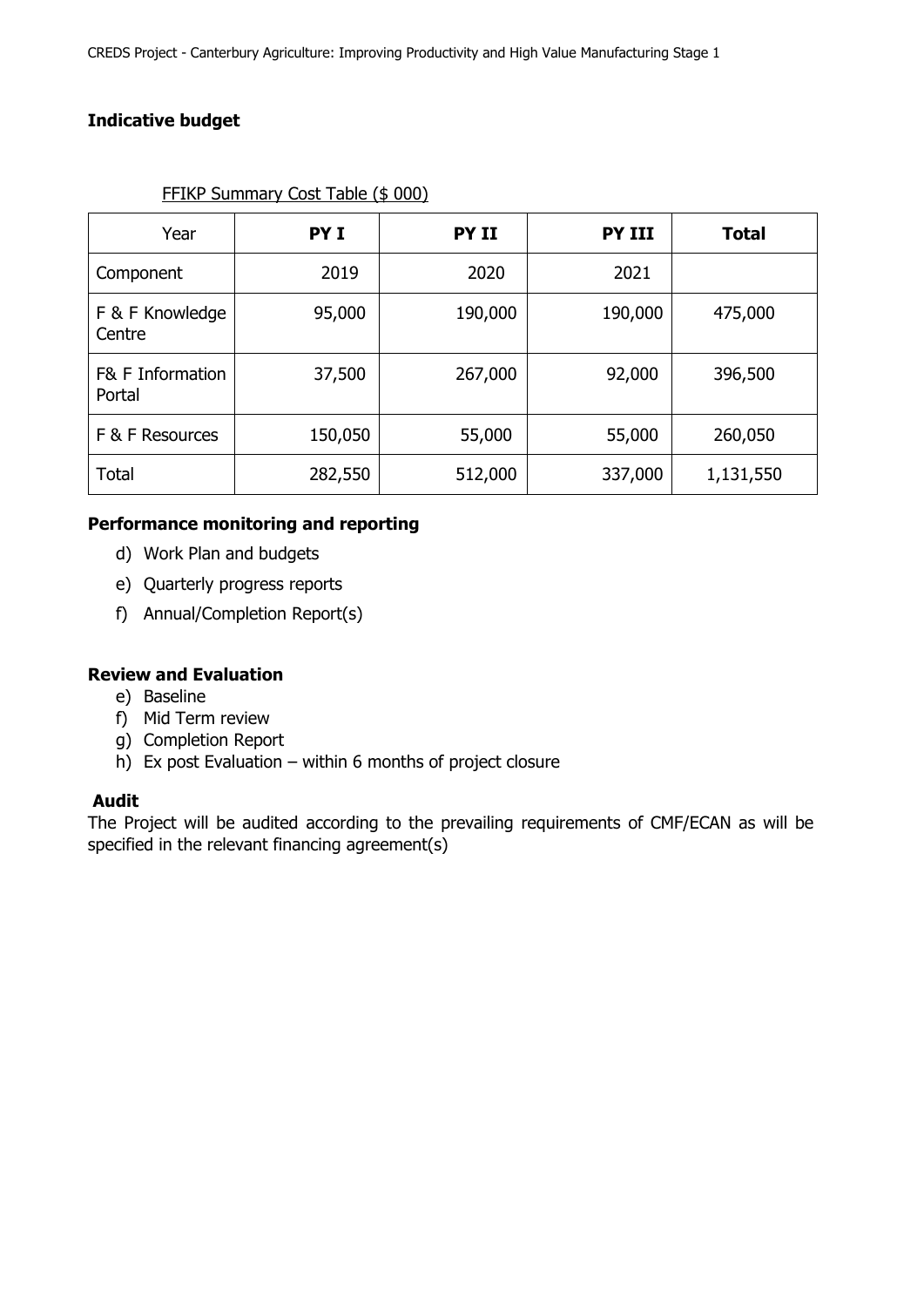**Indicative budget**

FFIKP Summary Cost Table ($ 000)

| Year | PY I | PY II | PY III | Total |
|---|---|---|---|---|
| Component | 2019 | 2020 | 2021 | |
| F & F Knowledge Centre | 95,000 | 190,000 | 190,000 | 475,000 |
| F& F Information Portal | 37,500 | 267,000 | 92,000 | 396,500 |
| F & F Resources | 150,050 | 55,000 | 55,000 | 260,050 |
| Total | 282,550 | 512,000 | 337,000 | 1,131,550 |

**Performance monitoring and reporting**

d) Work Plan and budgets

e) Quarterly progress reports

f) Annual/Completion Report(s)

**Review and Evaluation**

e) Baseline

f) Mid Term review

g) Completion Report

h) Ex post Evaluation – within 6 months of project closure

**Audit**

The Project will be audited according to the prevailing requirements of CMF/ECAN as will be specified in the relevant financing agreement(s)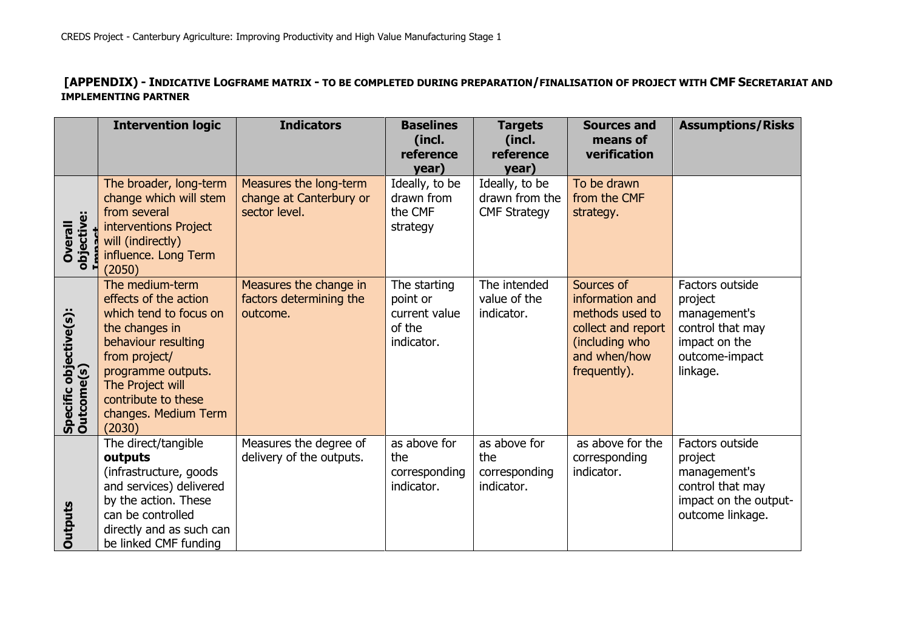**[APPENDIX) - INDICATIVE LOGFRAME MATRIX - TO BE COMPLETED DURING PREPARATION/FINALISATION OF PROJECT WITH CMF SECRETARIAT AND IMPLEMENTING PARTNER**

| | Intervention logic | Indicators | Baselines (incl. reference year) | Targets (incl. reference year) | Sources and means of verification | Assumptions/Risks |
|---|---|---|---|---|---|---|
| **Overall objective: Impact** | The broader, long-term change which will stem from several interventions Project will (indirectly) influence. Long Term (2050) | Measures the long-term change at Canterbury or sector level. | Ideally, to be drawn from the CMF strategy | Ideally, to be drawn from the CMF Strategy | To be drawn from the CMF strategy. | |
| **Specific objective(s): Outcome(s)** | The medium-term effects of the action which tend to focus on the changes in behaviour resulting from project/ programme outputs. The Project will contribute to these changes. Medium Term (2030) | Measures the change in factors determining the outcome. | The starting point or current value of the indicator. | The intended value of the indicator. | Sources of information and methods used to collect and report (including who and when/how frequently). | Factors outside project management's control that may impact on the outcome-impact linkage. |
| **Outputs** | The direct/tangible **outputs** (infrastructure, goods and services) delivered by the action. These can be controlled directly and as such can be linked CMF funding | Measures the degree of delivery of the outputs. | as above for the corresponding indicator. | as above for the corresponding indicator. | as above for the corresponding indicator. | Factors outside project management's control that may impact on the output-outcome linkage. |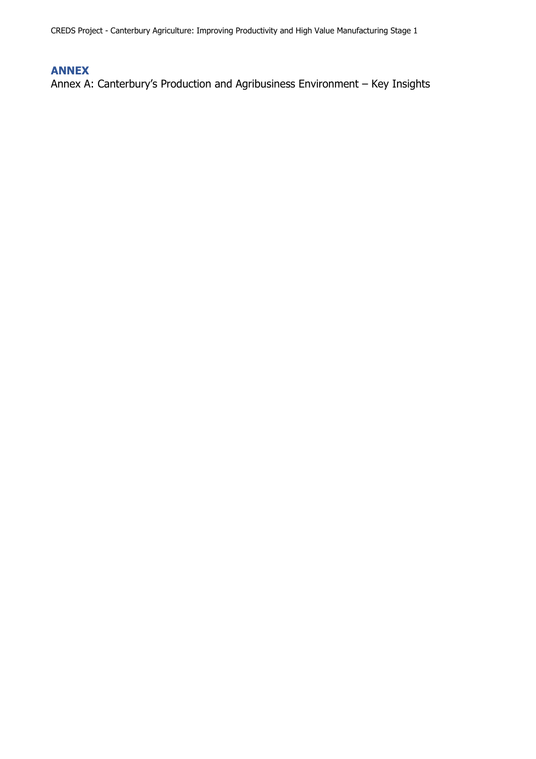# ANNEX

Annex A: Canterbury’s Production and Agribusiness Environment – Key Insights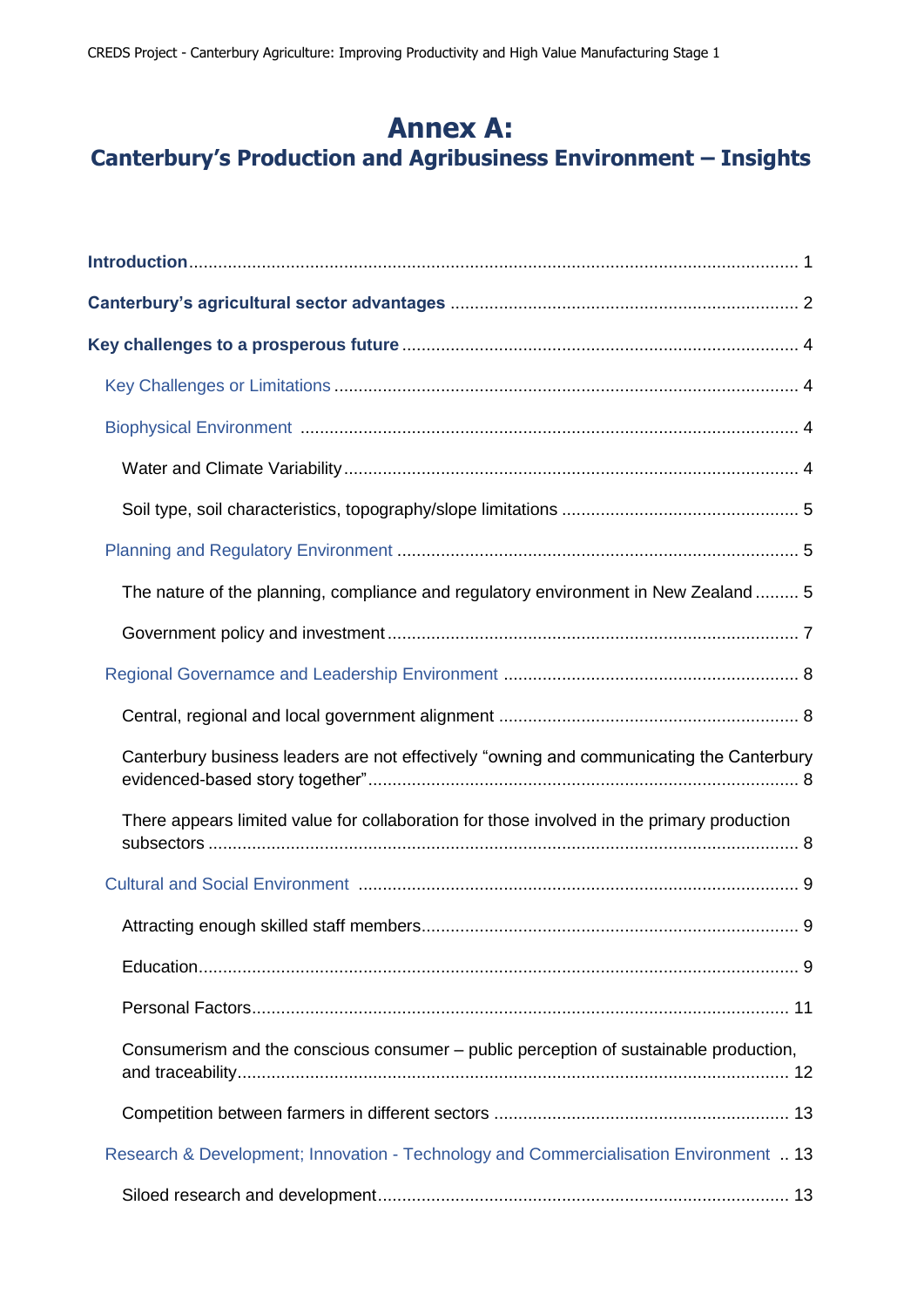# Annex A:

## Canterbury's Production and Agribusiness Environment – Insights

**Introduction**............................................................................................................................ 1

**Canterbury's agricultural sector advantages** ....................................................................... 2

**Key challenges to a prosperous future** ................................................................................. 4

Key Challenges or Limitations ................................................................................................ 4

Biophysical Environment ...................................................................................................... 4

Water and Climate Variability............................................................................................. 4

Soil type, soil characteristics, topography/slope limitations ................................................ 5

Planning and Regulatory Environment .................................................................................. 5

The nature of the planning, compliance and regulatory environment in New Zealand ......... 5

Government policy and investment..................................................................................... 7

Regional Governamce and Leadership Environment ............................................................. 8

Central, regional and local government alignment .............................................................. 8

Canterbury business leaders are not effectively "owning and communicating the Canterbury evidenced-based story together"......................................................................................... 8

There appears limited value for collaboration for those involved in the primary production subsectors ......................................................................................................................... 8

Cultural and Social Environment ........................................................................................... 9

Attracting enough skilled staff members.............................................................................. 9

Education........................................................................................................................... 9

Personal Factors............................................................................................................... 11

Consumerism and the conscious consumer – public perception of sustainable production, and traceability.................................................................................................................. 12

Competition between farmers in different sectors ............................................................. 13

Research & Development; Innovation - Technology and Commercialisation Environment .. 13

Siloed research and development..................................................................................... 13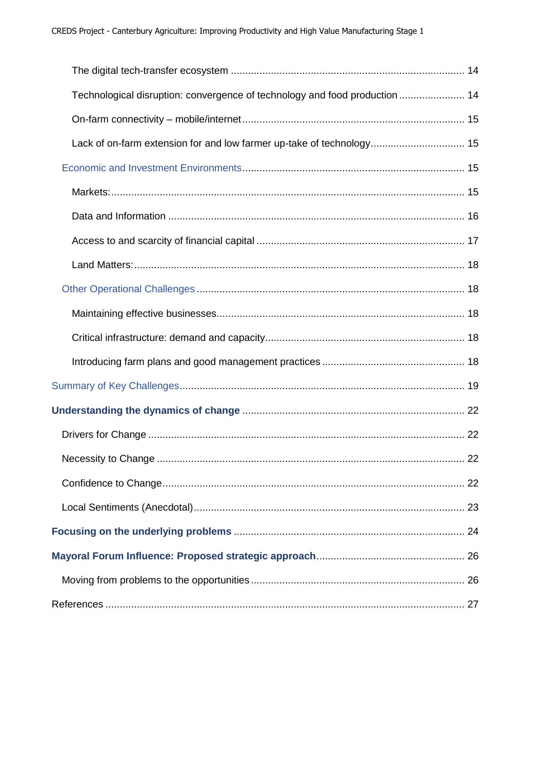The digital tech-transfer ecosystem ................................................................................. 14

Technological disruption: convergence of technology and food production ....................... 14

On-farm connectivity – mobile/internet............................................................................ 15

Lack of on-farm extension for and low farmer up-take of technology................................ 15

Economic and Investment Environments............................................................................ 15

Markets:.......................................................................................................................... 15

Data and Information ...................................................................................................... 16

Access to and scarcity of financial capital ........................................................................ 17

Land Matters:.................................................................................................................. 18

Other Operational Challenges ............................................................................................ 18

Maintaining effective businesses...................................................................................... 18

Critical infrastructure: demand and capacity..................................................................... 18

Introducing farm plans and good management practices ................................................. 18

Summary of Key Challenges.................................................................................................. 19

**Understanding the dynamics of change** ............................................................................ 22

Drivers for Change ............................................................................................................. 22

Necessity to Change .......................................................................................................... 22

Confidence to Change........................................................................................................ 22

Local Sentiments (Anecdotal)............................................................................................. 23

**Focusing on the underlying problems** ............................................................................... 24

**Mayoral Forum Influence: Proposed strategic approach**................................................... 26

Moving from problems to the opportunities......................................................................... 26

References ............................................................................................................................ 27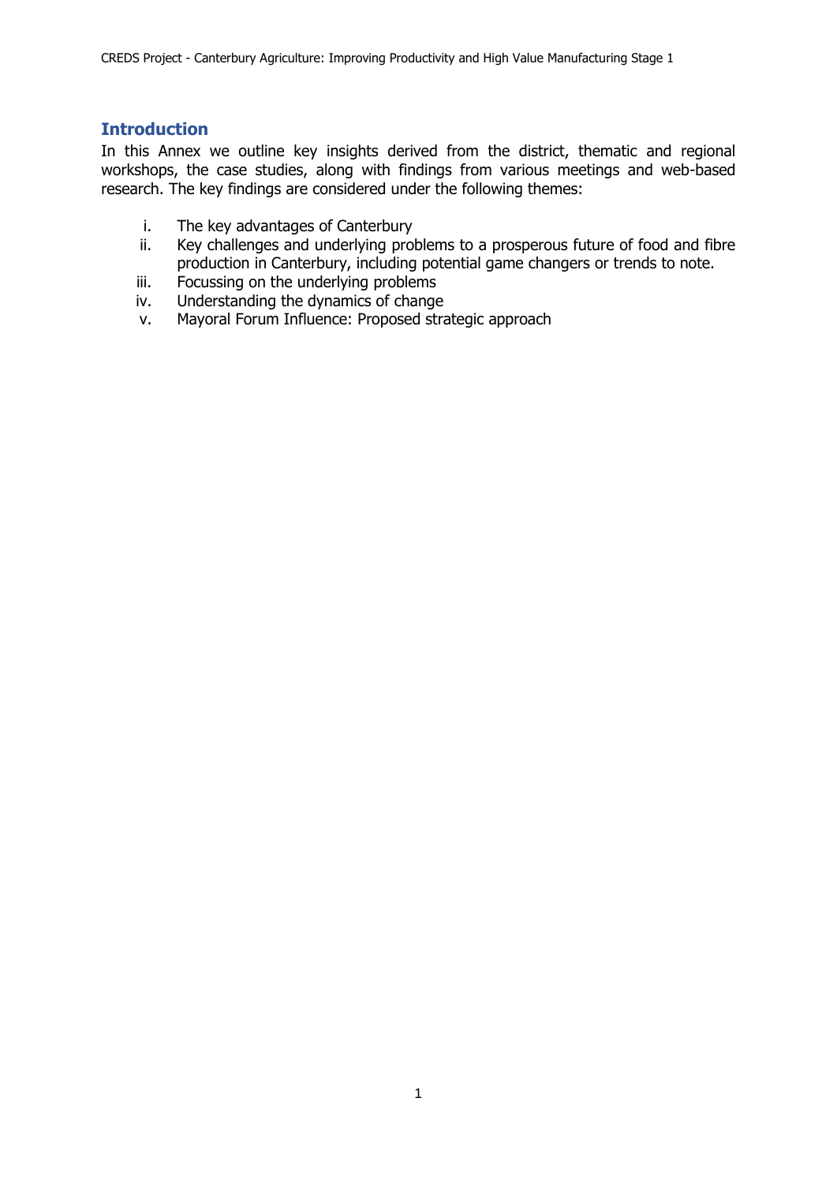## Introduction

In this Annex we outline key insights derived from the district, thematic and regional workshops, the case studies, along with findings from various meetings and web-based research. The key findings are considered under the following themes:

i. The key advantages of Canterbury
ii. Key challenges and underlying problems to a prosperous future of food and fibre production in Canterbury, including potential game changers or trends to note.
iii. Focussing on the underlying problems
iv. Understanding the dynamics of change
v. Mayoral Forum Influence: Proposed strategic approach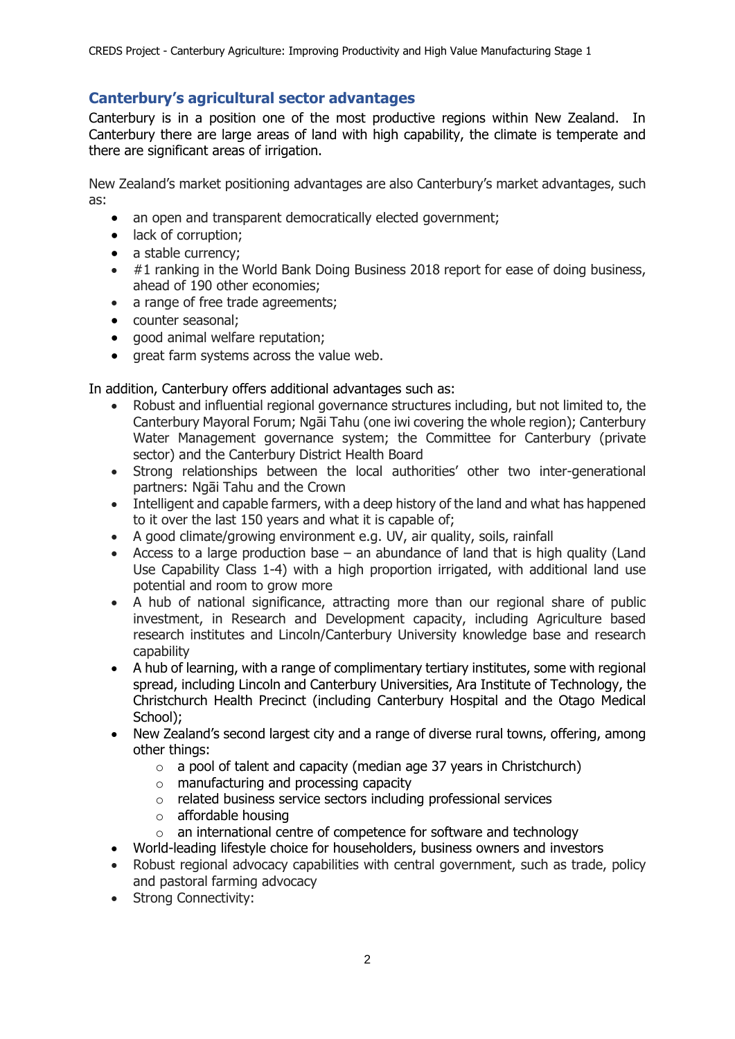## Canterbury's agricultural sector advantages

Canterbury is in a position one of the most productive regions within New Zealand. In Canterbury there are large areas of land with high capability, the climate is temperate and there are significant areas of irrigation.

New Zealand's market positioning advantages are also Canterbury's market advantages, such as:

- an open and transparent democratically elected government;
- lack of corruption;
- a stable currency;
- #1 ranking in the World Bank Doing Business 2018 report for ease of doing business, ahead of 190 other economies;
- a range of free trade agreements;
- counter seasonal;
- good animal welfare reputation;
- great farm systems across the value web.

In addition, Canterbury offers additional advantages such as:

- Robust and influential regional governance structures including, but not limited to, the Canterbury Mayoral Forum; Ngāi Tahu (one iwi covering the whole region); Canterbury Water Management governance system; the Committee for Canterbury (private sector) and the Canterbury District Health Board
- Strong relationships between the local authorities' other two inter-generational partners: Ngāi Tahu and the Crown
- Intelligent and capable farmers, with a deep history of the land and what has happened to it over the last 150 years and what it is capable of;
- A good climate/growing environment e.g. UV, air quality, soils, rainfall
- Access to a large production base – an abundance of land that is high quality (Land Use Capability Class 1-4) with a high proportion irrigated, with additional land use potential and room to grow more
- A hub of national significance, attracting more than our regional share of public investment, in Research and Development capacity, including Agriculture based research institutes and Lincoln/Canterbury University knowledge base and research capability
- A hub of learning, with a range of complimentary tertiary institutes, some with regional spread, including Lincoln and Canterbury Universities, Ara Institute of Technology, the Christchurch Health Precinct (including Canterbury Hospital and the Otago Medical School);
- New Zealand's second largest city and a range of diverse rural towns, offering, among other things:
  - a pool of talent and capacity (median age 37 years in Christchurch)
  - manufacturing and processing capacity
  - related business service sectors including professional services
  - affordable housing
  - an international centre of competence for software and technology
- World-leading lifestyle choice for householders, business owners and investors
- Robust regional advocacy capabilities with central government, such as trade, policy and pastoral farming advocacy
- Strong Connectivity: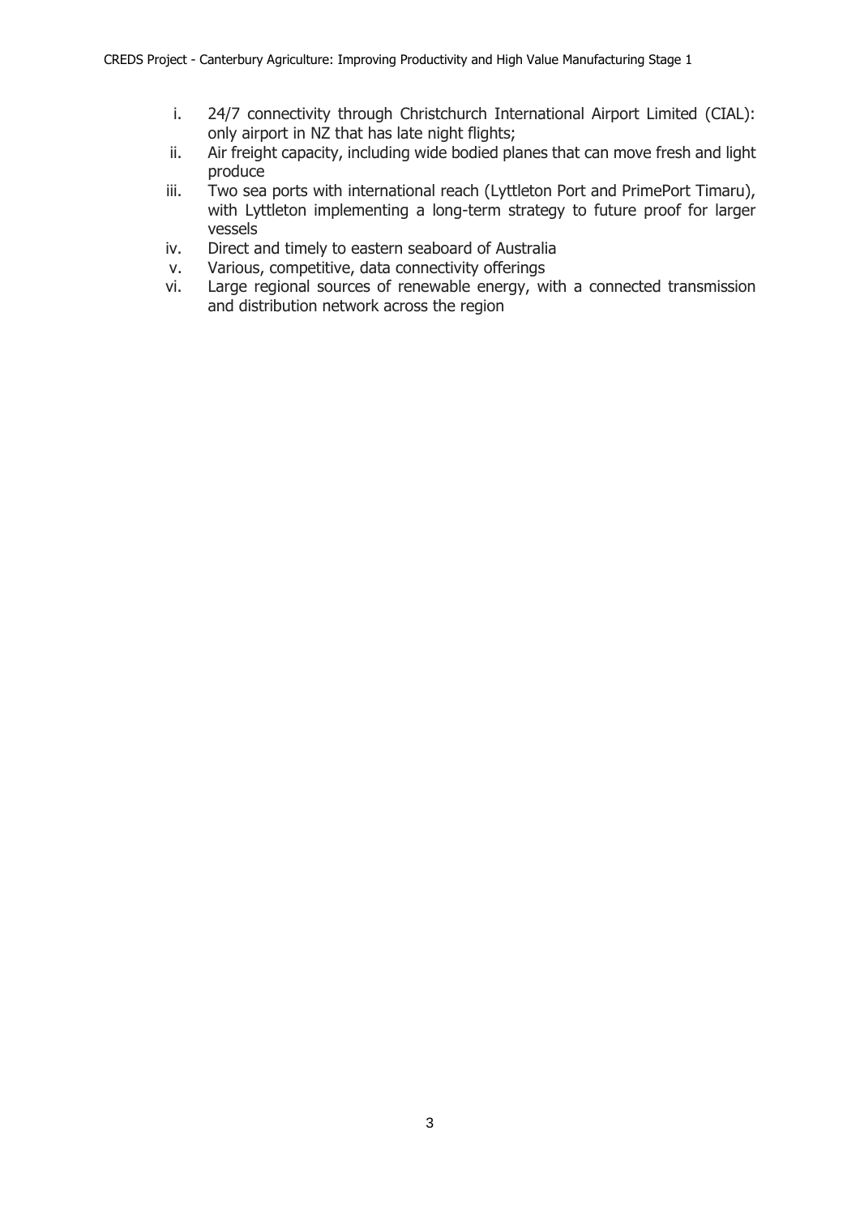i. 24/7 connectivity through Christchurch International Airport Limited (CIAL): only airport in NZ that has late night flights;
ii. Air freight capacity, including wide bodied planes that can move fresh and light produce
iii. Two sea ports with international reach (Lyttleton Port and PrimePort Timaru), with Lyttleton implementing a long-term strategy to future proof for larger vessels
iv. Direct and timely to eastern seaboard of Australia
v. Various, competitive, data connectivity offerings
vi. Large regional sources of renewable energy, with a connected transmission and distribution network across the region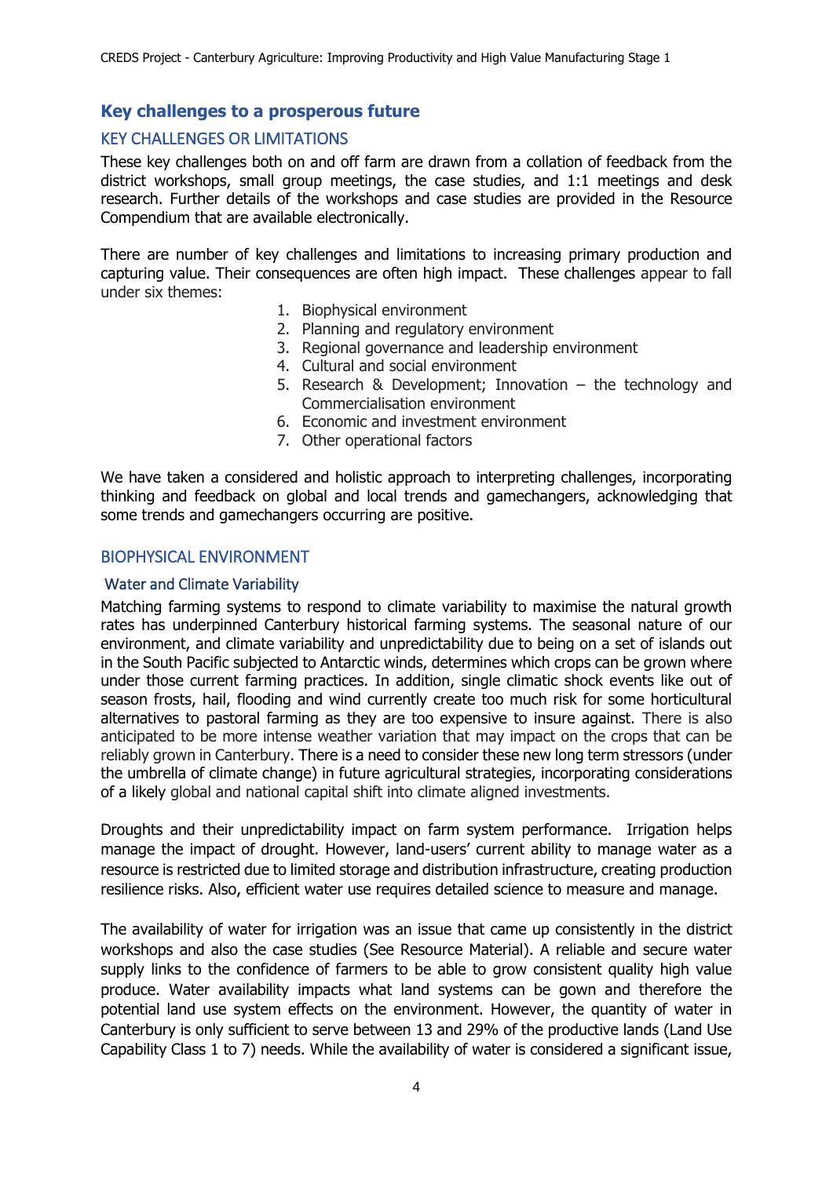## Key challenges to a prosperous future

### KEY CHALLENGES OR LIMITATIONS

These key challenges both on and off farm are drawn from a collation of feedback from the district workshops, small group meetings, the case studies, and 1:1 meetings and desk research. Further details of the workshops and case studies are provided in the Resource Compendium that are available electronically.

There are number of key challenges and limitations to increasing primary production and capturing value. Their consequences are often high impact. These challenges appear to fall under six themes:

1. Biophysical environment
2. Planning and regulatory environment
3. Regional governance and leadership environment
4. Cultural and social environment
5. Research & Development; Innovation – the technology and Commercialisation environment
6. Economic and investment environment
7. Other operational factors

We have taken a considered and holistic approach to interpreting challenges, incorporating thinking and feedback on global and local trends and gamechangers, acknowledging that some trends and gamechangers occurring are positive.

### BIOPHYSICAL ENVIRONMENT

#### Water and Climate Variability

Matching farming systems to respond to climate variability to maximise the natural growth rates has underpinned Canterbury historical farming systems. The seasonal nature of our environment, and climate variability and unpredictability due to being on a set of islands out in the South Pacific subjected to Antarctic winds, determines which crops can be grown where under those current farming practices. In addition, single climatic shock events like out of season frosts, hail, flooding and wind currently create too much risk for some horticultural alternatives to pastoral farming as they are too expensive to insure against. There is also anticipated to be more intense weather variation that may impact on the crops that can be reliably grown in Canterbury. There is a need to consider these new long term stressors (under the umbrella of climate change) in future agricultural strategies, incorporating considerations of a likely global and national capital shift into climate aligned investments.

Droughts and their unpredictability impact on farm system performance. Irrigation helps manage the impact of drought. However, land-users' current ability to manage water as a resource is restricted due to limited storage and distribution infrastructure, creating production resilience risks. Also, efficient water use requires detailed science to measure and manage.

The availability of water for irrigation was an issue that came up consistently in the district workshops and also the case studies (See Resource Material). A reliable and secure water supply links to the confidence of farmers to be able to grow consistent quality high value produce. Water availability impacts what land systems can be gown and therefore the potential land use system effects on the environment. However, the quantity of water in Canterbury is only sufficient to serve between 13 and 29% of the productive lands (Land Use Capability Class 1 to 7) needs. While the availability of water is considered a significant issue,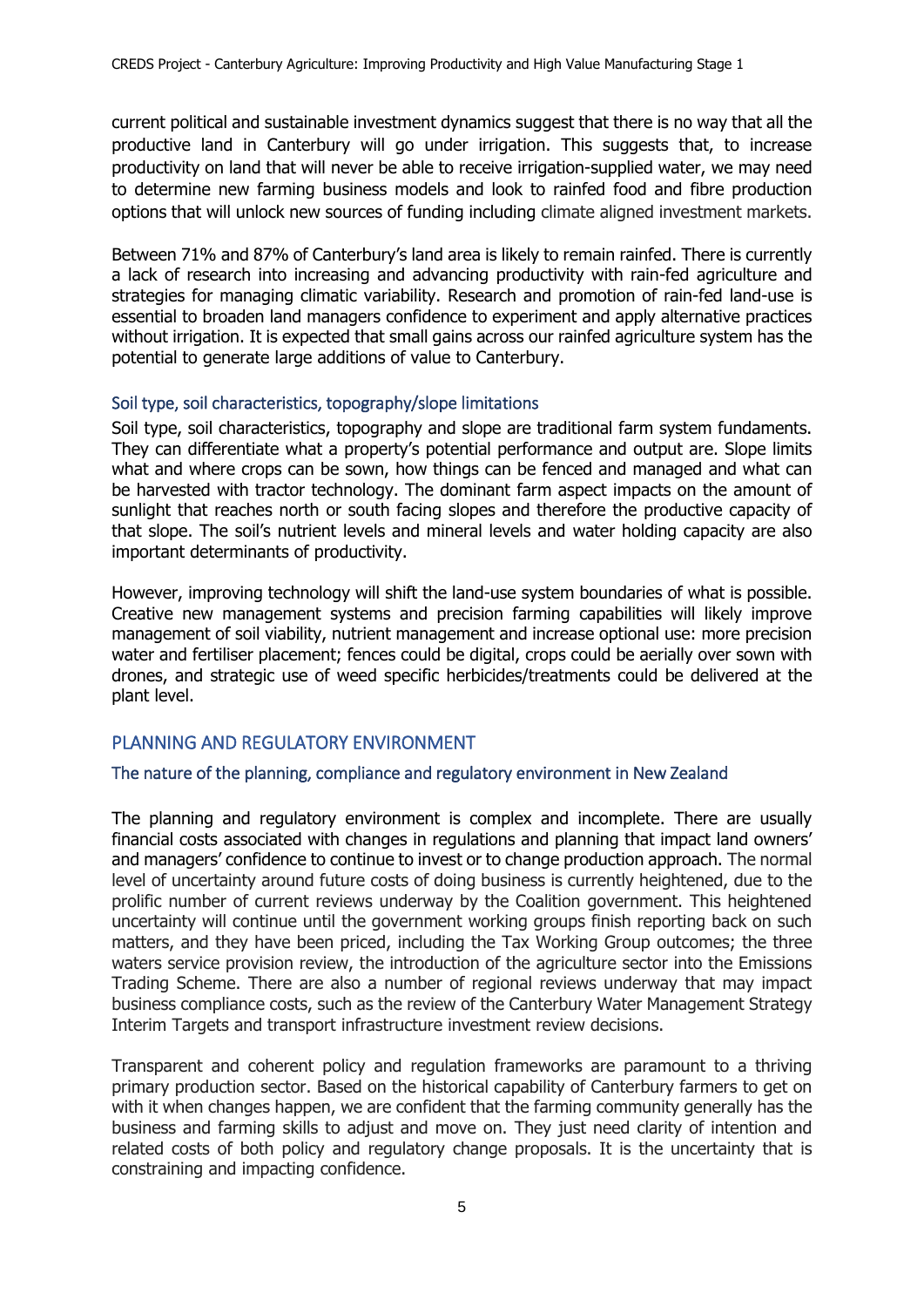current political and sustainable investment dynamics suggest that there is no way that all the productive land in Canterbury will go under irrigation. This suggests that, to increase productivity on land that will never be able to receive irrigation-supplied water, we may need to determine new farming business models and look to rainfed food and fibre production options that will unlock new sources of funding including climate aligned investment markets.

Between 71% and 87% of Canterbury's land area is likely to remain rainfed. There is currently a lack of research into increasing and advancing productivity with rain-fed agriculture and strategies for managing climatic variability. Research and promotion of rain-fed land-use is essential to broaden land managers confidence to experiment and apply alternative practices without irrigation. It is expected that small gains across our rainfed agriculture system has the potential to generate large additions of value to Canterbury.

### Soil type, soil characteristics, topography/slope limitations

Soil type, soil characteristics, topography and slope are traditional farm system fundaments. They can differentiate what a property's potential performance and output are. Slope limits what and where crops can be sown, how things can be fenced and managed and what can be harvested with tractor technology. The dominant farm aspect impacts on the amount of sunlight that reaches north or south facing slopes and therefore the productive capacity of that slope. The soil's nutrient levels and mineral levels and water holding capacity are also important determinants of productivity.

However, improving technology will shift the land-use system boundaries of what is possible. Creative new management systems and precision farming capabilities will likely improve management of soil viability, nutrient management and increase optional use: more precision water and fertiliser placement; fences could be digital, crops could be aerially over sown with drones, and strategic use of weed specific herbicides/treatments could be delivered at the plant level.

## PLANNING AND REGULATORY ENVIRONMENT

### The nature of the planning, compliance and regulatory environment in New Zealand

The planning and regulatory environment is complex and incomplete. There are usually financial costs associated with changes in regulations and planning that impact land owners' and managers' confidence to continue to invest or to change production approach. The normal level of uncertainty around future costs of doing business is currently heightened, due to the prolific number of current reviews underway by the Coalition government. This heightened uncertainty will continue until the government working groups finish reporting back on such matters, and they have been priced, including the Tax Working Group outcomes; the three waters service provision review, the introduction of the agriculture sector into the Emissions Trading Scheme. There are also a number of regional reviews underway that may impact business compliance costs, such as the review of the Canterbury Water Management Strategy Interim Targets and transport infrastructure investment review decisions.

Transparent and coherent policy and regulation frameworks are paramount to a thriving primary production sector. Based on the historical capability of Canterbury farmers to get on with it when changes happen, we are confident that the farming community generally has the business and farming skills to adjust and move on. They just need clarity of intention and related costs of both policy and regulatory change proposals. It is the uncertainty that is constraining and impacting confidence.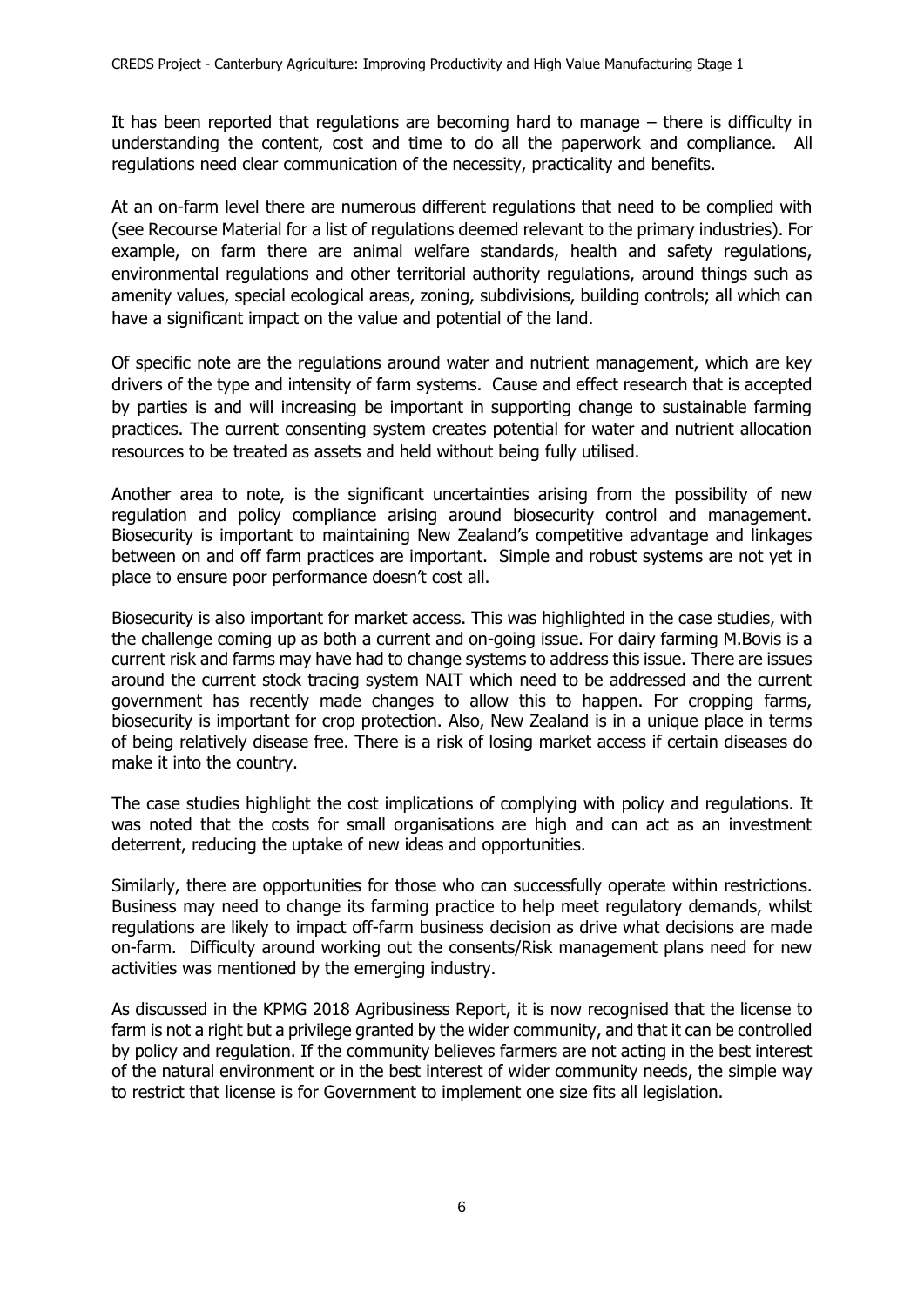It has been reported that regulations are becoming hard to manage – there is difficulty in understanding the content, cost and time to do all the paperwork and compliance. All regulations need clear communication of the necessity, practicality and benefits.

At an on-farm level there are numerous different regulations that need to be complied with (see Recourse Material for a list of regulations deemed relevant to the primary industries). For example, on farm there are animal welfare standards, health and safety regulations, environmental regulations and other territorial authority regulations, around things such as amenity values, special ecological areas, zoning, subdivisions, building controls; all which can have a significant impact on the value and potential of the land.

Of specific note are the regulations around water and nutrient management, which are key drivers of the type and intensity of farm systems. Cause and effect research that is accepted by parties is and will increasing be important in supporting change to sustainable farming practices. The current consenting system creates potential for water and nutrient allocation resources to be treated as assets and held without being fully utilised.

Another area to note, is the significant uncertainties arising from the possibility of new regulation and policy compliance arising around biosecurity control and management. Biosecurity is important to maintaining New Zealand's competitive advantage and linkages between on and off farm practices are important. Simple and robust systems are not yet in place to ensure poor performance doesn't cost all.

Biosecurity is also important for market access. This was highlighted in the case studies, with the challenge coming up as both a current and on-going issue. For dairy farming M.Bovis is a current risk and farms may have had to change systems to address this issue. There are issues around the current stock tracing system NAIT which need to be addressed and the current government has recently made changes to allow this to happen. For cropping farms, biosecurity is important for crop protection. Also, New Zealand is in a unique place in terms of being relatively disease free. There is a risk of losing market access if certain diseases do make it into the country.

The case studies highlight the cost implications of complying with policy and regulations. It was noted that the costs for small organisations are high and can act as an investment deterrent, reducing the uptake of new ideas and opportunities.

Similarly, there are opportunities for those who can successfully operate within restrictions. Business may need to change its farming practice to help meet regulatory demands, whilst regulations are likely to impact off-farm business decision as drive what decisions are made on-farm. Difficulty around working out the consents/Risk management plans need for new activities was mentioned by the emerging industry.

As discussed in the KPMG 2018 Agribusiness Report, it is now recognised that the license to farm is not a right but a privilege granted by the wider community, and that it can be controlled by policy and regulation. If the community believes farmers are not acting in the best interest of the natural environment or in the best interest of wider community needs, the simple way to restrict that license is for Government to implement one size fits all legislation.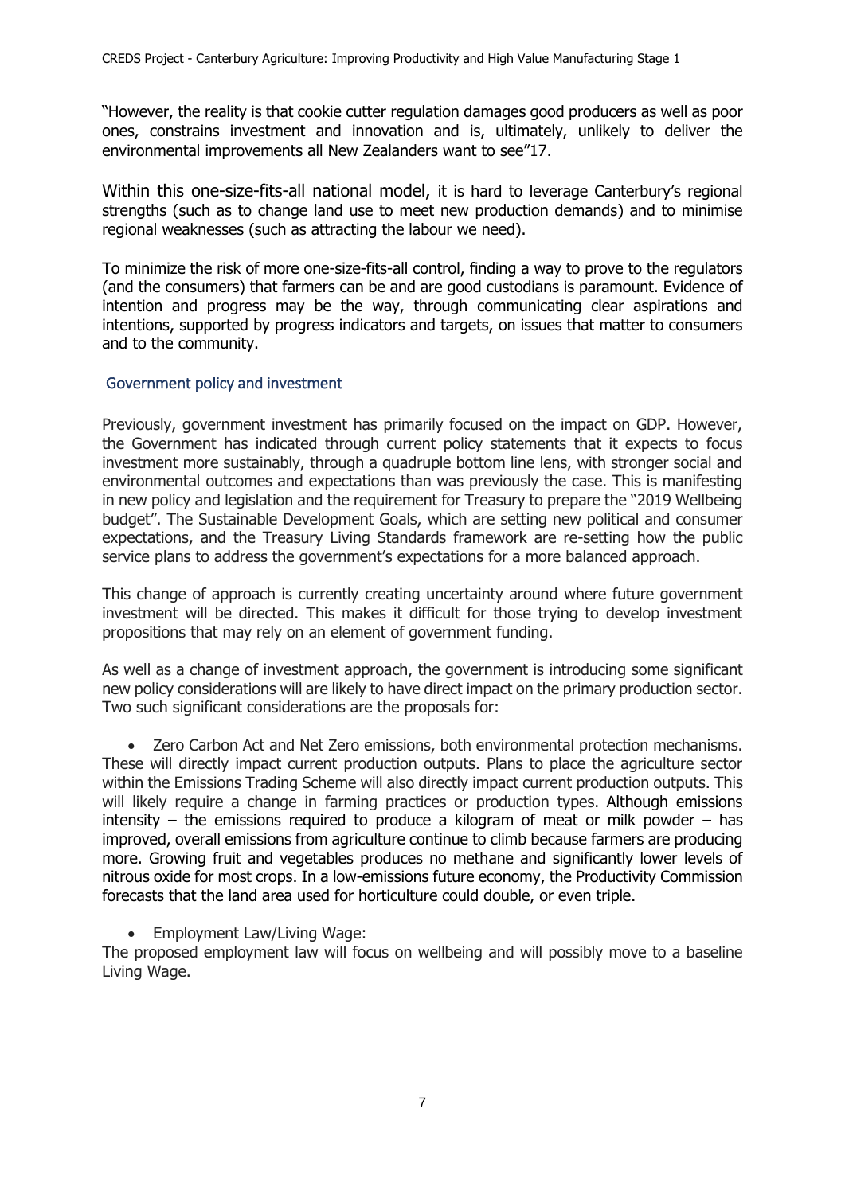"However, the reality is that cookie cutter regulation damages good producers as well as poor ones, constrains investment and innovation and is, ultimately, unlikely to deliver the environmental improvements all New Zealanders want to see"17.

Within this one-size-fits-all national model, it is hard to leverage Canterbury's regional strengths (such as to change land use to meet new production demands) and to minimise regional weaknesses (such as attracting the labour we need).

To minimize the risk of more one-size-fits-all control, finding a way to prove to the regulators (and the consumers) that farmers can be and are good custodians is paramount. Evidence of intention and progress may be the way, through communicating clear aspirations and intentions, supported by progress indicators and targets, on issues that matter to consumers and to the community.

### Government policy and investment

Previously, government investment has primarily focused on the impact on GDP. However, the Government has indicated through current policy statements that it expects to focus investment more sustainably, through a quadruple bottom line lens, with stronger social and environmental outcomes and expectations than was previously the case. This is manifesting in new policy and legislation and the requirement for Treasury to prepare the "2019 Wellbeing budget". The Sustainable Development Goals, which are setting new political and consumer expectations, and the Treasury Living Standards framework are re-setting how the public service plans to address the government's expectations for a more balanced approach.

This change of approach is currently creating uncertainty around where future government investment will be directed. This makes it difficult for those trying to develop investment propositions that may rely on an element of government funding.

As well as a change of investment approach, the government is introducing some significant new policy considerations will are likely to have direct impact on the primary production sector. Two such significant considerations are the proposals for:

- Zero Carbon Act and Net Zero emissions, both environmental protection mechanisms. These will directly impact current production outputs. Plans to place the agriculture sector within the Emissions Trading Scheme will also directly impact current production outputs. This will likely require a change in farming practices or production types. Although emissions intensity – the emissions required to produce a kilogram of meat or milk powder – has improved, overall emissions from agriculture continue to climb because farmers are producing more. Growing fruit and vegetables produces no methane and significantly lower levels of nitrous oxide for most crops. In a low-emissions future economy, the Productivity Commission forecasts that the land area used for horticulture could double, or even triple.

- Employment Law/Living Wage:

The proposed employment law will focus on wellbeing and will possibly move to a baseline Living Wage.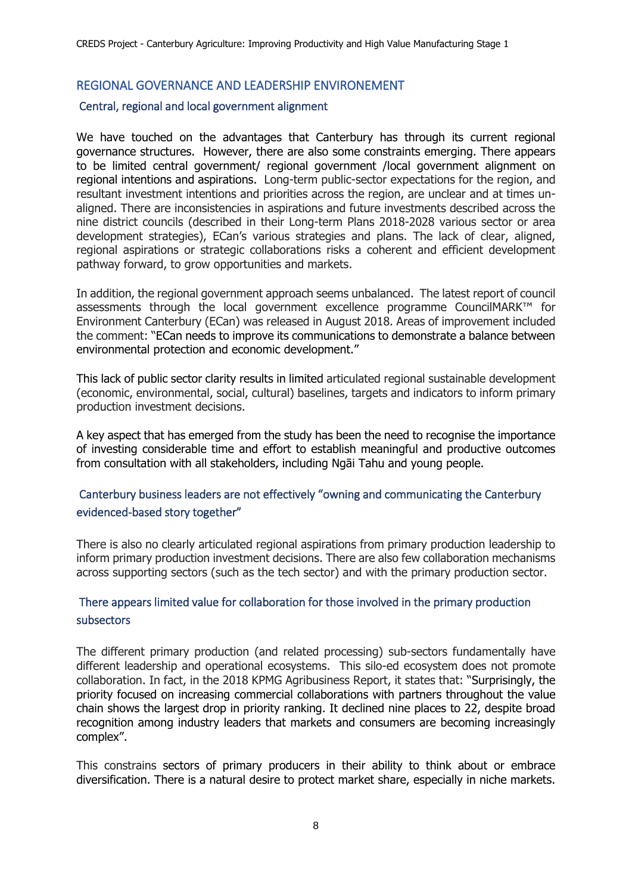## REGIONAL GOVERNANCE AND LEADERSHIP ENVIRONEMENT

### Central, regional and local government alignment

We have touched on the advantages that Canterbury has through its current regional governance structures. However, there are also some constraints emerging. There appears to be limited central government/ regional government /local government alignment on regional intentions and aspirations. Long-term public-sector expectations for the region, and resultant investment intentions and priorities across the region, are unclear and at times un-aligned. There are inconsistencies in aspirations and future investments described across the nine district councils (described in their Long-term Plans 2018-2028 various sector or area development strategies), ECan's various strategies and plans. The lack of clear, aligned, regional aspirations or strategic collaborations risks a coherent and efficient development pathway forward, to grow opportunities and markets.

In addition, the regional government approach seems unbalanced. The latest report of council assessments through the local government excellence programme CouncilMARK™ for Environment Canterbury (ECan) was released in August 2018. Areas of improvement included the comment: "ECan needs to improve its communications to demonstrate a balance between environmental protection and economic development."

This lack of public sector clarity results in limited articulated regional sustainable development (economic, environmental, social, cultural) baselines, targets and indicators to inform primary production investment decisions.

A key aspect that has emerged from the study has been the need to recognise the importance of investing considerable time and effort to establish meaningful and productive outcomes from consultation with all stakeholders, including Ngāi Tahu and young people.

### Canterbury business leaders are not effectively "owning and communicating the Canterbury evidenced-based story together"

There is also no clearly articulated regional aspirations from primary production leadership to inform primary production investment decisions. There are also few collaboration mechanisms across supporting sectors (such as the tech sector) and with the primary production sector.

### There appears limited value for collaboration for those involved in the primary production subsectors

The different primary production (and related processing) sub-sectors fundamentally have different leadership and operational ecosystems. This silo-ed ecosystem does not promote collaboration. In fact, in the 2018 KPMG Agribusiness Report, it states that: "Surprisingly, the priority focused on increasing commercial collaborations with partners throughout the value chain shows the largest drop in priority ranking. It declined nine places to 22, despite broad recognition among industry leaders that markets and consumers are becoming increasingly complex".

This constrains sectors of primary producers in their ability to think about or embrace diversification. There is a natural desire to protect market share, especially in niche markets.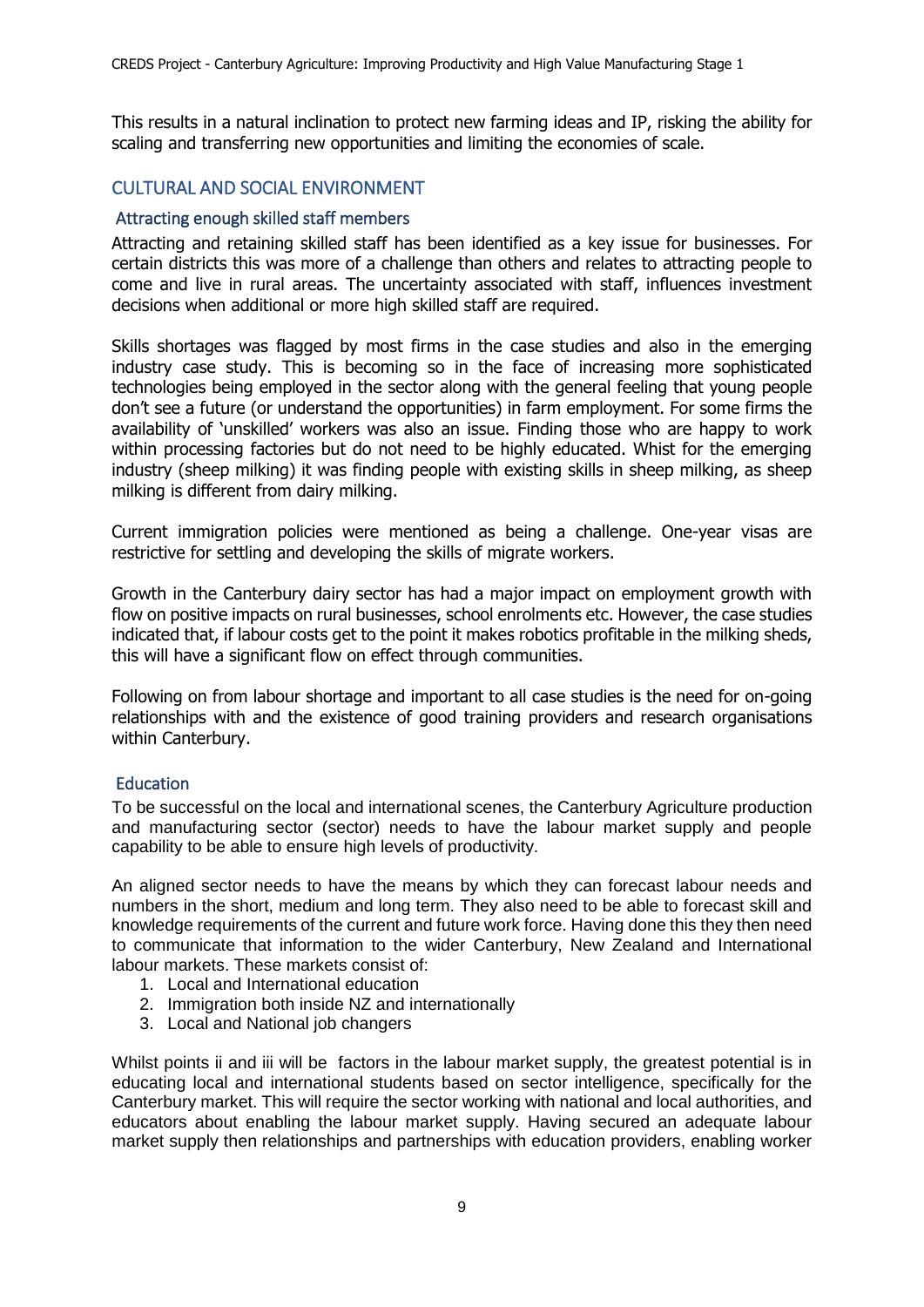This results in a natural inclination to protect new farming ideas and IP, risking the ability for scaling and transferring new opportunities and limiting the economies of scale.

## CULTURAL AND SOCIAL ENVIRONMENT

### Attracting enough skilled staff members

Attracting and retaining skilled staff has been identified as a key issue for businesses. For certain districts this was more of a challenge than others and relates to attracting people to come and live in rural areas. The uncertainty associated with staff, influences investment decisions when additional or more high skilled staff are required.

Skills shortages was flagged by most firms in the case studies and also in the emerging industry case study. This is becoming so in the face of increasing more sophisticated technologies being employed in the sector along with the general feeling that young people don't see a future (or understand the opportunities) in farm employment. For some firms the availability of 'unskilled' workers was also an issue. Finding those who are happy to work within processing factories but do not need to be highly educated. Whist for the emerging industry (sheep milking) it was finding people with existing skills in sheep milking, as sheep milking is different from dairy milking.

Current immigration policies were mentioned as being a challenge. One-year visas are restrictive for settling and developing the skills of migrate workers.

Growth in the Canterbury dairy sector has had a major impact on employment growth with flow on positive impacts on rural businesses, school enrolments etc. However, the case studies indicated that, if labour costs get to the point it makes robotics profitable in the milking sheds, this will have a significant flow on effect through communities.

Following on from labour shortage and important to all case studies is the need for on-going relationships with and the existence of good training providers and research organisations within Canterbury.

### Education

To be successful on the local and international scenes, the Canterbury Agriculture production and manufacturing sector (sector) needs to have the labour market supply and people capability to be able to ensure high levels of productivity.

An aligned sector needs to have the means by which they can forecast labour needs and numbers in the short, medium and long term. They also need to be able to forecast skill and knowledge requirements of the current and future work force. Having done this they then need to communicate that information to the wider Canterbury, New Zealand and International labour markets. These markets consist of:

1. Local and International education
2. Immigration both inside NZ and internationally
3. Local and National job changers

Whilst points ii and iii will be factors in the labour market supply, the greatest potential is in educating local and international students based on sector intelligence, specifically for the Canterbury market. This will require the sector working with national and local authorities, and educators about enabling the labour market supply. Having secured an adequate labour market supply then relationships and partnerships with education providers, enabling worker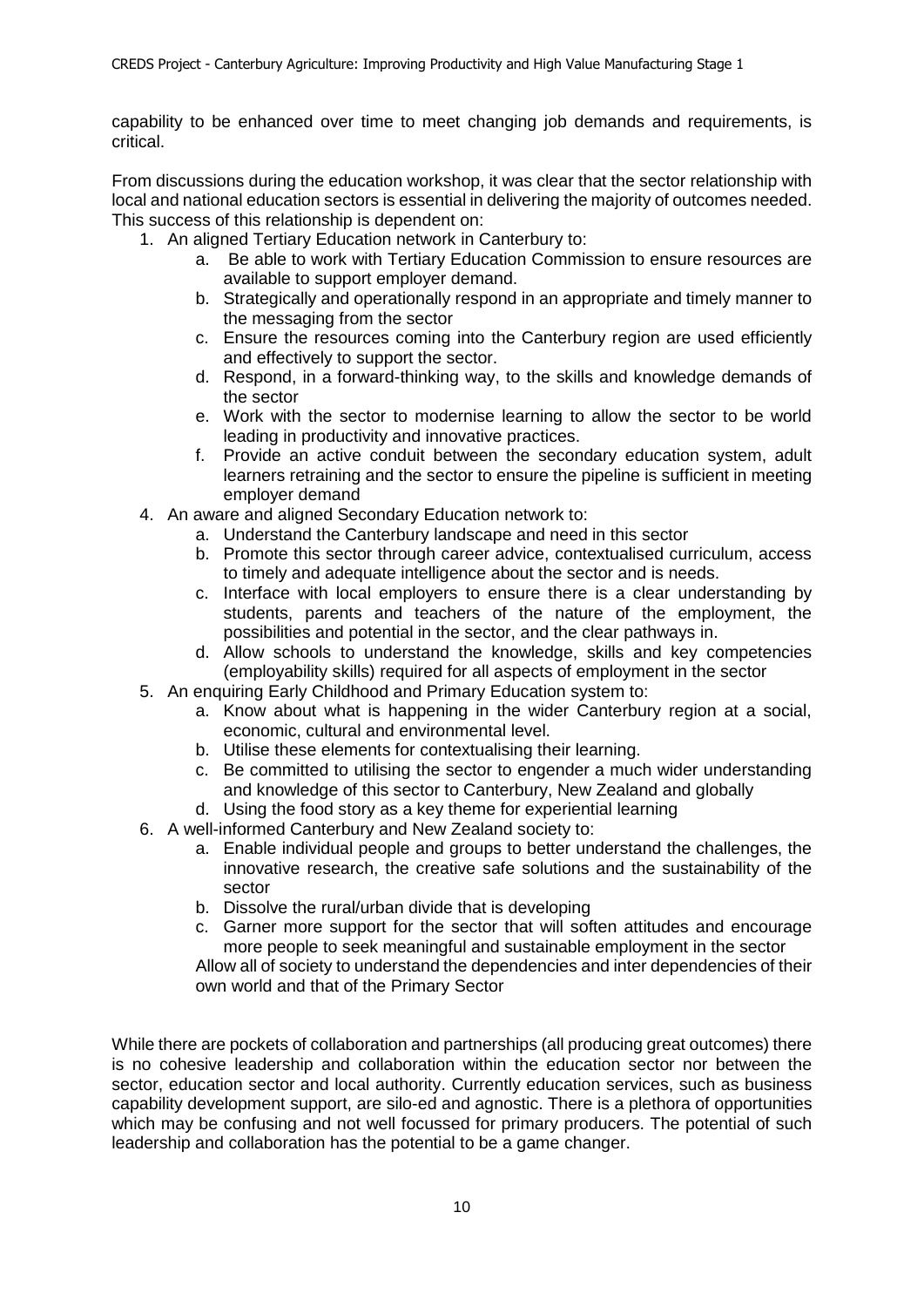capability to be enhanced over time to meet changing job demands and requirements, is critical.

From discussions during the education workshop, it was clear that the sector relationship with local and national education sectors is essential in delivering the majority of outcomes needed. This success of this relationship is dependent on:

1. An aligned Tertiary Education network in Canterbury to:
   a. Be able to work with Tertiary Education Commission to ensure resources are available to support employer demand.
   b. Strategically and operationally respond in an appropriate and timely manner to the messaging from the sector
   c. Ensure the resources coming into the Canterbury region are used efficiently and effectively to support the sector.
   d. Respond, in a forward-thinking way, to the skills and knowledge demands of the sector
   e. Work with the sector to modernise learning to allow the sector to be world leading in productivity and innovative practices.
   f. Provide an active conduit between the secondary education system, adult learners retraining and the sector to ensure the pipeline is sufficient in meeting employer demand
4. An aware and aligned Secondary Education network to:
   a. Understand the Canterbury landscape and need in this sector
   b. Promote this sector through career advice, contextualised curriculum, access to timely and adequate intelligence about the sector and is needs.
   c. Interface with local employers to ensure there is a clear understanding by students, parents and teachers of the nature of the employment, the possibilities and potential in the sector, and the clear pathways in.
   d. Allow schools to understand the knowledge, skills and key competencies (employability skills) required for all aspects of employment in the sector
5. An enquiring Early Childhood and Primary Education system to:
   a. Know about what is happening in the wider Canterbury region at a social, economic, cultural and environmental level.
   b. Utilise these elements for contextualising their learning.
   c. Be committed to utilising the sector to engender a much wider understanding and knowledge of this sector to Canterbury, New Zealand and globally
   d. Using the food story as a key theme for experiential learning
6. A well-informed Canterbury and New Zealand society to:
   a. Enable individual people and groups to better understand the challenges, the innovative research, the creative safe solutions and the sustainability of the sector
   b. Dissolve the rural/urban divide that is developing
   c. Garner more support for the sector that will soften attitudes and encourage more people to seek meaningful and sustainable employment in the sector

   Allow all of society to understand the dependencies and inter dependencies of their own world and that of the Primary Sector

While there are pockets of collaboration and partnerships (all producing great outcomes) there is no cohesive leadership and collaboration within the education sector nor between the sector, education sector and local authority. Currently education services, such as business capability development support, are silo-ed and agnostic. There is a plethora of opportunities which may be confusing and not well focussed for primary producers. The potential of such leadership and collaboration has the potential to be a game changer.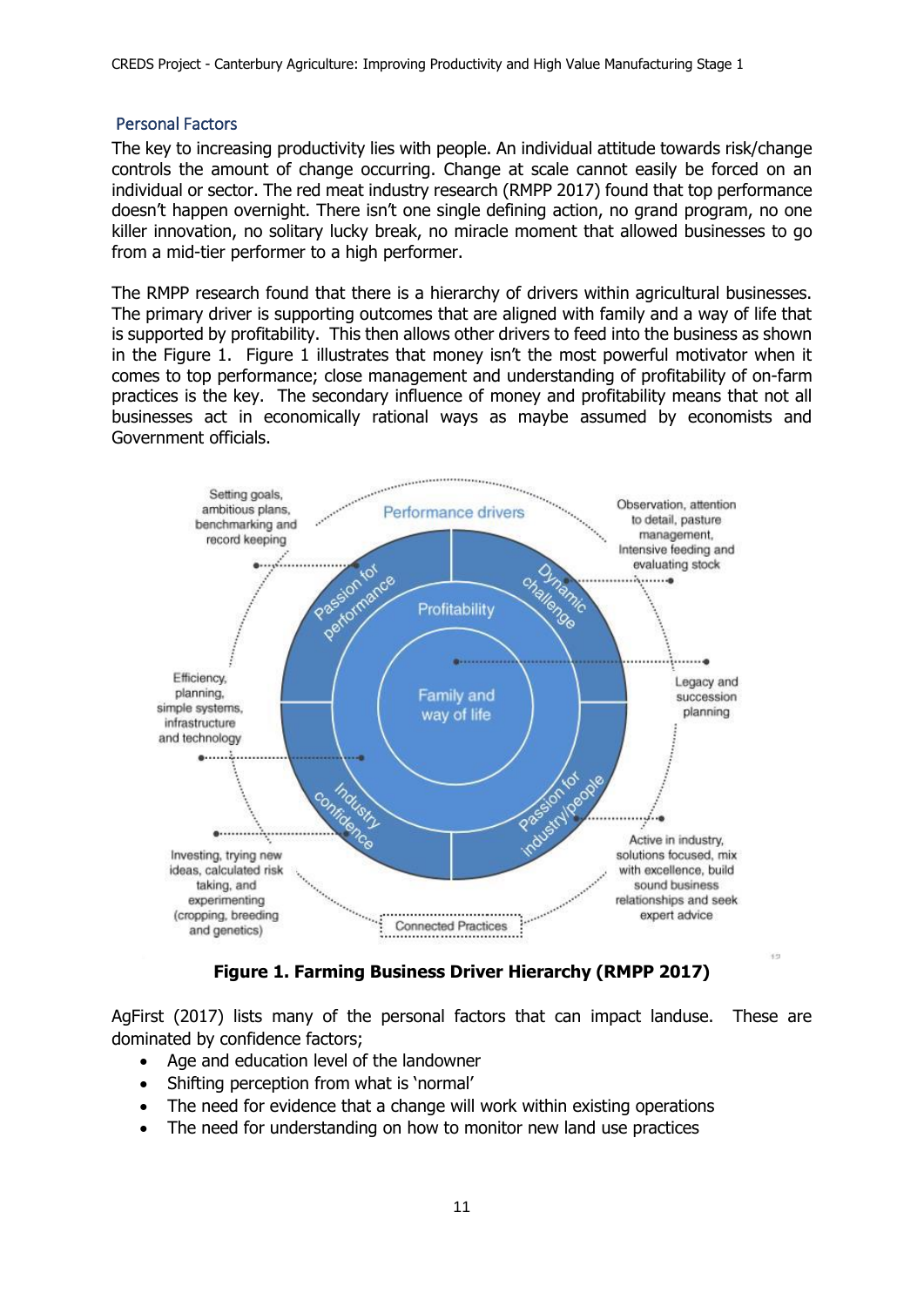## Personal Factors

The key to increasing productivity lies with people. An individual attitude towards risk/change controls the amount of change occurring. Change at scale cannot easily be forced on an individual or sector. The red meat industry research (RMPP 2017) found that top performance doesn't happen overnight. There isn't one single defining action, no grand program, no one killer innovation, no solitary lucky break, no miracle moment that allowed businesses to go from a mid-tier performer to a high performer.

The RMPP research found that there is a hierarchy of drivers within agricultural businesses. The primary driver is supporting outcomes that are aligned with family and a way of life that is supported by profitability. This then allows other drivers to feed into the business as shown in the Figure 1. Figure 1 illustrates that money isn't the most powerful motivator when it comes to top performance; close management and understanding of profitability of on-farm practices is the key. The secondary influence of money and profitability means that not all businesses act in economically rational ways as maybe assumed by economists and Government officials.

**Figure 1. Farming Business Driver Hierarchy (RMPP 2017)**

AgFirst (2017) lists many of the personal factors that can impact landuse. These are dominated by confidence factors;

- Age and education level of the landowner
- Shifting perception from what is 'normal'
- The need for evidence that a change will work within existing operations
- The need for understanding on how to monitor new land use practices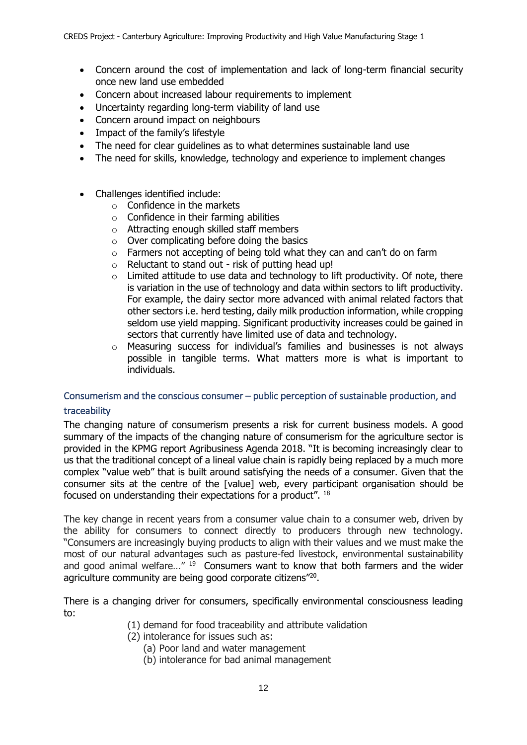- Concern around the cost of implementation and lack of long-term financial security once new land use embedded
- Concern about increased labour requirements to implement
- Uncertainty regarding long-term viability of land use
- Concern around impact on neighbours
- Impact of the family's lifestyle
- The need for clear guidelines as to what determines sustainable land use
- The need for skills, knowledge, technology and experience to implement changes

- Challenges identified include:
  - Confidence in the markets
  - Confidence in their farming abilities
  - Attracting enough skilled staff members
  - Over complicating before doing the basics
  - Farmers not accepting of being told what they can and can't do on farm
  - Reluctant to stand out - risk of putting head up!
  - Limited attitude to use data and technology to lift productivity. Of note, there is variation in the use of technology and data within sectors to lift productivity. For example, the dairy sector more advanced with animal related factors that other sectors i.e. herd testing, daily milk production information, while cropping seldom use yield mapping. Significant productivity increases could be gained in sectors that currently have limited use of data and technology.
  - Measuring success for individual's families and businesses is not always possible in tangible terms. What matters more is what is important to individuals.

## Consumerism and the conscious consumer – public perception of sustainable production, and traceability

The changing nature of consumerism presents a risk for current business models. A good summary of the impacts of the changing nature of consumerism for the agriculture sector is provided in the KPMG report Agribusiness Agenda 2018. "It is becoming increasingly clear to us that the traditional concept of a lineal value chain is rapidly being replaced by a much more complex "value web" that is built around satisfying the needs of a consumer. Given that the consumer sits at the centre of the [value] web, every participant organisation should be focused on understanding their expectations for a product". [18]

The key change in recent years from a consumer value chain to a consumer web, driven by the ability for consumers to connect directly to producers through new technology. "Consumers are increasingly buying products to align with their values and we must make the most of our natural advantages such as pasture-fed livestock, environmental sustainability and good animal welfare…" [19] Consumers want to know that both farmers and the wider agriculture community are being good corporate citizens"[20].

There is a changing driver for consumers, specifically environmental consciousness leading to:

(1) demand for food traceability and attribute validation
(2) intolerance for issues such as:
  (a) Poor land and water management
  (b) intolerance for bad animal management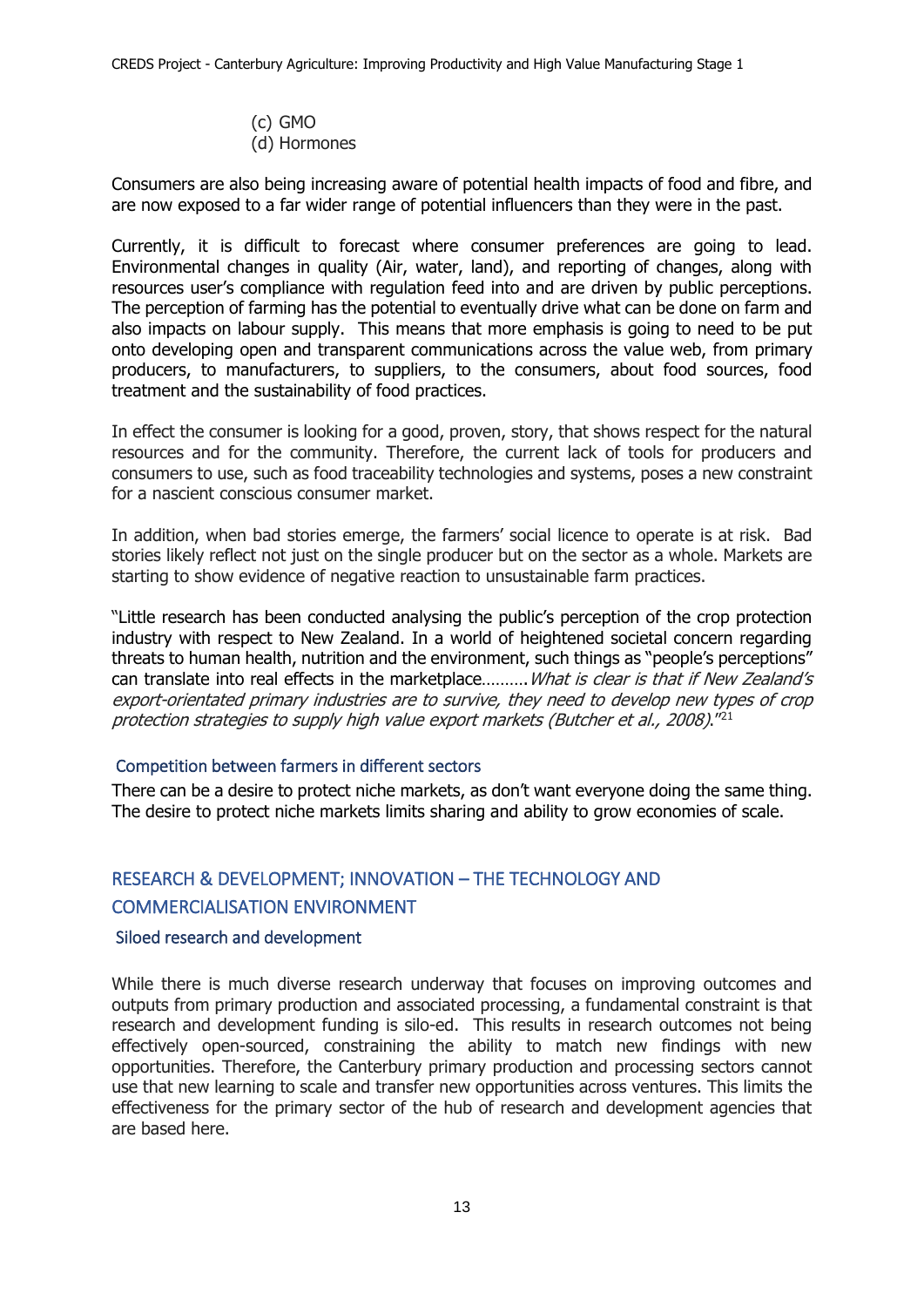(c) GMO
(d) Hormones

Consumers are also being increasing aware of potential health impacts of food and fibre, and are now exposed to a far wider range of potential influencers than they were in the past.

Currently, it is difficult to forecast where consumer preferences are going to lead. Environmental changes in quality (Air, water, land), and reporting of changes, along with resources user's compliance with regulation feed into and are driven by public perceptions. The perception of farming has the potential to eventually drive what can be done on farm and also impacts on labour supply. This means that more emphasis is going to need to be put onto developing open and transparent communications across the value web, from primary producers, to manufacturers, to suppliers, to the consumers, about food sources, food treatment and the sustainability of food practices.

In effect the consumer is looking for a good, proven, story, that shows respect for the natural resources and for the community. Therefore, the current lack of tools for producers and consumers to use, such as food traceability technologies and systems, poses a new constraint for a nascient conscious consumer market.

In addition, when bad stories emerge, the farmers' social licence to operate is at risk. Bad stories likely reflect not just on the single producer but on the sector as a whole. Markets are starting to show evidence of negative reaction to unsustainable farm practices.

"Little research has been conducted analysing the public's perception of the crop protection industry with respect to New Zealand. In a world of heightened societal concern regarding threats to human health, nutrition and the environment, such things as "people's perceptions" can translate into real effects in the marketplace……….*What is clear is that if New Zealand's export-orientated primary industries are to survive, they need to develop new types of crop protection strategies to supply high value export markets (Butcher et al., 2008)*."[21]

### Competition between farmers in different sectors

There can be a desire to protect niche markets, as don't want everyone doing the same thing. The desire to protect niche markets limits sharing and ability to grow economies of scale.

## RESEARCH & DEVELOPMENT; INNOVATION – THE TECHNOLOGY AND COMMERCIALISATION ENVIRONMENT

### Siloed research and development

While there is much diverse research underway that focuses on improving outcomes and outputs from primary production and associated processing, a fundamental constraint is that research and development funding is silo-ed. This results in research outcomes not being effectively open-sourced, constraining the ability to match new findings with new opportunities. Therefore, the Canterbury primary production and processing sectors cannot use that new learning to scale and transfer new opportunities across ventures. This limits the effectiveness for the primary sector of the hub of research and development agencies that are based here.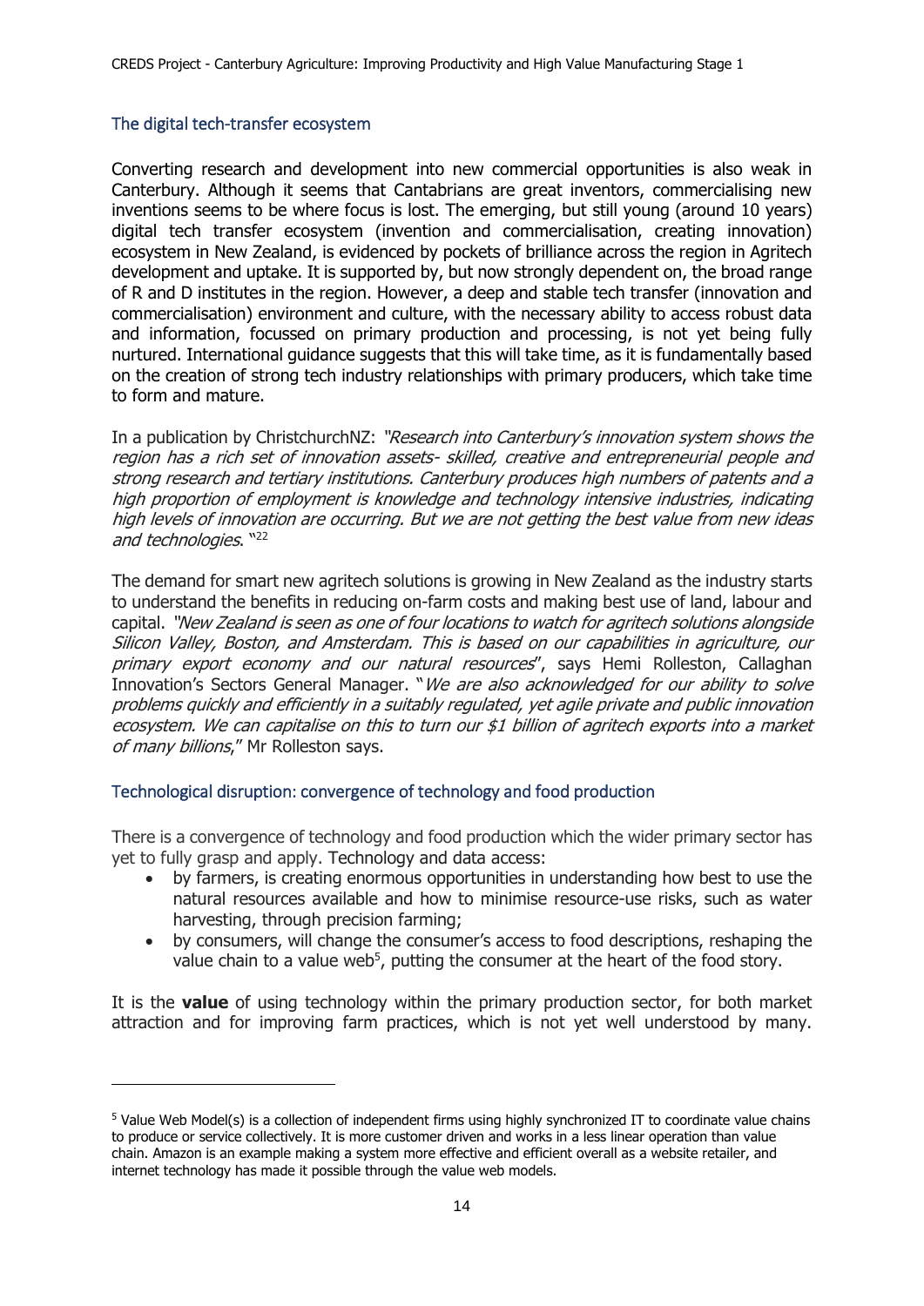## The digital tech-transfer ecosystem

Converting research and development into new commercial opportunities is also weak in Canterbury. Although it seems that Cantabrians are great inventors, commercialising new inventions seems to be where focus is lost. The emerging, but still young (around 10 years) digital tech transfer ecosystem (invention and commercialisation, creating innovation) ecosystem in New Zealand, is evidenced by pockets of brilliance across the region in Agritech development and uptake. It is supported by, but now strongly dependent on, the broad range of R and D institutes in the region. However, a deep and stable tech transfer (innovation and commercialisation) environment and culture, with the necessary ability to access robust data and information, focussed on primary production and processing, is not yet being fully nurtured. International guidance suggests that this will take time, as it is fundamentally based on the creation of strong tech industry relationships with primary producers, which take time to form and mature.

In a publication by ChristchurchNZ: *"Research into Canterbury's innovation system shows the region has a rich set of innovation assets- skilled, creative and entrepreneurial people and strong research and tertiary institutions. Canterbury produces high numbers of patents and a high proportion of employment is knowledge and technology intensive industries, indicating high levels of innovation are occurring. But we are not getting the best value from new ideas and technologies.* "[22]

The demand for smart new agritech solutions is growing in New Zealand as the industry starts to understand the benefits in reducing on-farm costs and making best use of land, labour and capital. *"New Zealand is seen as one of four locations to watch for agritech solutions alongside Silicon Valley, Boston, and Amsterdam. This is based on our capabilities in agriculture, our primary export economy and our natural resources*", says Hemi Rolleston, Callaghan Innovation's Sectors General Manager. "*We are also acknowledged for our ability to solve problems quickly and efficiently in a suitably regulated, yet agile private and public innovation ecosystem. We can capitalise on this to turn our $1 billion of agritech exports into a market of many billions*," Mr Rolleston says.

## Technological disruption: convergence of technology and food production

There is a convergence of technology and food production which the wider primary sector has yet to fully grasp and apply. Technology and data access:

- by farmers, is creating enormous opportunities in understanding how best to use the natural resources available and how to minimise resource-use risks, such as water harvesting, through precision farming;
- by consumers, will change the consumer's access to food descriptions, reshaping the value chain to a value web[5], putting the consumer at the heart of the food story.

It is the **value** of using technology within the primary production sector, for both market attraction and for improving farm practices, which is not yet well understood by many.

---

[5] Value Web Model(s) is a collection of independent firms using highly synchronized IT to coordinate value chains to produce or service collectively. It is more customer driven and works in a less linear operation than value chain. Amazon is an example making a system more effective and efficient overall as a website retailer, and internet technology has made it possible through the value web models.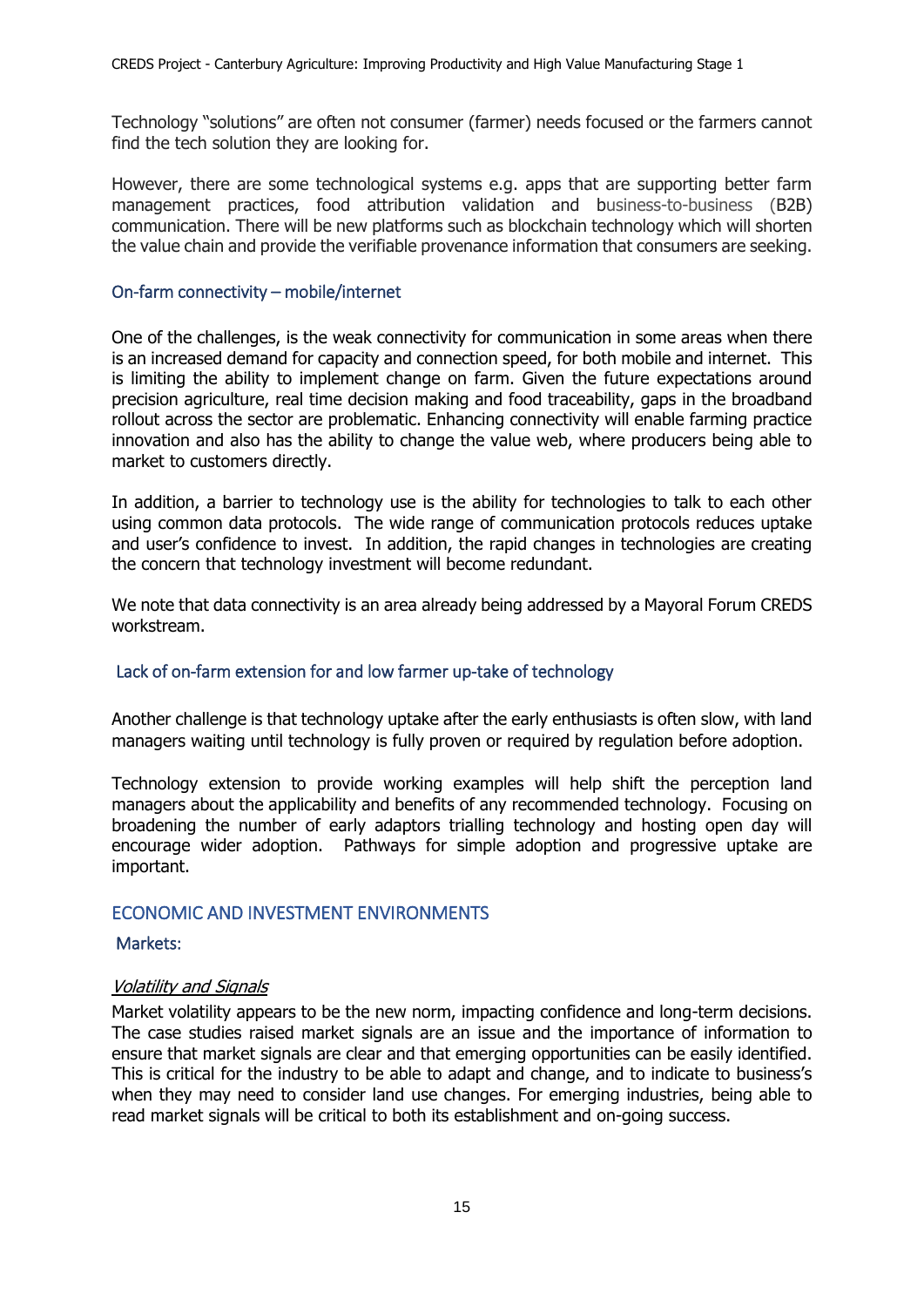Technology "solutions" are often not consumer (farmer) needs focused or the farmers cannot find the tech solution they are looking for.

However, there are some technological systems e.g. apps that are supporting better farm management practices, food attribution validation and business-to-business (B2B) communication. There will be new platforms such as blockchain technology which will shorten the value chain and provide the verifiable provenance information that consumers are seeking.

### On-farm connectivity – mobile/internet

One of the challenges, is the weak connectivity for communication in some areas when there is an increased demand for capacity and connection speed, for both mobile and internet. This is limiting the ability to implement change on farm. Given the future expectations around precision agriculture, real time decision making and food traceability, gaps in the broadband rollout across the sector are problematic. Enhancing connectivity will enable farming practice innovation and also has the ability to change the value web, where producers being able to market to customers directly.

In addition, a barrier to technology use is the ability for technologies to talk to each other using common data protocols. The wide range of communication protocols reduces uptake and user's confidence to invest. In addition, the rapid changes in technologies are creating the concern that technology investment will become redundant.

We note that data connectivity is an area already being addressed by a Mayoral Forum CREDS workstream.

### Lack of on-farm extension for and low farmer up-take of technology

Another challenge is that technology uptake after the early enthusiasts is often slow, with land managers waiting until technology is fully proven or required by regulation before adoption.

Technology extension to provide working examples will help shift the perception land managers about the applicability and benefits of any recommended technology. Focusing on broadening the number of early adaptors trialling technology and hosting open day will encourage wider adoption. Pathways for simple adoption and progressive uptake are important.

## ECONOMIC AND INVESTMENT ENVIRONMENTS

### Markets:

#### *Volatility and Signals*

Market volatility appears to be the new norm, impacting confidence and long-term decisions. The case studies raised market signals are an issue and the importance of information to ensure that market signals are clear and that emerging opportunities can be easily identified. This is critical for the industry to be able to adapt and change, and to indicate to business's when they may need to consider land use changes. For emerging industries, being able to read market signals will be critical to both its establishment and on-going success.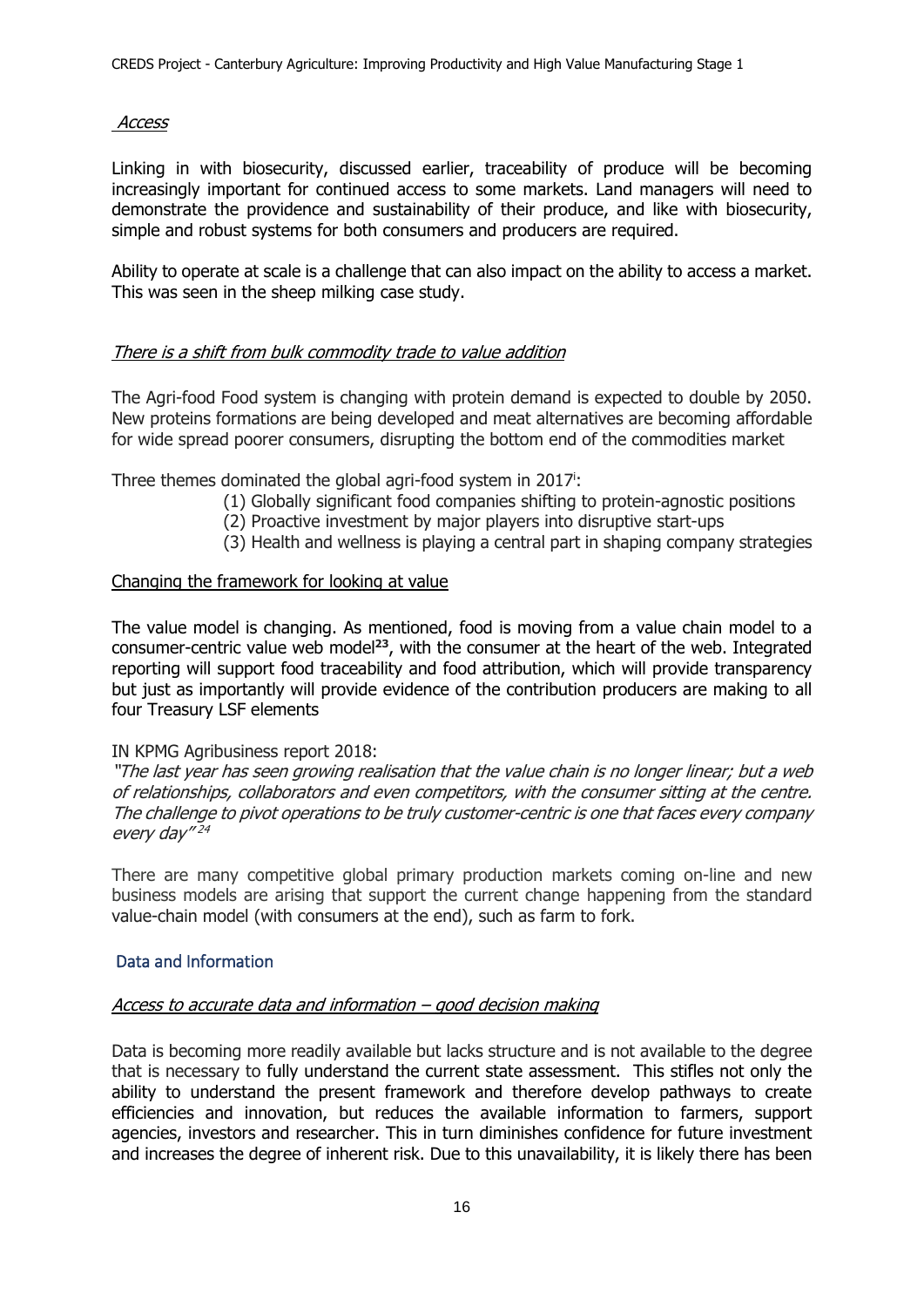*Access*

Linking in with biosecurity, discussed earlier, traceability of produce will be becoming increasingly important for continued access to some markets. Land managers will need to demonstrate the providence and sustainability of their produce, and like with biosecurity, simple and robust systems for both consumers and producers are required.

Ability to operate at scale is a challenge that can also impact on the ability to access a market. This was seen in the sheep milking case study.

*There is a shift from bulk commodity trade to value addition*

The Agri-food Food system is changing with protein demand is expected to double by 2050. New proteins formations are being developed and meat alternatives are becoming affordable for wide spread poorer consumers, disrupting the bottom end of the commodities market

Three themes dominated the global agri-food system in 2017[i]:

(1) Globally significant food companies shifting to protein-agnostic positions
(2) Proactive investment by major players into disruptive start-ups
(3) Health and wellness is playing a central part in shaping company strategies

Changing the framework for looking at value

The value model is changing. As mentioned, food is moving from a value chain model to a consumer-centric value web model[23], with the consumer at the heart of the web. Integrated reporting will support food traceability and food attribution, which will provide transparency but just as importantly will provide evidence of the contribution producers are making to all four Treasury LSF elements

IN KPMG Agribusiness report 2018:

*"The last year has seen growing realisation that the value chain is no longer linear; but a web of relationships, collaborators and even competitors, with the consumer sitting at the centre. The challenge to pivot operations to be truly customer-centric is one that faces every company every day"* [24]

There are many competitive global primary production markets coming on-line and new business models are arising that support the current change happening from the standard value-chain model (with consumers at the end), such as farm to fork.

## Data and Information

*Access to accurate data and information – good decision making*

Data is becoming more readily available but lacks structure and is not available to the degree that is necessary to fully understand the current state assessment. This stifles not only the ability to understand the present framework and therefore develop pathways to create efficiencies and innovation, but reduces the available information to farmers, support agencies, investors and researcher. This in turn diminishes confidence for future investment and increases the degree of inherent risk. Due to this unavailability, it is likely there has been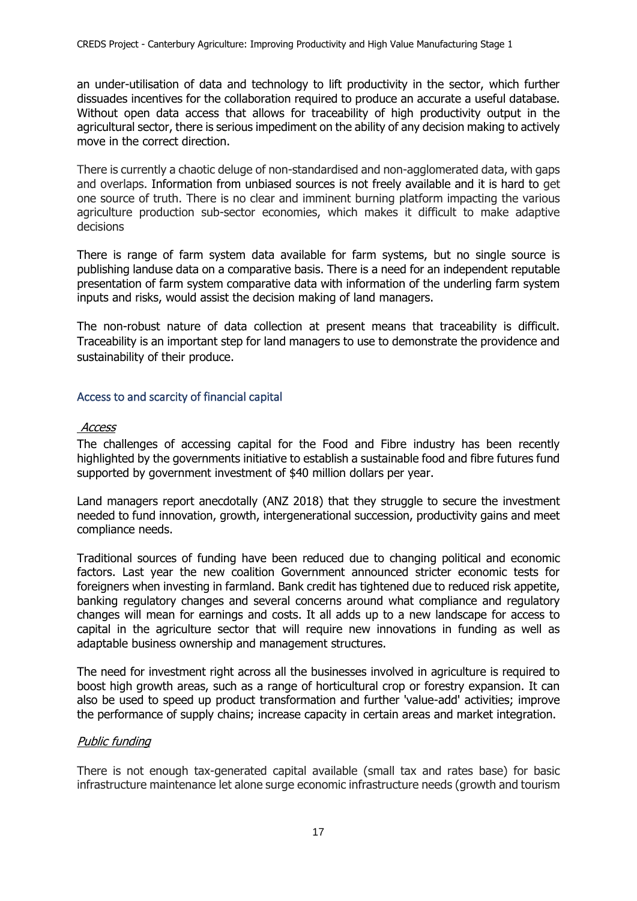an under-utilisation of data and technology to lift productivity in the sector, which further dissuades incentives for the collaboration required to produce an accurate a useful database. Without open data access that allows for traceability of high productivity output in the agricultural sector, there is serious impediment on the ability of any decision making to actively move in the correct direction.

There is currently a chaotic deluge of non-standardised and non-agglomerated data, with gaps and overlaps. Information from unbiased sources is not freely available and it is hard to get one source of truth. There is no clear and imminent burning platform impacting the various agriculture production sub-sector economies, which makes it difficult to make adaptive decisions

There is range of farm system data available for farm systems, but no single source is publishing landuse data on a comparative basis. There is a need for an independent reputable presentation of farm system comparative data with information of the underling farm system inputs and risks, would assist the decision making of land managers.

The non-robust nature of data collection at present means that traceability is difficult. Traceability is an important step for land managers to use to demonstrate the providence and sustainability of their produce.

### Access to and scarcity of financial capital

*Access*

The challenges of accessing capital for the Food and Fibre industry has been recently highlighted by the governments initiative to establish a sustainable food and fibre futures fund supported by government investment of $40 million dollars per year.

Land managers report anecdotally (ANZ 2018) that they struggle to secure the investment needed to fund innovation, growth, intergenerational succession, productivity gains and meet compliance needs.

Traditional sources of funding have been reduced due to changing political and economic factors. Last year the new coalition Government announced stricter economic tests for foreigners when investing in farmland. Bank credit has tightened due to reduced risk appetite, banking regulatory changes and several concerns around what compliance and regulatory changes will mean for earnings and costs. It all adds up to a new landscape for access to capital in the agriculture sector that will require new innovations in funding as well as adaptable business ownership and management structures.

The need for investment right across all the businesses involved in agriculture is required to boost high growth areas, such as a range of horticultural crop or forestry expansion. It can also be used to speed up product transformation and further 'value-add' activities; improve the performance of supply chains; increase capacity in certain areas and market integration.

*Public funding*

There is not enough tax-generated capital available (small tax and rates base) for basic infrastructure maintenance let alone surge economic infrastructure needs (growth and tourism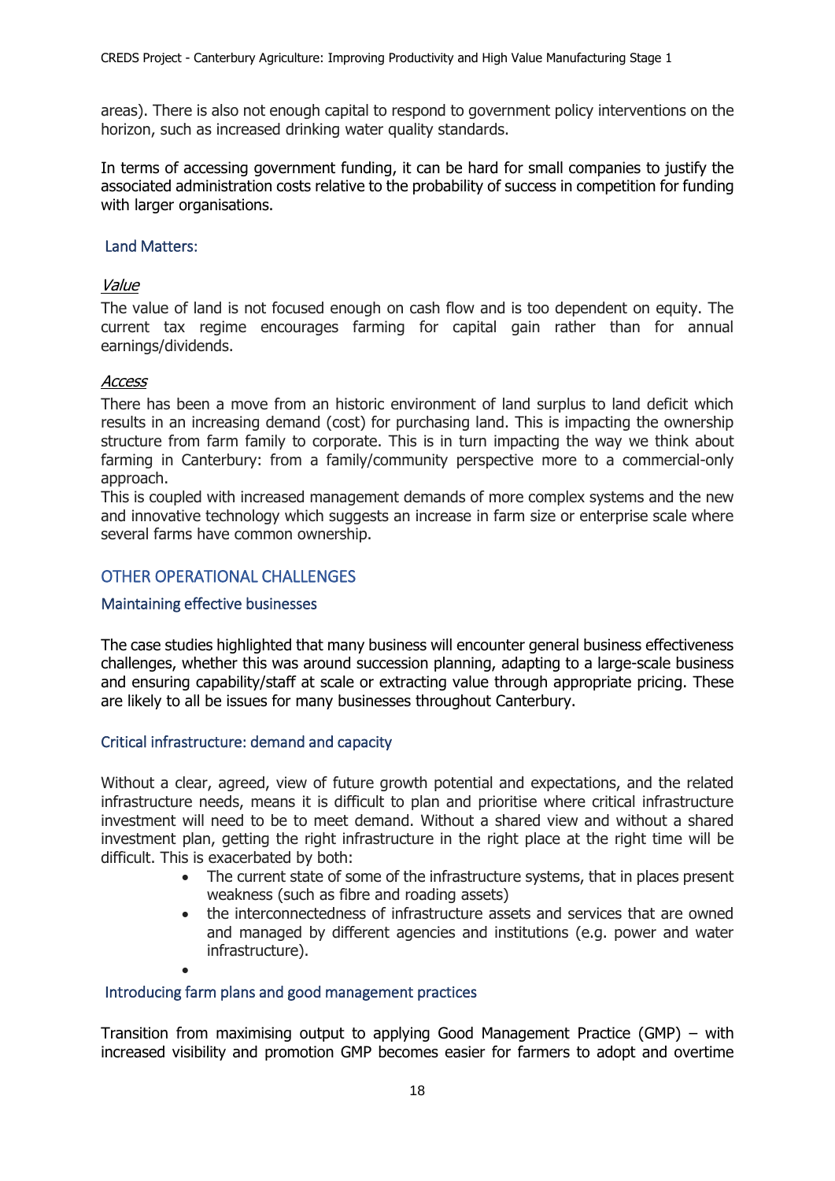areas). There is also not enough capital to respond to government policy interventions on the horizon, such as increased drinking water quality standards.

In terms of accessing government funding, it can be hard for small companies to justify the associated administration costs relative to the probability of success in competition for funding with larger organisations.

### Land Matters:

*Value*

The value of land is not focused enough on cash flow and is too dependent on equity. The current tax regime encourages farming for capital gain rather than for annual earnings/dividends.

*Access*

There has been a move from an historic environment of land surplus to land deficit which results in an increasing demand (cost) for purchasing land. This is impacting the ownership structure from farm family to corporate. This is in turn impacting the way we think about farming in Canterbury: from a family/community perspective more to a commercial-only approach.

This is coupled with increased management demands of more complex systems and the new and innovative technology which suggests an increase in farm size or enterprise scale where several farms have common ownership.

## OTHER OPERATIONAL CHALLENGES

### Maintaining effective businesses

The case studies highlighted that many business will encounter general business effectiveness challenges, whether this was around succession planning, adapting to a large-scale business and ensuring capability/staff at scale or extracting value through appropriate pricing. These are likely to all be issues for many businesses throughout Canterbury.

### Critical infrastructure: demand and capacity

Without a clear, agreed, view of future growth potential and expectations, and the related infrastructure needs, means it is difficult to plan and prioritise where critical infrastructure investment will need to be to meet demand. Without a shared view and without a shared investment plan, getting the right infrastructure in the right place at the right time will be difficult. This is exacerbated by both:

- The current state of some of the infrastructure systems, that in places present weakness (such as fibre and roading assets)
- the interconnectedness of infrastructure assets and services that are owned and managed by different agencies and institutions (e.g. power and water infrastructure).

### Introducing farm plans and good management practices

Transition from maximising output to applying Good Management Practice (GMP) – with increased visibility and promotion GMP becomes easier for farmers to adopt and overtime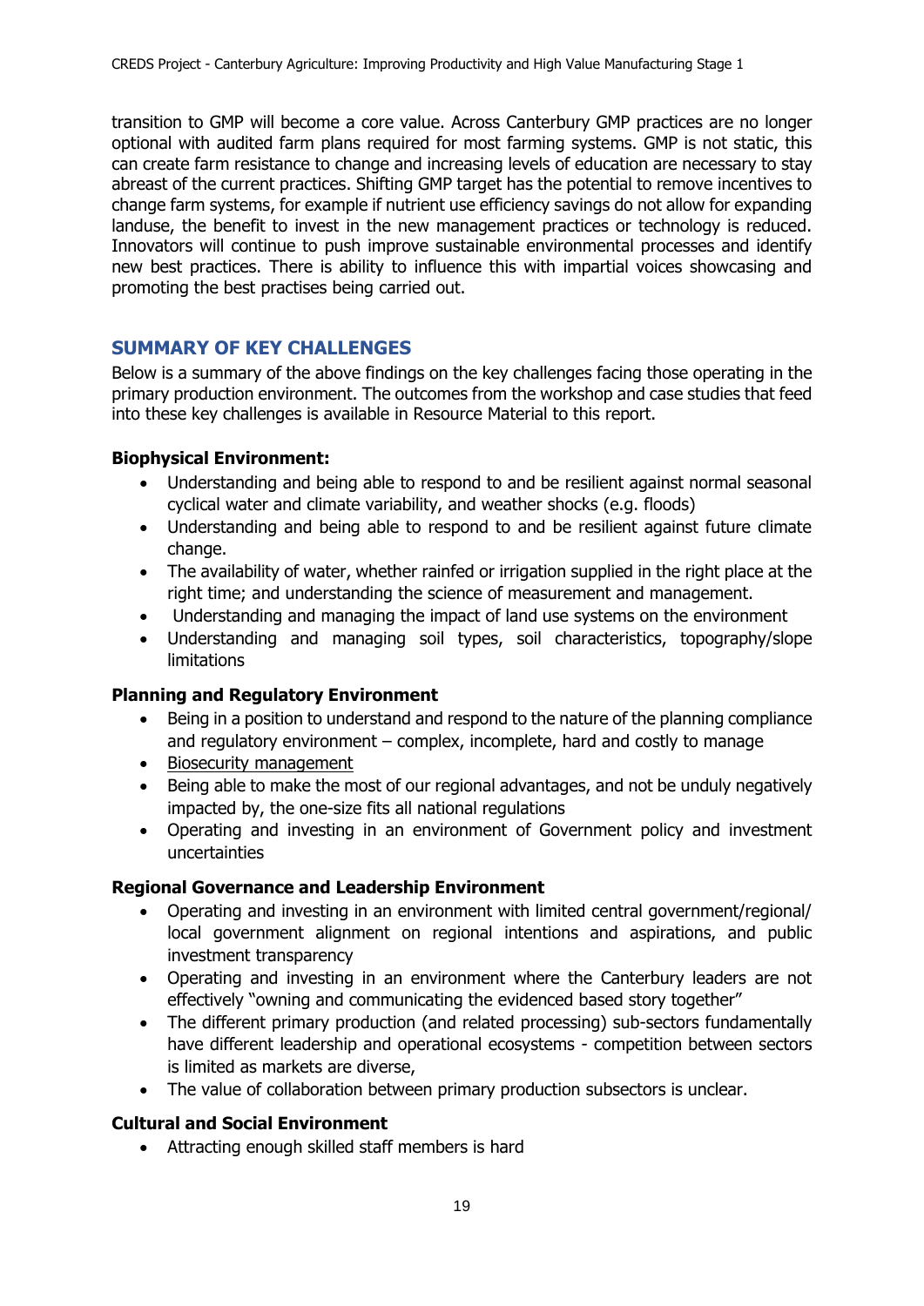transition to GMP will become a core value. Across Canterbury GMP practices are no longer optional with audited farm plans required for most farming systems. GMP is not static, this can create farm resistance to change and increasing levels of education are necessary to stay abreast of the current practices. Shifting GMP target has the potential to remove incentives to change farm systems, for example if nutrient use efficiency savings do not allow for expanding landuse, the benefit to invest in the new management practices or technology is reduced. Innovators will continue to push improve sustainable environmental processes and identify new best practices. There is ability to influence this with impartial voices showcasing and promoting the best practises being carried out.

## SUMMARY OF KEY CHALLENGES

Below is a summary of the above findings on the key challenges facing those operating in the primary production environment. The outcomes from the workshop and case studies that feed into these key challenges is available in Resource Material to this report.

**Biophysical Environment:**

- Understanding and being able to respond to and be resilient against normal seasonal cyclical water and climate variability, and weather shocks (e.g. floods)
- Understanding and being able to respond to and be resilient against future climate change.
- The availability of water, whether rainfed or irrigation supplied in the right place at the right time; and understanding the science of measurement and management.
- Understanding and managing the impact of land use systems on the environment
- Understanding and managing soil types, soil characteristics, topography/slope limitations

**Planning and Regulatory Environment**

- Being in a position to understand and respond to the nature of the planning compliance and regulatory environment – complex, incomplete, hard and costly to manage
- Biosecurity management
- Being able to make the most of our regional advantages, and not be unduly negatively impacted by, the one-size fits all national regulations
- Operating and investing in an environment of Government policy and investment uncertainties

**Regional Governance and Leadership Environment**

- Operating and investing in an environment with limited central government/regional/ local government alignment on regional intentions and aspirations, and public investment transparency
- Operating and investing in an environment where the Canterbury leaders are not effectively "owning and communicating the evidenced based story together"
- The different primary production (and related processing) sub-sectors fundamentally have different leadership and operational ecosystems - competition between sectors is limited as markets are diverse,
- The value of collaboration between primary production subsectors is unclear.

**Cultural and Social Environment**

- Attracting enough skilled staff members is hard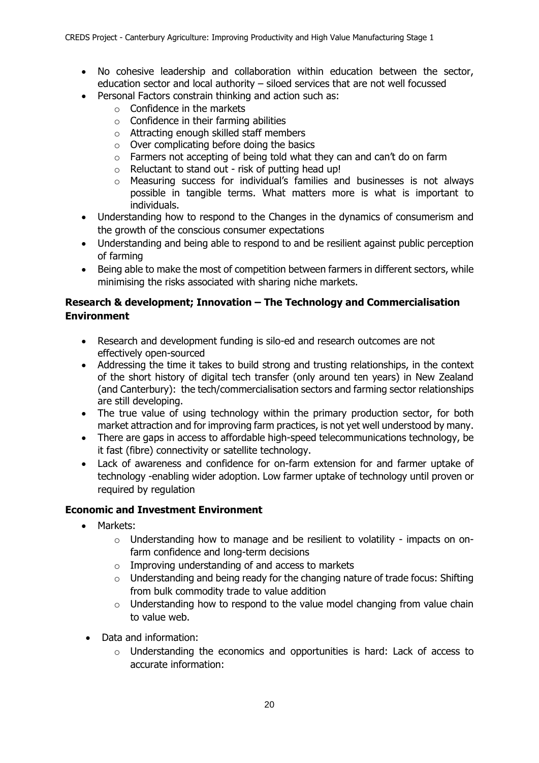- No cohesive leadership and collaboration within education between the sector, education sector and local authority – siloed services that are not well focussed
- Personal Factors constrain thinking and action such as:
  - Confidence in the markets
  - Confidence in their farming abilities
  - Attracting enough skilled staff members
  - Over complicating before doing the basics
  - Farmers not accepting of being told what they can and can't do on farm
  - Reluctant to stand out - risk of putting head up!
  - Measuring success for individual's families and businesses is not always possible in tangible terms. What matters more is what is important to individuals.
- Understanding how to respond to the Changes in the dynamics of consumerism and the growth of the conscious consumer expectations
- Understanding and being able to respond to and be resilient against public perception of farming
- Being able to make the most of competition between farmers in different sectors, while minimising the risks associated with sharing niche markets.

**Research & development; Innovation – The Technology and Commercialisation Environment**

- Research and development funding is silo-ed and research outcomes are not effectively open-sourced
- Addressing the time it takes to build strong and trusting relationships, in the context of the short history of digital tech transfer (only around ten years) in New Zealand (and Canterbury): the tech/commercialisation sectors and farming sector relationships are still developing.
- The true value of using technology within the primary production sector, for both market attraction and for improving farm practices, is not yet well understood by many.
- There are gaps in access to affordable high-speed telecommunications technology, be it fast (fibre) connectivity or satellite technology.
- Lack of awareness and confidence for on-farm extension for and farmer uptake of technology -enabling wider adoption. Low farmer uptake of technology until proven or required by regulation

**Economic and Investment Environment**

- Markets:
  - Understanding how to manage and be resilient to volatility - impacts on on-farm confidence and long-term decisions
  - Improving understanding of and access to markets
  - Understanding and being ready for the changing nature of trade focus: Shifting from bulk commodity trade to value addition
  - Understanding how to respond to the value model changing from value chain to value web.
- Data and information:
  - Understanding the economics and opportunities is hard: Lack of access to accurate information: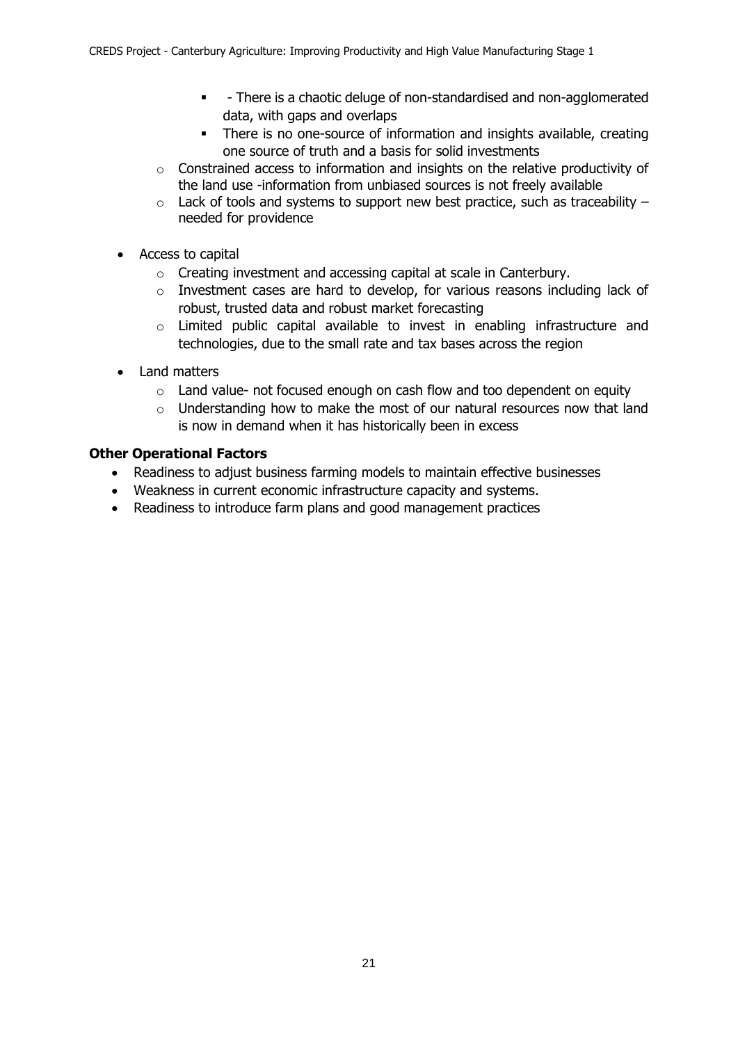- - There is a chaotic deluge of non-standardised and non-agglomerated data, with gaps and overlaps
        - There is no one-source of information and insights available, creating one source of truth and a basis for solid investments
    - Constrained access to information and insights on the relative productivity of the land use -information from unbiased sources is not freely available
    - Lack of tools and systems to support new best practice, such as traceability – needed for providence

- Access to capital
    - Creating investment and accessing capital at scale in Canterbury.
    - Investment cases are hard to develop, for various reasons including lack of robust, trusted data and robust market forecasting
    - Limited public capital available to invest in enabling infrastructure and technologies, due to the small rate and tax bases across the region

- Land matters
    - Land value- not focused enough on cash flow and too dependent on equity
    - Understanding how to make the most of our natural resources now that land is now in demand when it has historically been in excess

**Other Operational Factors**

- Readiness to adjust business farming models to maintain effective businesses
- Weakness in current economic infrastructure capacity and systems.
- Readiness to introduce farm plans and good management practices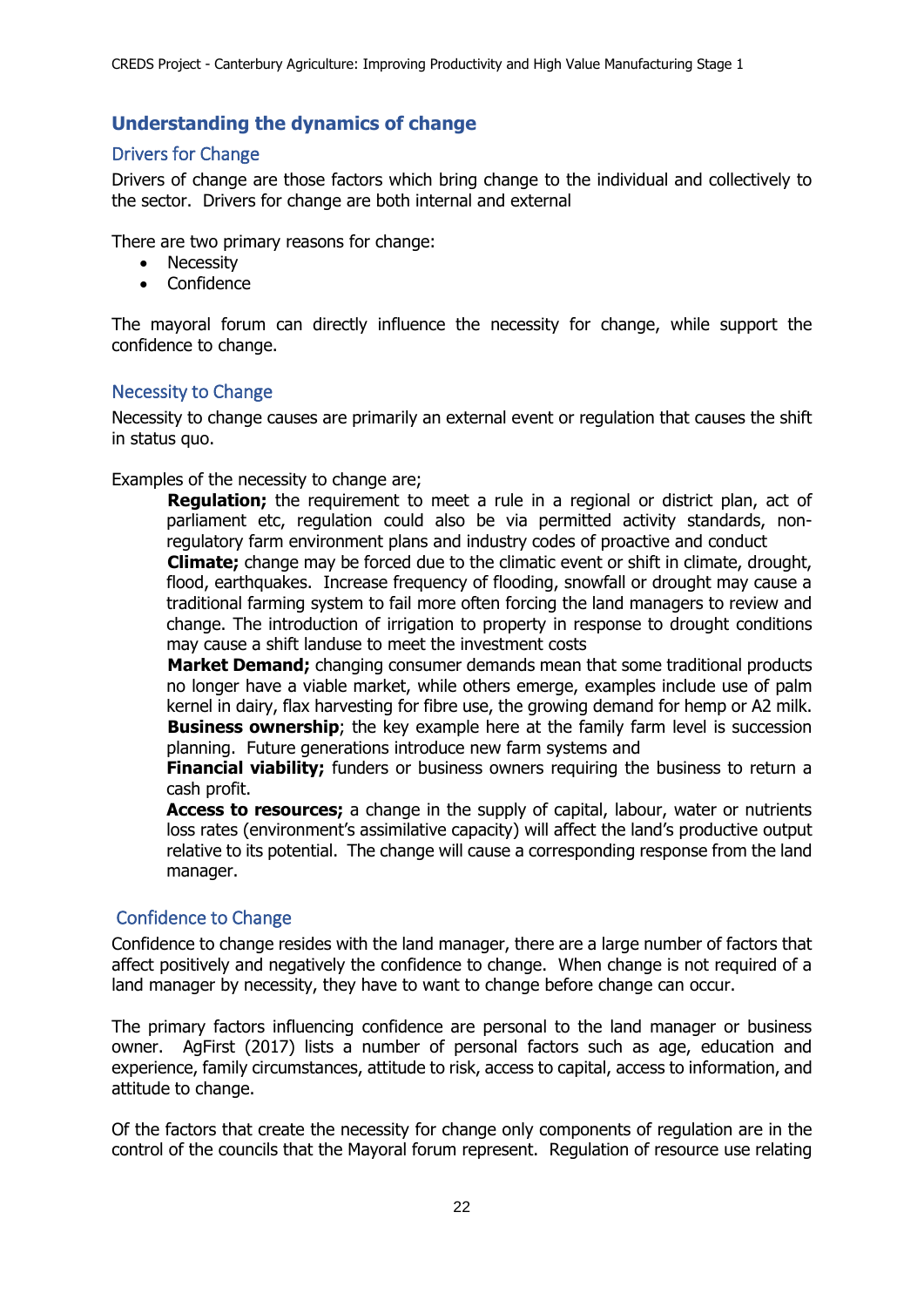## Understanding the dynamics of change

### Drivers for Change

Drivers of change are those factors which bring change to the individual and collectively to the sector. Drivers for change are both internal and external

There are two primary reasons for change:

- Necessity
- Confidence

The mayoral forum can directly influence the necessity for change, while support the confidence to change.

### Necessity to Change

Necessity to change causes are primarily an external event or regulation that causes the shift in status quo.

Examples of the necessity to change are;

**Regulation;** the requirement to meet a rule in a regional or district plan, act of parliament etc, regulation could also be via permitted activity standards, non-regulatory farm environment plans and industry codes of proactive and conduct

**Climate;** change may be forced due to the climatic event or shift in climate, drought, flood, earthquakes. Increase frequency of flooding, snowfall or drought may cause a traditional farming system to fail more often forcing the land managers to review and change. The introduction of irrigation to property in response to drought conditions may cause a shift landuse to meet the investment costs

**Market Demand;** changing consumer demands mean that some traditional products no longer have a viable market, while others emerge, examples include use of palm kernel in dairy, flax harvesting for fibre use, the growing demand for hemp or A2 milk.

**Business ownership**; the key example here at the family farm level is succession planning. Future generations introduce new farm systems and

**Financial viability;** funders or business owners requiring the business to return a cash profit.

**Access to resources;** a change in the supply of capital, labour, water or nutrients loss rates (environment's assimilative capacity) will affect the land's productive output relative to its potential. The change will cause a corresponding response from the land manager.

### Confidence to Change

Confidence to change resides with the land manager, there are a large number of factors that affect positively and negatively the confidence to change. When change is not required of a land manager by necessity, they have to want to change before change can occur.

The primary factors influencing confidence are personal to the land manager or business owner. AgFirst (2017) lists a number of personal factors such as age, education and experience, family circumstances, attitude to risk, access to capital, access to information, and attitude to change.

Of the factors that create the necessity for change only components of regulation are in the control of the councils that the Mayoral forum represent. Regulation of resource use relating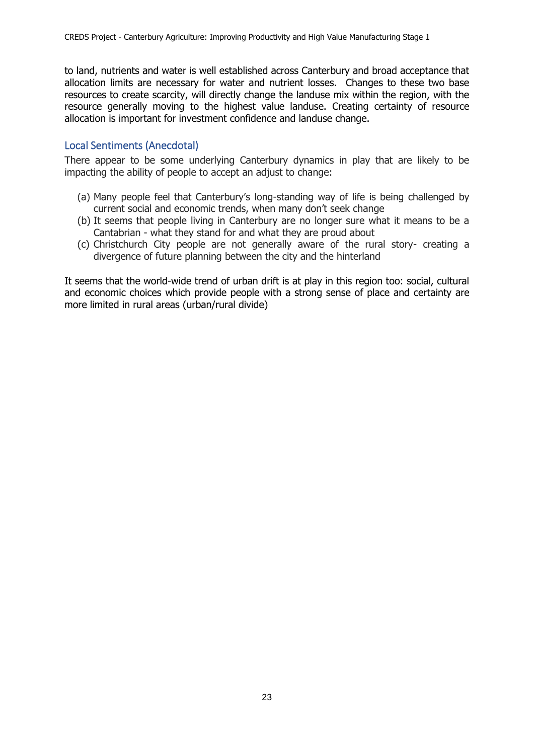to land, nutrients and water is well established across Canterbury and broad acceptance that allocation limits are necessary for water and nutrient losses. Changes to these two base resources to create scarcity, will directly change the landuse mix within the region, with the resource generally moving to the highest value landuse. Creating certainty of resource allocation is important for investment confidence and landuse change.

### Local Sentiments (Anecdotal)

There appear to be some underlying Canterbury dynamics in play that are likely to be impacting the ability of people to accept an adjust to change:

(a) Many people feel that Canterbury's long-standing way of life is being challenged by current social and economic trends, when many don't seek change

(b) It seems that people living in Canterbury are no longer sure what it means to be a Cantabrian - what they stand for and what they are proud about

(c) Christchurch City people are not generally aware of the rural story- creating a divergence of future planning between the city and the hinterland

It seems that the world-wide trend of urban drift is at play in this region too: social, cultural and economic choices which provide people with a strong sense of place and certainty are more limited in rural areas (urban/rural divide)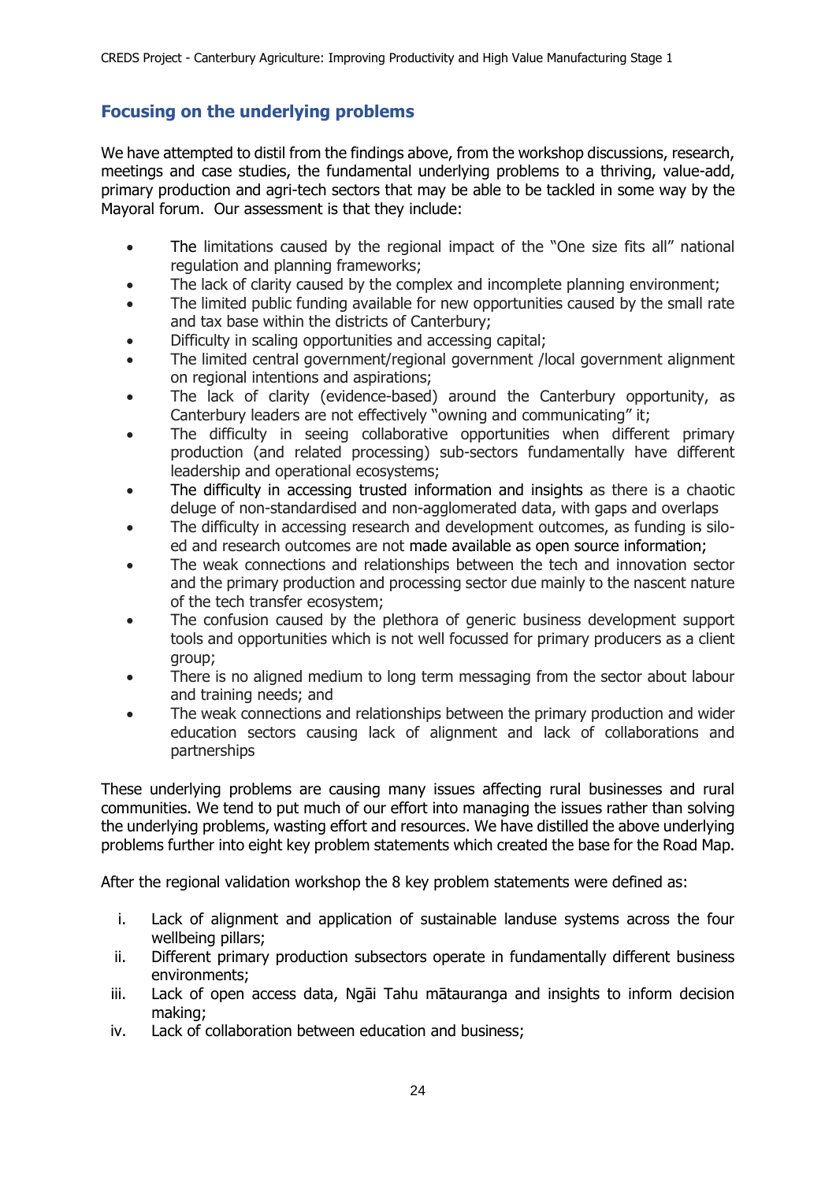## Focusing on the underlying problems

We have attempted to distil from the findings above, from the workshop discussions, research, meetings and case studies, the fundamental underlying problems to a thriving, value-add, primary production and agri-tech sectors that may be able to be tackled in some way by the Mayoral forum. Our assessment is that they include:

- The limitations caused by the regional impact of the "One size fits all" national regulation and planning frameworks;
- The lack of clarity caused by the complex and incomplete planning environment;
- The limited public funding available for new opportunities caused by the small rate and tax base within the districts of Canterbury;
- Difficulty in scaling opportunities and accessing capital;
- The limited central government/regional government /local government alignment on regional intentions and aspirations;
- The lack of clarity (evidence-based) around the Canterbury opportunity, as Canterbury leaders are not effectively "owning and communicating" it;
- The difficulty in seeing collaborative opportunities when different primary production (and related processing) sub-sectors fundamentally have different leadership and operational ecosystems;
- The difficulty in accessing trusted information and insights as there is a chaotic deluge of non-standardised and non-agglomerated data, with gaps and overlaps
- The difficulty in accessing research and development outcomes, as funding is silo-ed and research outcomes are not made available as open source information;
- The weak connections and relationships between the tech and innovation sector and the primary production and processing sector due mainly to the nascent nature of the tech transfer ecosystem;
- The confusion caused by the plethora of generic business development support tools and opportunities which is not well focussed for primary producers as a client group;
- There is no aligned medium to long term messaging from the sector about labour and training needs; and
- The weak connections and relationships between the primary production and wider education sectors causing lack of alignment and lack of collaborations and partnerships

These underlying problems are causing many issues affecting rural businesses and rural communities. We tend to put much of our effort into managing the issues rather than solving the underlying problems, wasting effort and resources. We have distilled the above underlying problems further into eight key problem statements which created the base for the Road Map.

After the regional validation workshop the 8 key problem statements were defined as:

i. Lack of alignment and application of sustainable landuse systems across the four wellbeing pillars;
ii. Different primary production subsectors operate in fundamentally different business environments;
iii. Lack of open access data, Ngāi Tahu mātauranga and insights to inform decision making;
iv. Lack of collaboration between education and business;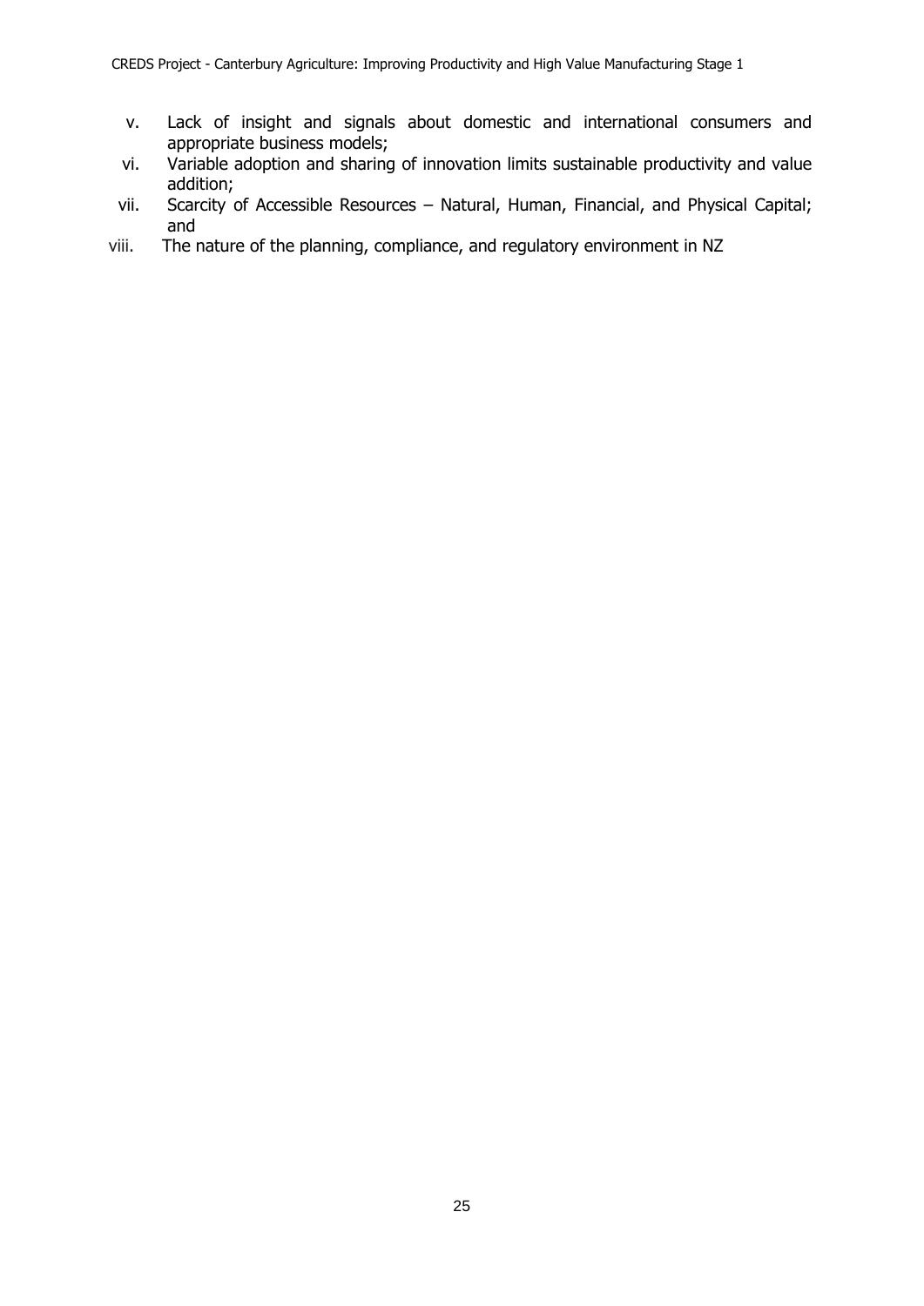v. Lack of insight and signals about domestic and international consumers and appropriate business models;
vi. Variable adoption and sharing of innovation limits sustainable productivity and value addition;
vii. Scarcity of Accessible Resources – Natural, Human, Financial, and Physical Capital; and
viii. The nature of the planning, compliance, and regulatory environment in NZ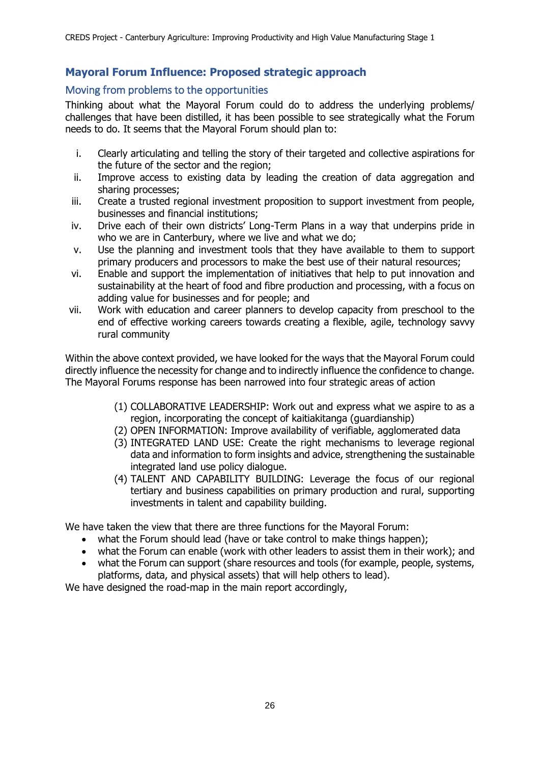## Mayoral Forum Influence: Proposed strategic approach

### Moving from problems to the opportunities

Thinking about what the Mayoral Forum could do to address the underlying problems/ challenges that have been distilled, it has been possible to see strategically what the Forum needs to do. It seems that the Mayoral Forum should plan to:

i. Clearly articulating and telling the story of their targeted and collective aspirations for the future of the sector and the region;
ii. Improve access to existing data by leading the creation of data aggregation and sharing processes;
iii. Create a trusted regional investment proposition to support investment from people, businesses and financial institutions;
iv. Drive each of their own districts' Long-Term Plans in a way that underpins pride in who we are in Canterbury, where we live and what we do;
v. Use the planning and investment tools that they have available to them to support primary producers and processors to make the best use of their natural resources;
vi. Enable and support the implementation of initiatives that help to put innovation and sustainability at the heart of food and fibre production and processing, with a focus on adding value for businesses and for people; and
vii. Work with education and career planners to develop capacity from preschool to the end of effective working careers towards creating a flexible, agile, technology savvy rural community

Within the above context provided, we have looked for the ways that the Mayoral Forum could directly influence the necessity for change and to indirectly influence the confidence to change. The Mayoral Forums response has been narrowed into four strategic areas of action

(1) COLLABORATIVE LEADERSHIP: Work out and express what we aspire to as a region, incorporating the concept of kaitiakitanga (guardianship)
(2) OPEN INFORMATION: Improve availability of verifiable, agglomerated data
(3) INTEGRATED LAND USE: Create the right mechanisms to leverage regional data and information to form insights and advice, strengthening the sustainable integrated land use policy dialogue.
(4) TALENT AND CAPABILITY BUILDING: Leverage the focus of our regional tertiary and business capabilities on primary production and rural, supporting investments in talent and capability building.

We have taken the view that there are three functions for the Mayoral Forum:

- what the Forum should lead (have or take control to make things happen);
- what the Forum can enable (work with other leaders to assist them in their work); and
- what the Forum can support (share resources and tools (for example, people, systems, platforms, data, and physical assets) that will help others to lead).

We have designed the road-map in the main report accordingly,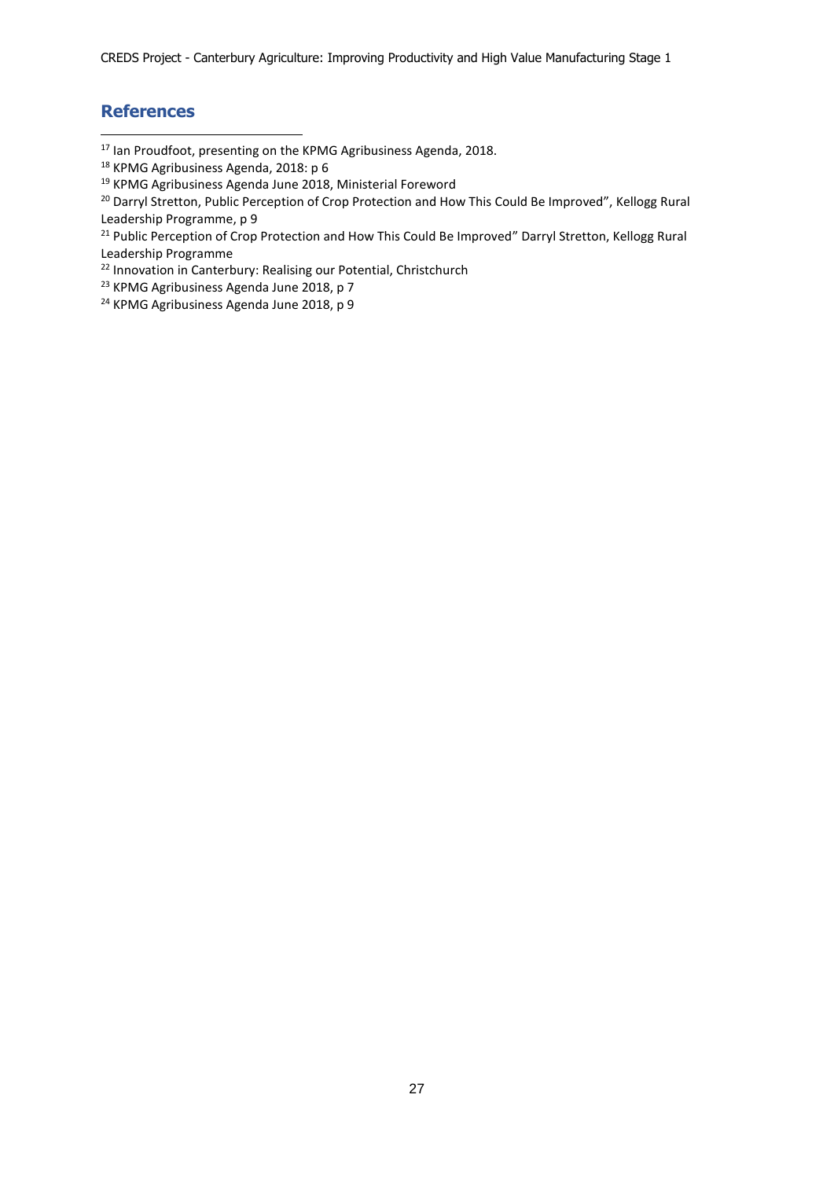## References

[17] Ian Proudfoot, presenting on the KPMG Agribusiness Agenda, 2018.

[18] KPMG Agribusiness Agenda, 2018: p 6

[19] KPMG Agribusiness Agenda June 2018, Ministerial Foreword

[20] Darryl Stretton, Public Perception of Crop Protection and How This Could Be Improved", Kellogg Rural Leadership Programme, p 9

[21] Public Perception of Crop Protection and How This Could Be Improved" Darryl Stretton, Kellogg Rural Leadership Programme

[22] Innovation in Canterbury: Realising our Potential, Christchurch

[23] KPMG Agribusiness Agenda June 2018, p 7

[24] KPMG Agribusiness Agenda June 2018, p 9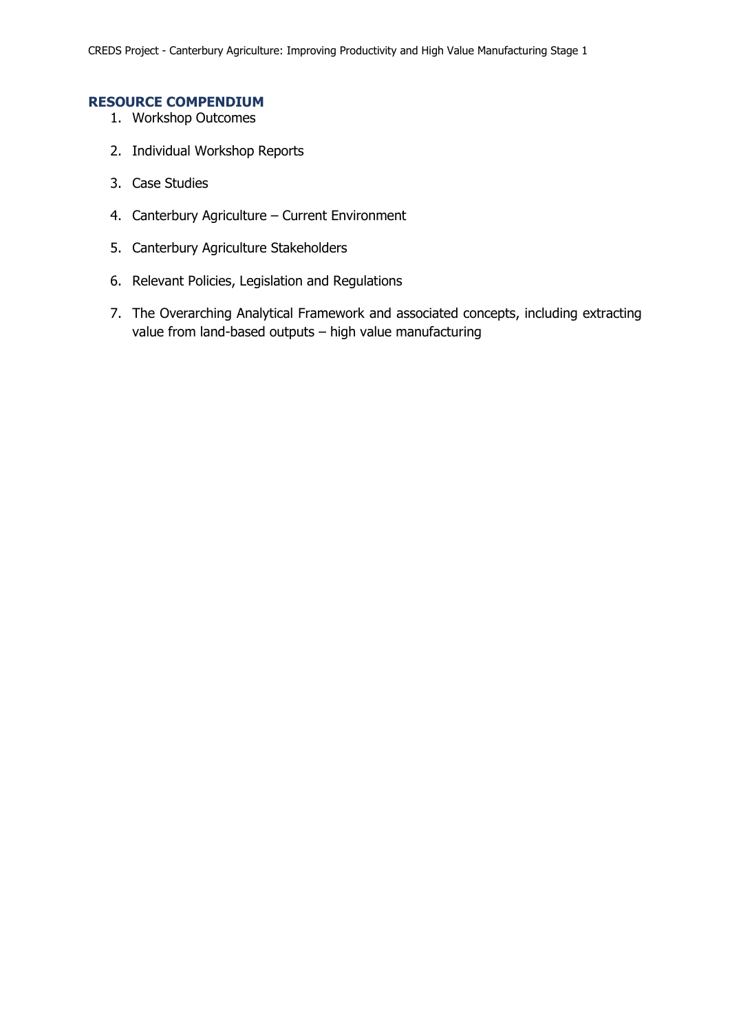## RESOURCE COMPENDIUM

1. Workshop Outcomes
2. Individual Workshop Reports
3. Case Studies
4. Canterbury Agriculture – Current Environment
5. Canterbury Agriculture Stakeholders
6. Relevant Policies, Legislation and Regulations
7. The Overarching Analytical Framework and associated concepts, including extracting value from land-based outputs – high value manufacturing